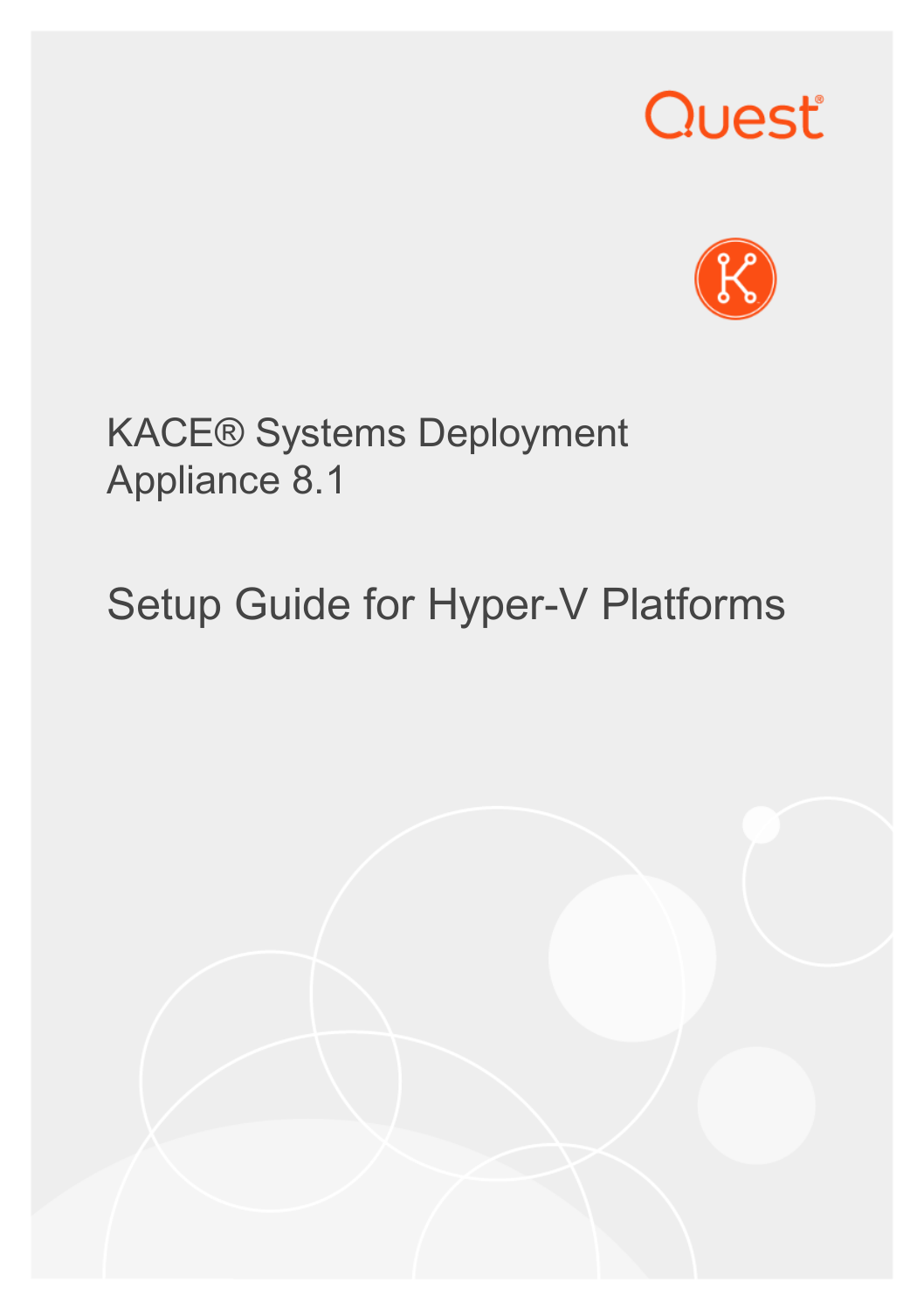Quest

# KACE® Systems Deployment Appliance 8.1

## Setup Guide for Hyper-V Platforms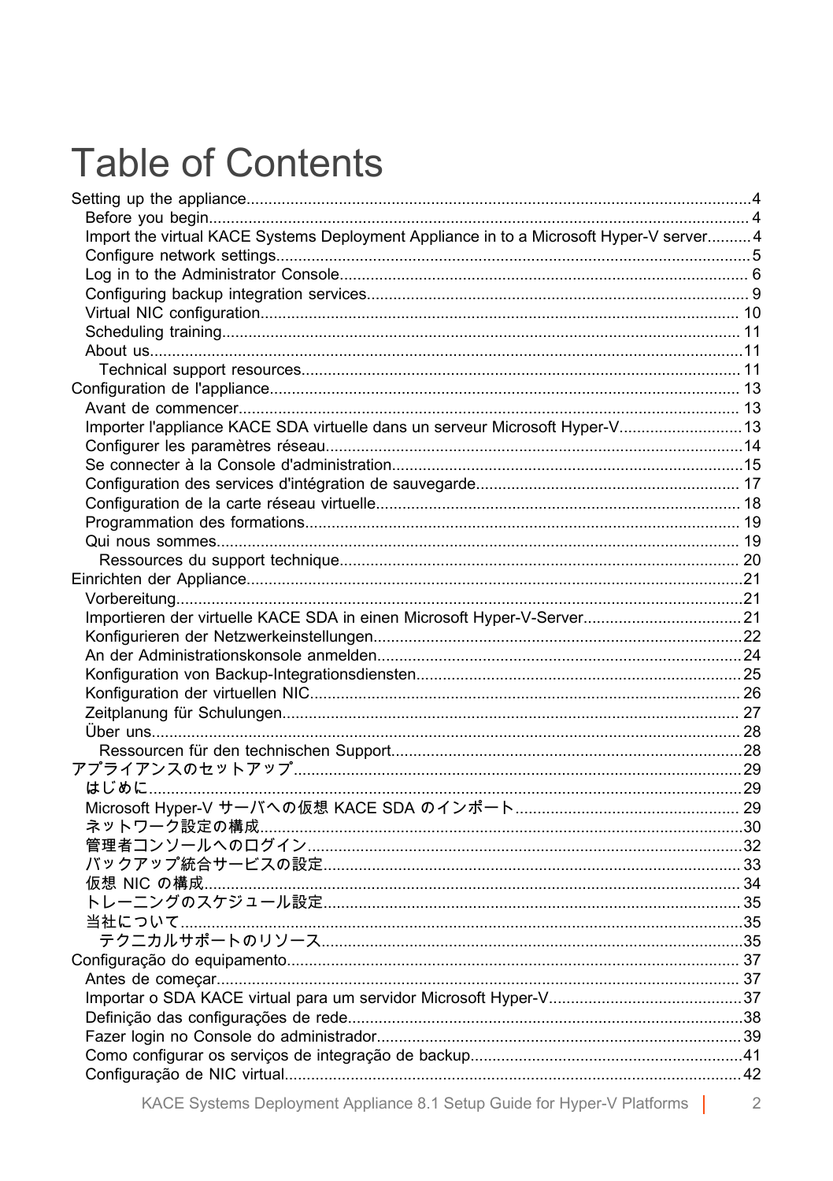# Table of Contents

Setting up the appliance....................................................................................4
- Before you begin....................................................................................4
- Import the virtual KACE Systems Deployment Appliance in to a Microsoft Hyper-V server..........4
- Configure network settings....................................................................................5
- Log in to the Administrator Console....................................................................................6
- Configuring backup integration services....................................................................................9
- Virtual NIC configuration....................................................................................10
- Scheduling training....................................................................................11
- About us....................................................................................11
  - Technical support resources....................................................................................11

Configuration de l'appliance....................................................................................13
- Avant de commencer....................................................................................13
- Importer l'appliance KACE SDA virtuelle dans un serveur Microsoft Hyper-V....................................................................................13
- Configurer les paramètres réseau....................................................................................14
- Se connecter à la Console d'administration....................................................................................15
- Configuration des services d'intégration de sauvegarde....................................................................................17
- Configuration de la carte réseau virtuelle....................................................................................18
- Programmation des formations....................................................................................19
- Qui nous sommes....................................................................................19
  - Ressources du support technique....................................................................................20

Einrichten der Appliance....................................................................................21
- Vorbereitung....................................................................................21
- Importieren der virtuelle KACE SDA in einen Microsoft Hyper-V-Server....................................................................................21
- Konfigurieren der Netzwerkeinstellungen....................................................................................22
- An der Administrationskonsole anmelden....................................................................................24
- Konfiguration von Backup-Integrationsdiensten....................................................................................25
- Konfiguration der virtuellen NIC....................................................................................26
- Zeitplanung für Schulungen....................................................................................27
- Über uns....................................................................................28
  - Ressourcen für den technischen Support....................................................................................28

アプライアンスのセットアップ....................................................................................29
- はじめに....................................................................................29
- Microsoft Hyper-V サーバへの仮想 KACE SDA のインポート....................................................................................29
- ネットワーク設定の構成....................................................................................30
- 管理者コンソールへのログイン....................................................................................32
- バックアップ統合サービスの設定....................................................................................33
- 仮想 NIC の構成....................................................................................34
- トレーニングのスケジュール設定....................................................................................35
- 当社について....................................................................................35
  - テクニカルサポートのリソース....................................................................................35

Configuração do equipamento....................................................................................37
- Antes de começar....................................................................................37
- Importar o SDA KACE virtual para um servidor Microsoft Hyper-V....................................................................................37
- Definição das configurações de rede....................................................................................38
- Fazer login no Console do administrador....................................................................................39
- Como configurar os serviços de integração de backup....................................................................................41
- Configuração de NIC virtual....................................................................................42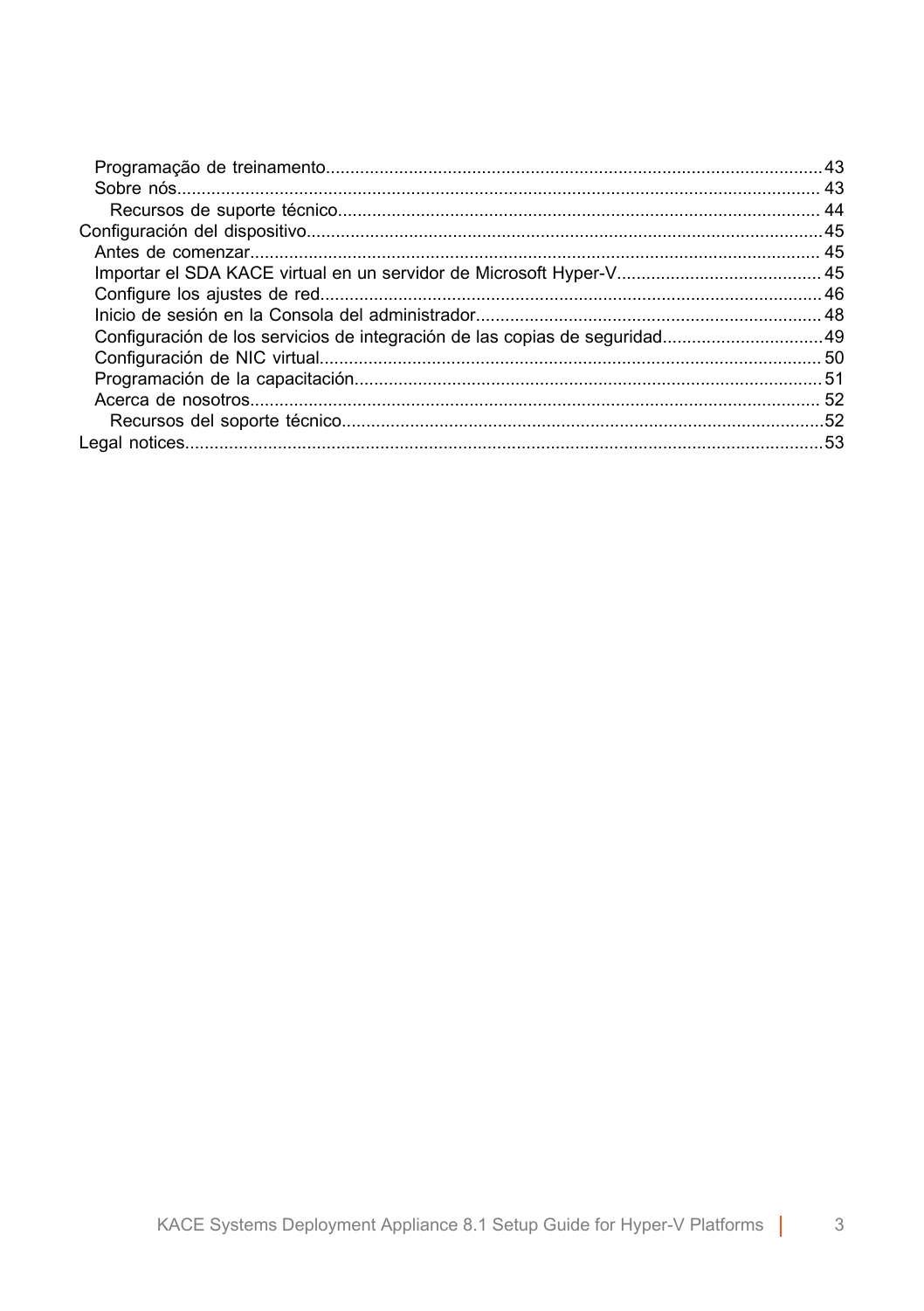- Programação de treinamento.....43
- Sobre nós.....43
  - Recursos de suporte técnico.....44
- Configuración del dispositivo.....45
  - Antes de comenzar.....45
  - Importar el SDA KACE virtual en un servidor de Microsoft Hyper-V.....45
  - Configure los ajustes de red.....46
  - Inicio de sesión en la Consola del administrador.....48
  - Configuración de los servicios de integración de las copias de seguridad.....49
  - Configuración de NIC virtual.....50
  - Programación de la capacitación.....51
  - Acerca de nosotros.....52
    - Recursos del soporte técnico.....52
- Legal notices.....53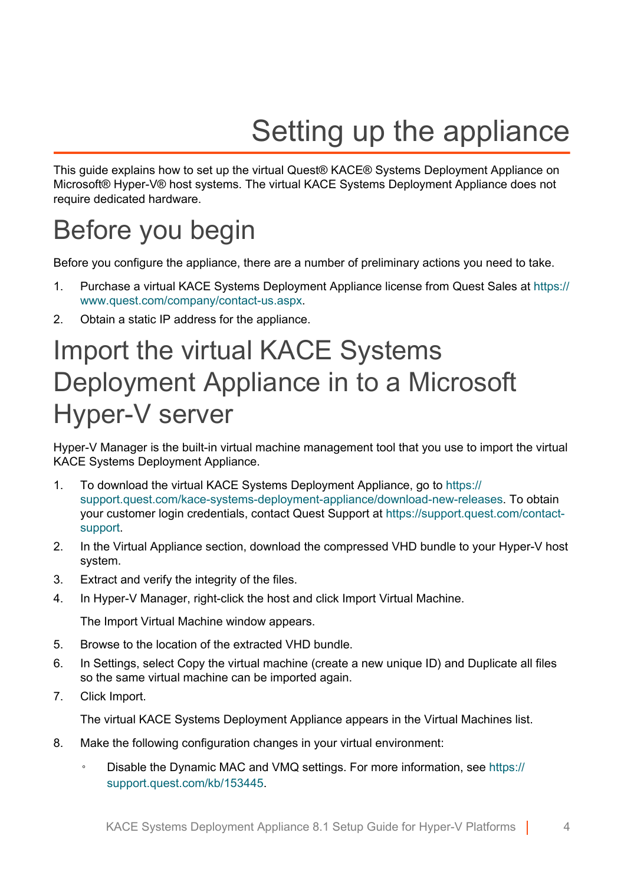# Setting up the appliance

This guide explains how to set up the virtual Quest® KACE® Systems Deployment Appliance on Microsoft® Hyper-V® host systems. The virtual KACE Systems Deployment Appliance does not require dedicated hardware.

## Before you begin

Before you configure the appliance, there are a number of preliminary actions you need to take.

1. Purchase a virtual KACE Systems Deployment Appliance license from Quest Sales at https://www.quest.com/company/contact-us.aspx.
2. Obtain a static IP address for the appliance.

## Import the virtual KACE Systems Deployment Appliance in to a Microsoft Hyper-V server

Hyper-V Manager is the built-in virtual machine management tool that you use to import the virtual KACE Systems Deployment Appliance.

1. To download the virtual KACE Systems Deployment Appliance, go to https://support.quest.com/kace-systems-deployment-appliance/download-new-releases. To obtain your customer login credentials, contact Quest Support at https://support.quest.com/contact-support.
2. In the Virtual Appliance section, download the compressed VHD bundle to your Hyper-V host system.
3. Extract and verify the integrity of the files.
4. In Hyper-V Manager, right-click the host and click Import Virtual Machine.

   The Import Virtual Machine window appears.

5. Browse to the location of the extracted VHD bundle.
6. In Settings, select Copy the virtual machine (create a new unique ID) and Duplicate all files so the same virtual machine can be imported again.
7. Click Import.

   The virtual KACE Systems Deployment Appliance appears in the Virtual Machines list.

8. Make the following configuration changes in your virtual environment:
   - Disable the Dynamic MAC and VMQ settings. For more information, see https://support.quest.com/kb/153445.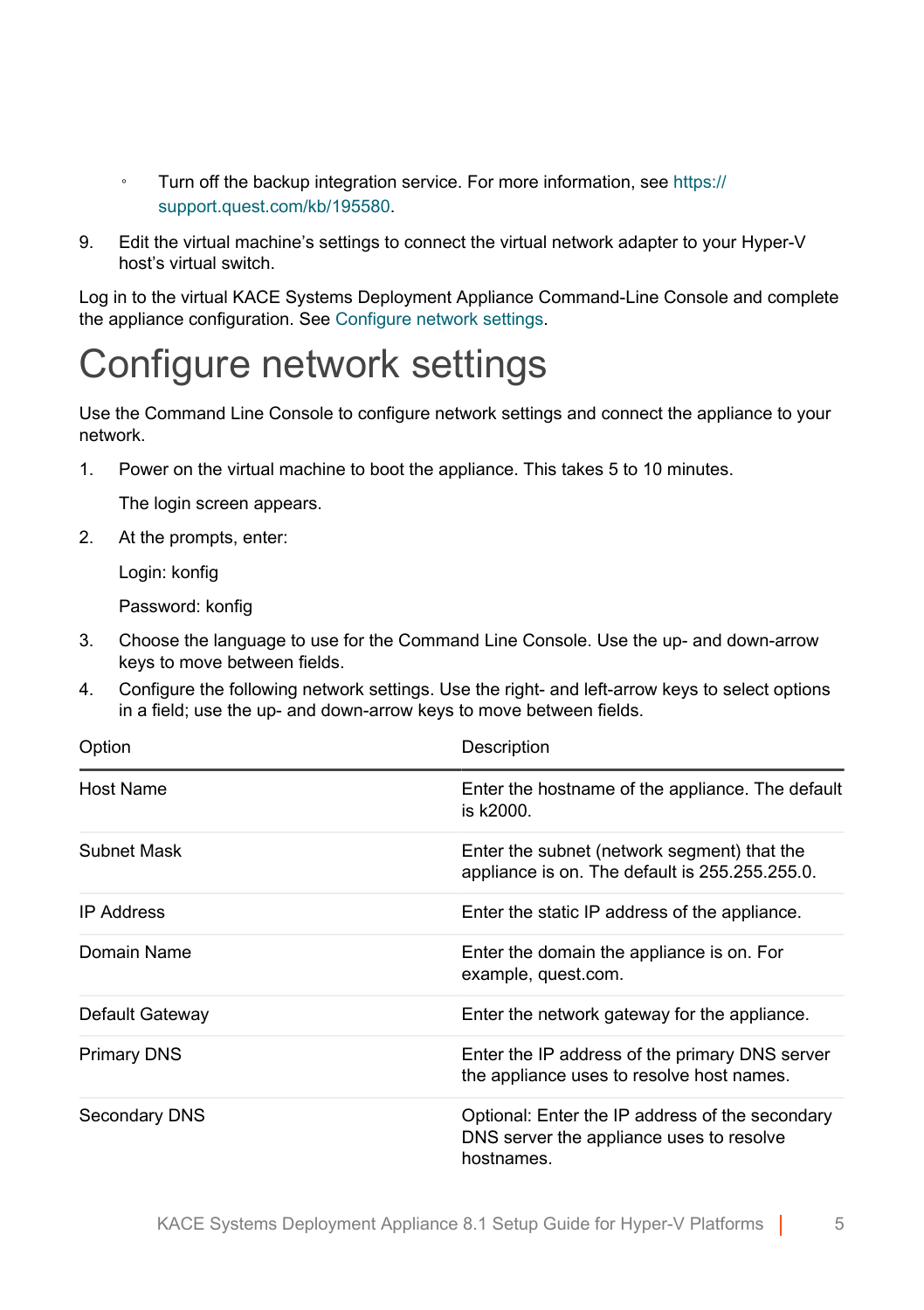- Turn off the backup integration service. For more information, see https://support.quest.com/kb/195580.

9. Edit the virtual machine's settings to connect the virtual network adapter to your Hyper-V host's virtual switch.

Log in to the virtual KACE Systems Deployment Appliance Command-Line Console and complete the appliance configuration. See Configure network settings.

# Configure network settings

Use the Command Line Console to configure network settings and connect the appliance to your network.

1. Power on the virtual machine to boot the appliance. This takes 5 to 10 minutes.

   The login screen appears.

2. At the prompts, enter:

   Login: konfig

   Password: konfig

3. Choose the language to use for the Command Line Console. Use the up- and down-arrow keys to move between fields.
4. Configure the following network settings. Use the right- and left-arrow keys to select options in a field; use the up- and down-arrow keys to move between fields.

| Option | Description |
| --- | --- |
| Host Name | Enter the hostname of the appliance. The default is k2000. |
| Subnet Mask | Enter the subnet (network segment) that the appliance is on. The default is 255.255.255.0. |
| IP Address | Enter the static IP address of the appliance. |
| Domain Name | Enter the domain the appliance is on. For example, quest.com. |
| Default Gateway | Enter the network gateway for the appliance. |
| Primary DNS | Enter the IP address of the primary DNS server the appliance uses to resolve host names. |
| Secondary DNS | Optional: Enter the IP address of the secondary DNS server the appliance uses to resolve hostnames. |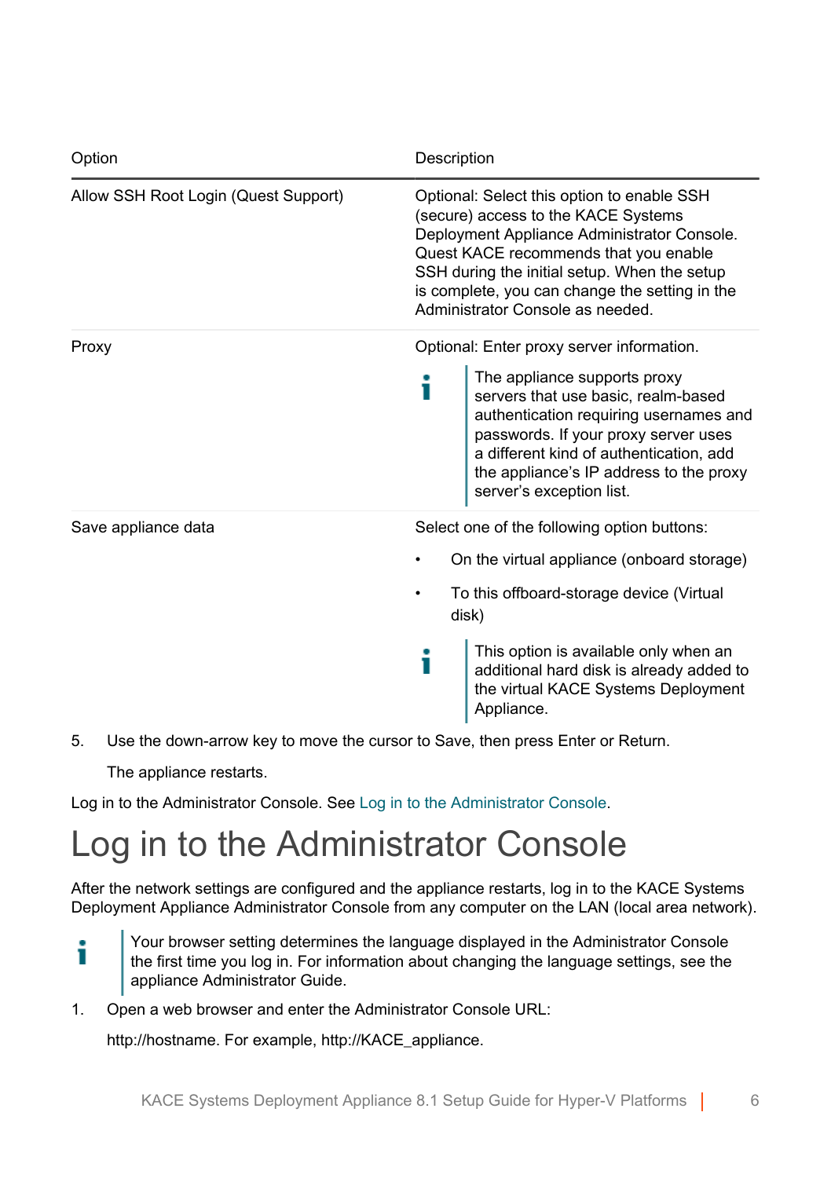| Option | Description |
|---|---|
| Allow SSH Root Login (Quest Support) | Optional: Select this option to enable SSH (secure) access to the KACE Systems Deployment Appliance Administrator Console. Quest KACE recommends that you enable SSH during the initial setup. When the setup is complete, you can change the setting in the Administrator Console as needed. |
| Proxy | Optional: Enter proxy server information.<br><br>**i** The appliance supports proxy servers that use basic, realm-based authentication requiring usernames and passwords. If your proxy server uses a different kind of authentication, add the appliance's IP address to the proxy server's exception list. |
| Save appliance data | Select one of the following option buttons:<br><br>• On the virtual appliance (onboard storage)<br><br>• To this offboard-storage device (Virtual disk)<br><br>**i** This option is available only when an additional hard disk is already added to the virtual KACE Systems Deployment Appliance. |

5. Use the down-arrow key to move the cursor to Save, then press Enter or Return.

   The appliance restarts.

Log in to the Administrator Console. See Log in to the Administrator Console.

# Log in to the Administrator Console

After the network settings are configured and the appliance restarts, log in to the KACE Systems Deployment Appliance Administrator Console from any computer on the LAN (local area network).

> **i** Your browser setting determines the language displayed in the Administrator Console the first time you log in. For information about changing the language settings, see the appliance Administrator Guide.

1. Open a web browser and enter the Administrator Console URL:

   http://hostname. For example, http://KACE_appliance.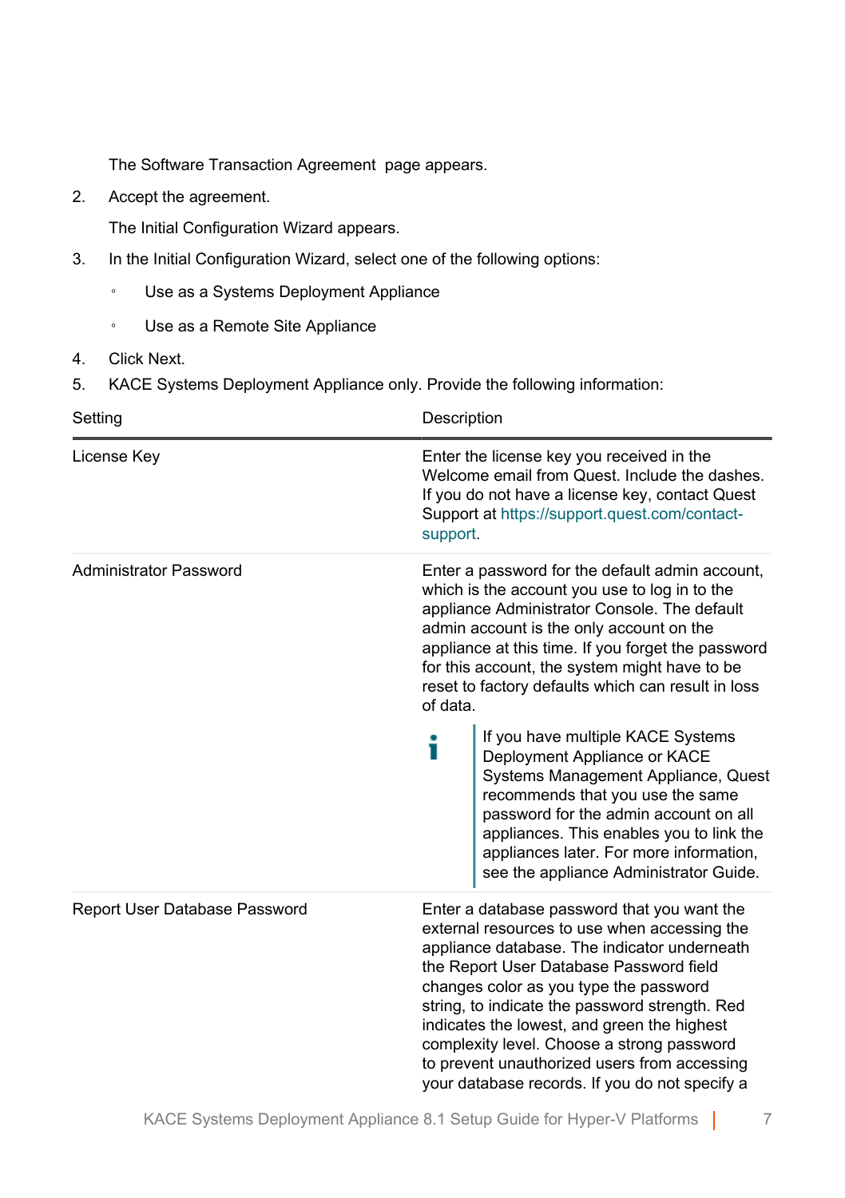The Software Transaction Agreement page appears.

2. Accept the agreement.

   The Initial Configuration Wizard appears.

3. In the Initial Configuration Wizard, select one of the following options:

   ◦ Use as a Systems Deployment Appliance

   ◦ Use as a Remote Site Appliance

4. Click Next.

5. KACE Systems Deployment Appliance only. Provide the following information:

| Setting | Description |
|---|---|
| License Key | Enter the license key you received in the Welcome email from Quest. Include the dashes. If you do not have a license key, contact Quest Support at https://support.quest.com/contact-support. |
| Administrator Password | Enter a password for the default admin account, which is the account you use to log in to the appliance Administrator Console. The default admin account is the only account on the appliance at this time. If you forget the password for this account, the system might have to be reset to factory defaults which can result in loss of data.<br><br>If you have multiple KACE Systems Deployment Appliance or KACE Systems Management Appliance, Quest recommends that you use the same password for the admin account on all appliances. This enables you to link the appliances later. For more information, see the appliance Administrator Guide. |
| Report User Database Password | Enter a database password that you want the external resources to use when accessing the appliance database. The indicator underneath the Report User Database Password field changes color as you type the password string, to indicate the password strength. Red indicates the lowest, and green the highest complexity level. Choose a strong password to prevent unauthorized users from accessing your database records. If you do not specify a |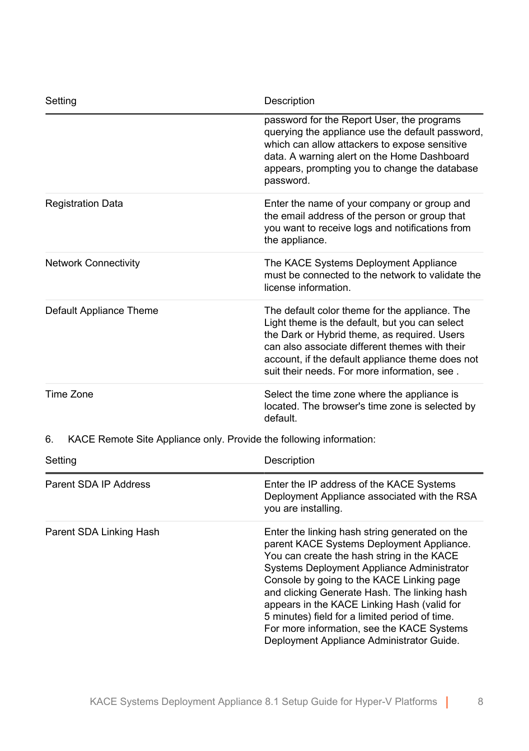| Setting | Description |
|---|---|
| | password for the Report User, the programs querying the appliance use the default password, which can allow attackers to expose sensitive data. A warning alert on the Home Dashboard appears, prompting you to change the database password. |
| Registration Data | Enter the name of your company or group and the email address of the person or group that you want to receive logs and notifications from the appliance. |
| Network Connectivity | The KACE Systems Deployment Appliance must be connected to the network to validate the license information. |
| Default Appliance Theme | The default color theme for the appliance. The Light theme is the default, but you can select the Dark or Hybrid theme, as required. Users can also associate different themes with their account, if the default appliance theme does not suit their needs. For more information, see . |
| Time Zone | Select the time zone where the appliance is located. The browser's time zone is selected by default. |

6. KACE Remote Site Appliance only. Provide the following information:

| Setting | Description |
|---|---|
| Parent SDA IP Address | Enter the IP address of the KACE Systems Deployment Appliance associated with the RSA you are installing. |
| Parent SDA Linking Hash | Enter the linking hash string generated on the parent KACE Systems Deployment Appliance. You can create the hash string in the KACE Systems Deployment Appliance Administrator Console by going to the KACE Linking page and clicking Generate Hash. The linking hash appears in the KACE Linking Hash (valid for 5 minutes) field for a limited period of time. For more information, see the KACE Systems Deployment Appliance Administrator Guide. |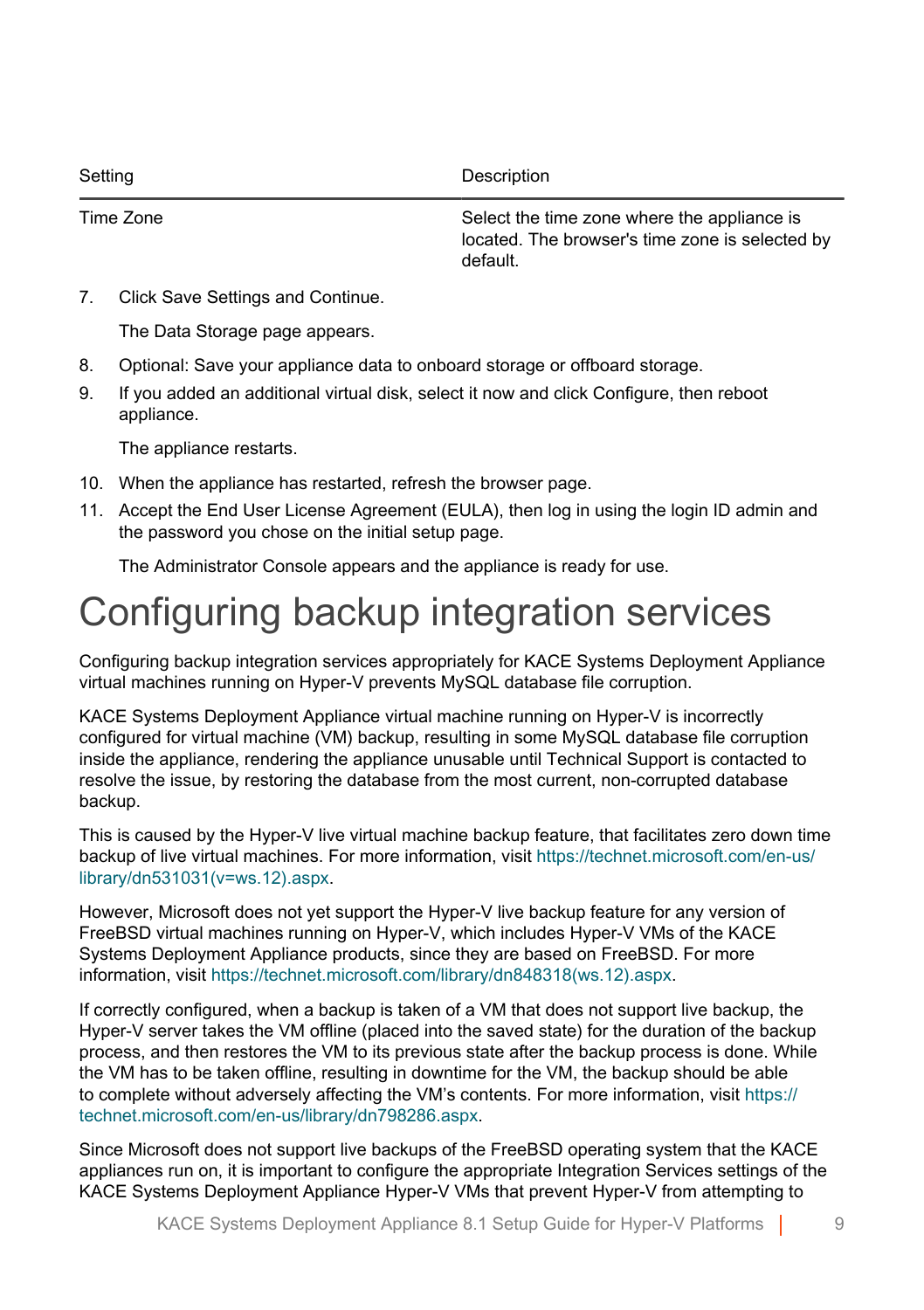| Setting | Description |
| --- | --- |
| Time Zone | Select the time zone where the appliance is located. The browser's time zone is selected by default. |

7. Click Save Settings and Continue.

   The Data Storage page appears.

8. Optional: Save your appliance data to onboard storage or offboard storage.
9. If you added an additional virtual disk, select it now and click Configure, then reboot appliance.

   The appliance restarts.

10. When the appliance has restarted, refresh the browser page.
11. Accept the End User License Agreement (EULA), then log in using the login ID admin and the password you chose on the initial setup page.

    The Administrator Console appears and the appliance is ready for use.

# Configuring backup integration services

Configuring backup integration services appropriately for KACE Systems Deployment Appliance virtual machines running on Hyper-V prevents MySQL database file corruption.

KACE Systems Deployment Appliance virtual machine running on Hyper-V is incorrectly configured for virtual machine (VM) backup, resulting in some MySQL database file corruption inside the appliance, rendering the appliance unusable until Technical Support is contacted to resolve the issue, by restoring the database from the most current, non-corrupted database backup.

This is caused by the Hyper-V live virtual machine backup feature, that facilitates zero down time backup of live virtual machines. For more information, visit https://technet.microsoft.com/en-us/library/dn531031(v=ws.12).aspx.

However, Microsoft does not yet support the Hyper-V live backup feature for any version of FreeBSD virtual machines running on Hyper-V, which includes Hyper-V VMs of the KACE Systems Deployment Appliance products, since they are based on FreeBSD. For more information, visit https://technet.microsoft.com/library/dn848318(ws.12).aspx.

If correctly configured, when a backup is taken of a VM that does not support live backup, the Hyper-V server takes the VM offline (placed into the saved state) for the duration of the backup process, and then restores the VM to its previous state after the backup process is done. While the VM has to be taken offline, resulting in downtime for the VM, the backup should be able to complete without adversely affecting the VM's contents. For more information, visit https://technet.microsoft.com/en-us/library/dn798286.aspx.

Since Microsoft does not support live backups of the FreeBSD operating system that the KACE appliances run on, it is important to configure the appropriate Integration Services settings of the KACE Systems Deployment Appliance Hyper-V VMs that prevent Hyper-V from attempting to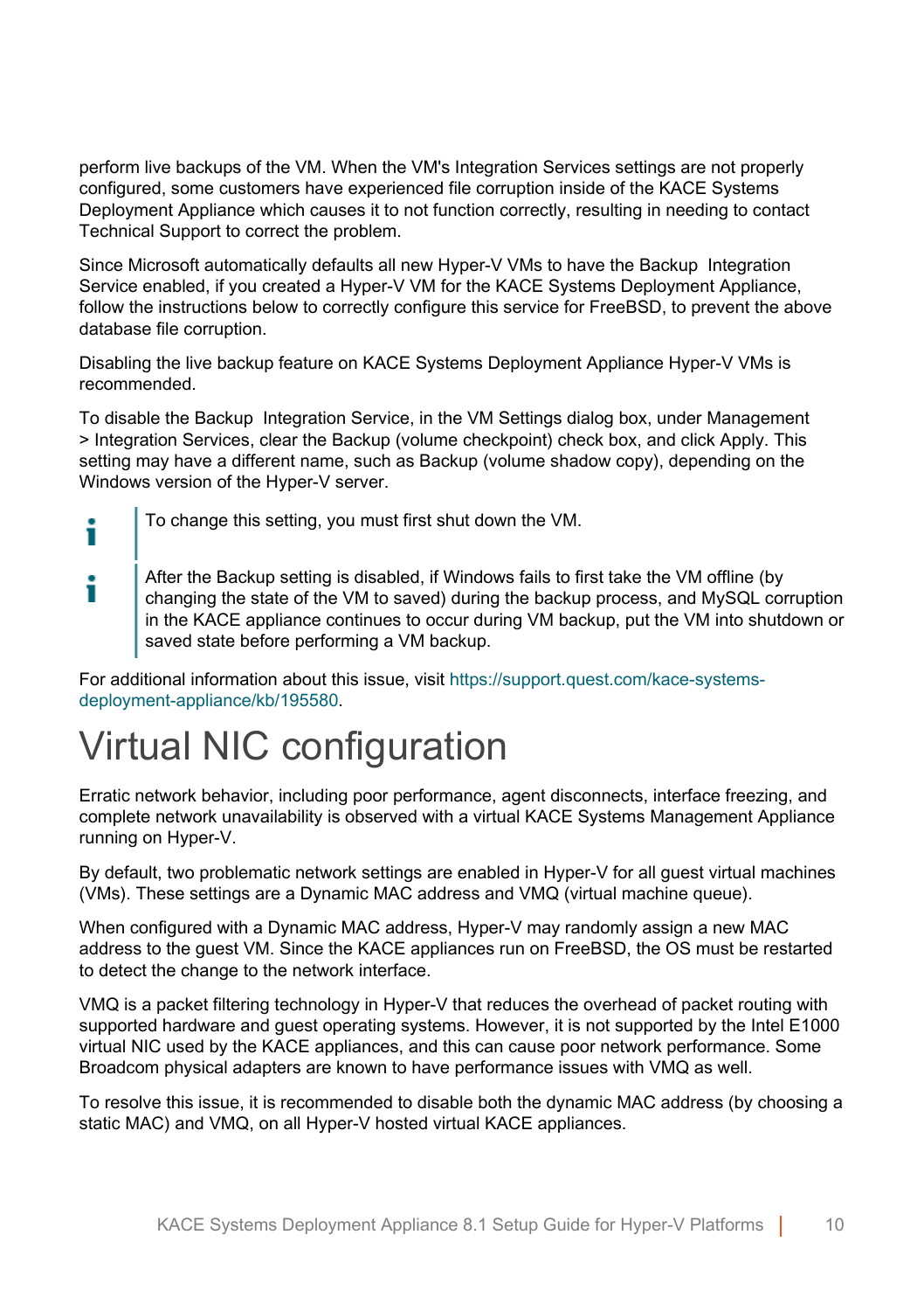perform live backups of the VM. When the VM's Integration Services settings are not properly configured, some customers have experienced file corruption inside of the KACE Systems Deployment Appliance which causes it to not function correctly, resulting in needing to contact Technical Support to correct the problem.

Since Microsoft automatically defaults all new Hyper-V VMs to have the Backup Integration Service enabled, if you created a Hyper-V VM for the KACE Systems Deployment Appliance, follow the instructions below to correctly configure this service for FreeBSD, to prevent the above database file corruption.

Disabling the live backup feature on KACE Systems Deployment Appliance Hyper-V VMs is recommended.

To disable the Backup Integration Service, in the VM Settings dialog box, under Management > Integration Services, clear the Backup (volume checkpoint) check box, and click Apply. This setting may have a different name, such as Backup (volume shadow copy), depending on the Windows version of the Hyper-V server.

> To change this setting, you must first shut down the VM.

> After the Backup setting is disabled, if Windows fails to first take the VM offline (by changing the state of the VM to saved) during the backup process, and MySQL corruption in the KACE appliance continues to occur during VM backup, put the VM into shutdown or saved state before performing a VM backup.

For additional information about this issue, visit https://support.quest.com/kace-systems-deployment-appliance/kb/195580.

# Virtual NIC configuration

Erratic network behavior, including poor performance, agent disconnects, interface freezing, and complete network unavailability is observed with a virtual KACE Systems Management Appliance running on Hyper-V.

By default, two problematic network settings are enabled in Hyper-V for all guest virtual machines (VMs). These settings are a Dynamic MAC address and VMQ (virtual machine queue).

When configured with a Dynamic MAC address, Hyper-V may randomly assign a new MAC address to the guest VM. Since the KACE appliances run on FreeBSD, the OS must be restarted to detect the change to the network interface.

VMQ is a packet filtering technology in Hyper-V that reduces the overhead of packet routing with supported hardware and guest operating systems. However, it is not supported by the Intel E1000 virtual NIC used by the KACE appliances, and this can cause poor network performance. Some Broadcom physical adapters are known to have performance issues with VMQ as well.

To resolve this issue, it is recommended to disable both the dynamic MAC address (by choosing a static MAC) and VMQ, on all Hyper-V hosted virtual KACE appliances.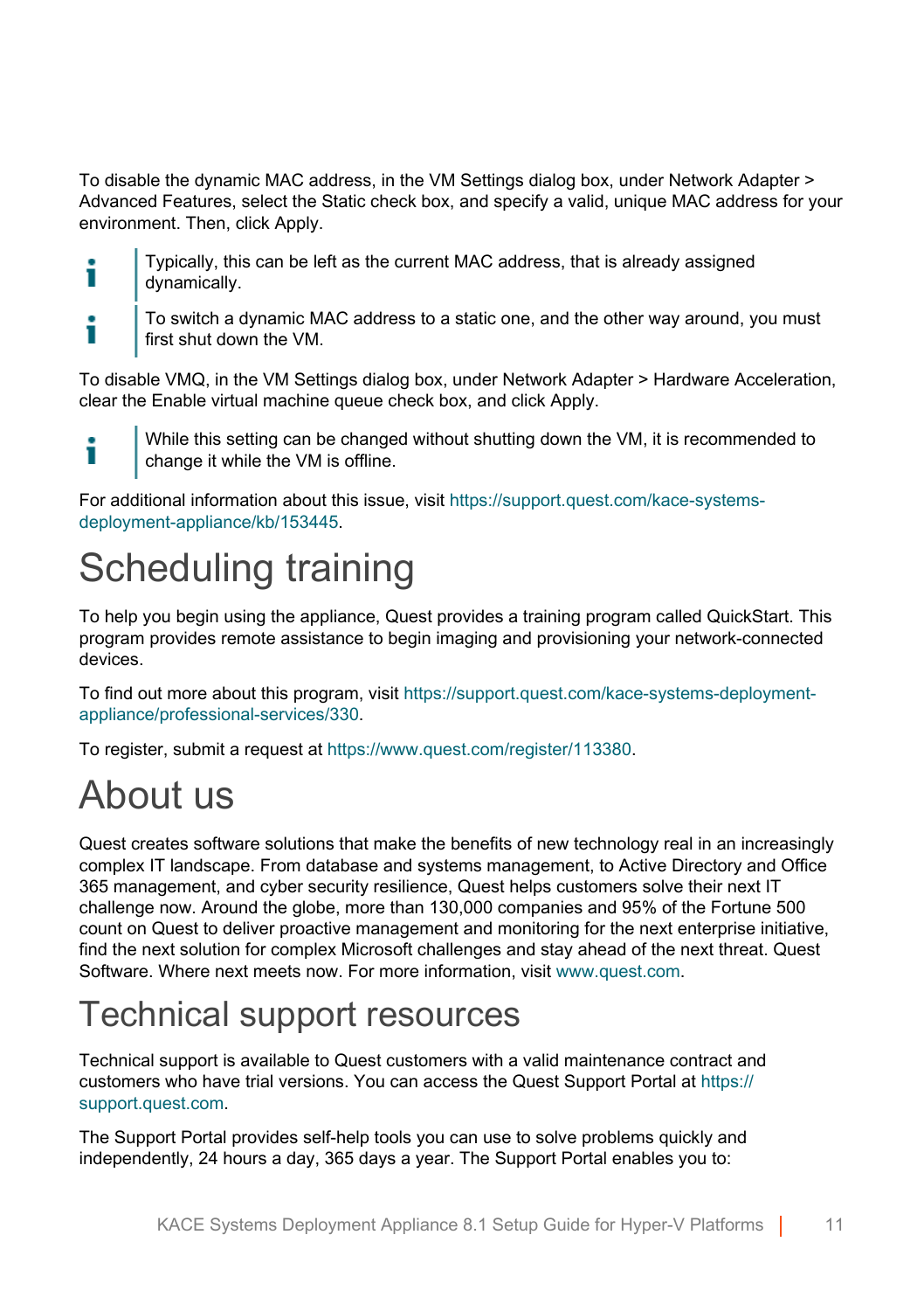To disable the dynamic MAC address, in the VM Settings dialog box, under Network Adapter > Advanced Features, select the Static check box, and specify a valid, unique MAC address for your environment. Then, click Apply.

> Typically, this can be left as the current MAC address, that is already assigned dynamically.

> To switch a dynamic MAC address to a static one, and the other way around, you must first shut down the VM.

To disable VMQ, in the VM Settings dialog box, under Network Adapter > Hardware Acceleration, clear the Enable virtual machine queue check box, and click Apply.

> While this setting can be changed without shutting down the VM, it is recommended to change it while the VM is offline.

For additional information about this issue, visit https://support.quest.com/kace-systems-deployment-appliance/kb/153445.

# Scheduling training

To help you begin using the appliance, Quest provides a training program called QuickStart. This program provides remote assistance to begin imaging and provisioning your network-connected devices.

To find out more about this program, visit https://support.quest.com/kace-systems-deployment-appliance/professional-services/330.

To register, submit a request at https://www.quest.com/register/113380.

# About us

Quest creates software solutions that make the benefits of new technology real in an increasingly complex IT landscape. From database and systems management, to Active Directory and Office 365 management, and cyber security resilience, Quest helps customers solve their next IT challenge now. Around the globe, more than 130,000 companies and 95% of the Fortune 500 count on Quest to deliver proactive management and monitoring for the next enterprise initiative, find the next solution for complex Microsoft challenges and stay ahead of the next threat. Quest Software. Where next meets now. For more information, visit www.quest.com.

## Technical support resources

Technical support is available to Quest customers with a valid maintenance contract and customers who have trial versions. You can access the Quest Support Portal at https://support.quest.com.

The Support Portal provides self-help tools you can use to solve problems quickly and independently, 24 hours a day, 365 days a year. The Support Portal enables you to: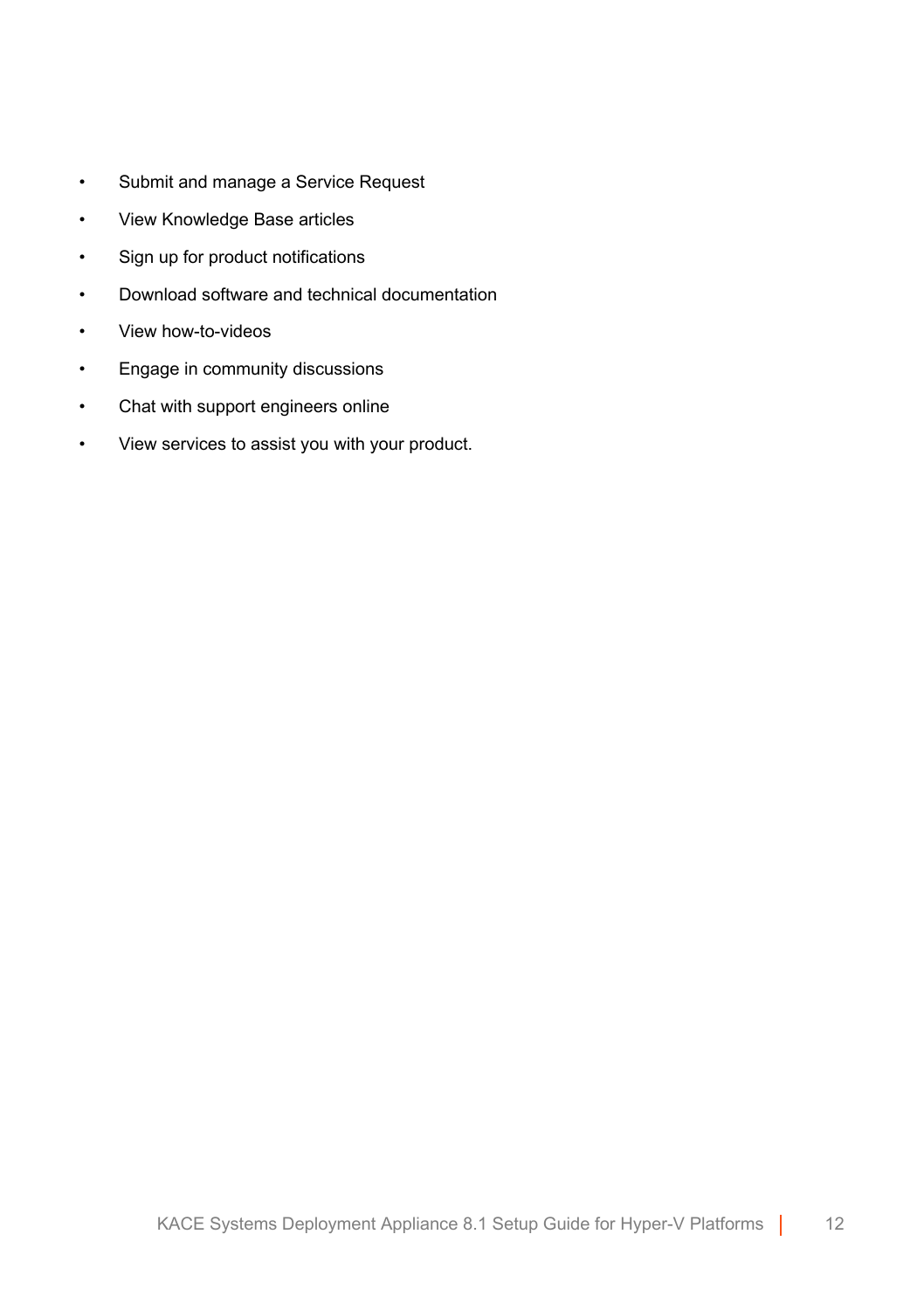- Submit and manage a Service Request
- View Knowledge Base articles
- Sign up for product notifications
- Download software and technical documentation
- View how-to-videos
- Engage in community discussions
- Chat with support engineers online
- View services to assist you with your product.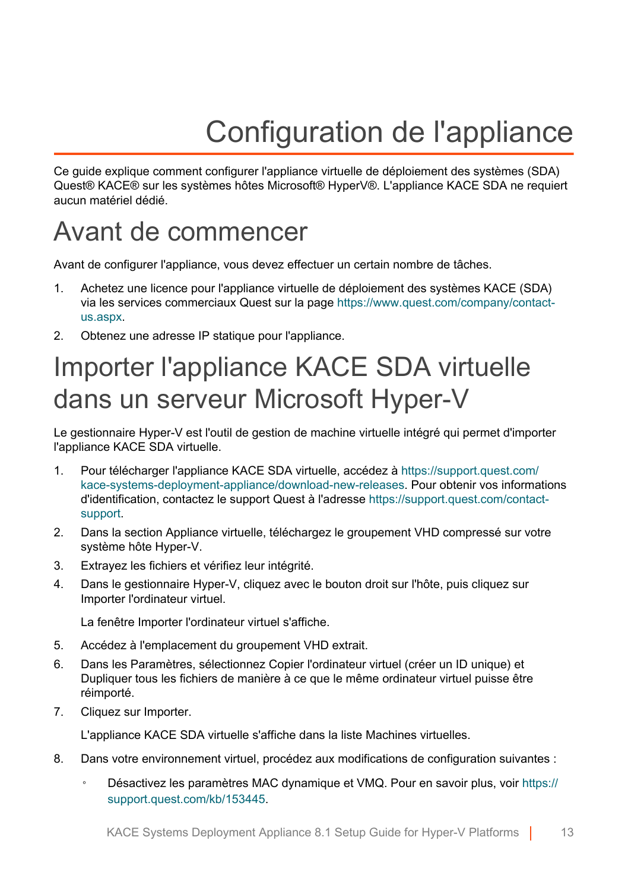# Configuration de l'appliance

Ce guide explique comment configurer l'appliance virtuelle de déploiement des systèmes (SDA) Quest® KACE® sur les systèmes hôtes Microsoft® HyperV®. L'appliance KACE SDA ne requiert aucun matériel dédié.

## Avant de commencer

Avant de configurer l'appliance, vous devez effectuer un certain nombre de tâches.

1. Achetez une licence pour l'appliance virtuelle de déploiement des systèmes KACE (SDA) via les services commerciaux Quest sur la page https://www.quest.com/company/contact-us.aspx.
2. Obtenez une adresse IP statique pour l'appliance.

## Importer l'appliance KACE SDA virtuelle dans un serveur Microsoft Hyper-V

Le gestionnaire Hyper-V est l'outil de gestion de machine virtuelle intégré qui permet d'importer l'appliance KACE SDA virtuelle.

1. Pour télécharger l'appliance KACE SDA virtuelle, accédez à https://support.quest.com/kace-systems-deployment-appliance/download-new-releases. Pour obtenir vos informations d'identification, contactez le support Quest à l'adresse https://support.quest.com/contact-support.
2. Dans la section Appliance virtuelle, téléchargez le groupement VHD compressé sur votre système hôte Hyper-V.
3. Extrayez les fichiers et vérifiez leur intégrité.
4. Dans le gestionnaire Hyper-V, cliquez avec le bouton droit sur l'hôte, puis cliquez sur Importer l'ordinateur virtuel.

   La fenêtre Importer l'ordinateur virtuel s'affiche.
5. Accédez à l'emplacement du groupement VHD extrait.
6. Dans les Paramètres, sélectionnez Copier l'ordinateur virtuel (créer un ID unique) et Dupliquer tous les fichiers de manière à ce que le même ordinateur virtuel puisse être réimporté.
7. Cliquez sur Importer.

   L'appliance KACE SDA virtuelle s'affiche dans la liste Machines virtuelles.
8. Dans votre environnement virtuel, procédez aux modifications de configuration suivantes :
   - Désactivez les paramètres MAC dynamique et VMQ. Pour en savoir plus, voir https://support.quest.com/kb/153445.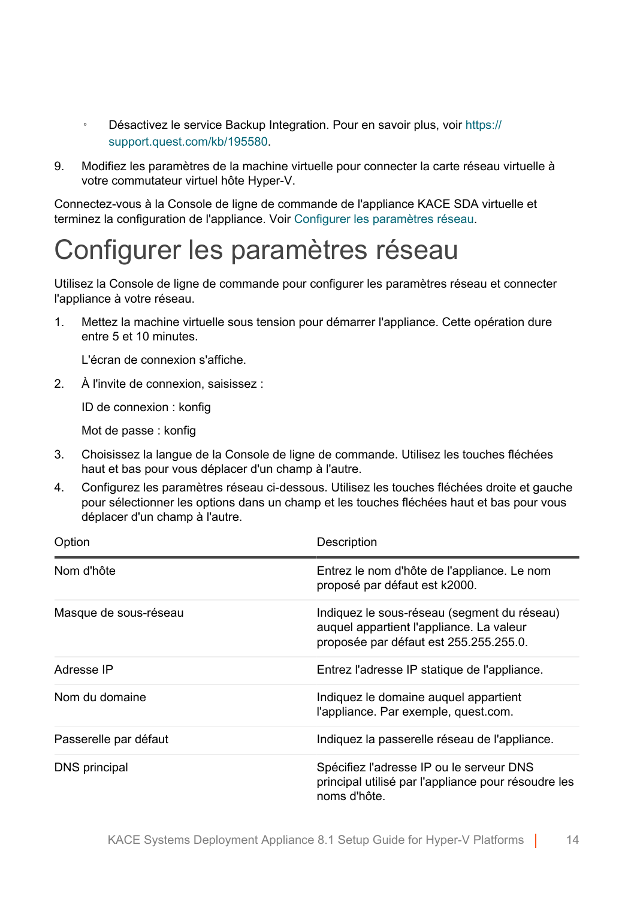- Désactivez le service Backup Integration. Pour en savoir plus, voir https://support.quest.com/kb/195580.

9. Modifiez les paramètres de la machine virtuelle pour connecter la carte réseau virtuelle à votre commutateur virtuel hôte Hyper-V.

Connectez-vous à la Console de ligne de commande de l'appliance KACE SDA virtuelle et terminez la configuration de l'appliance. Voir Configurer les paramètres réseau.

# Configurer les paramètres réseau

Utilisez la Console de ligne de commande pour configurer les paramètres réseau et connecter l'appliance à votre réseau.

1. Mettez la machine virtuelle sous tension pour démarrer l'appliance. Cette opération dure entre 5 et 10 minutes.

   L'écran de connexion s'affiche.

2. À l'invite de connexion, saisissez :

   ID de connexion : konfig

   Mot de passe : konfig

3. Choisissez la langue de la Console de ligne de commande. Utilisez les touches fléchées haut et bas pour vous déplacer d'un champ à l'autre.
4. Configurez les paramètres réseau ci-dessous. Utilisez les touches fléchées droite et gauche pour sélectionner les options dans un champ et les touches fléchées haut et bas pour vous déplacer d'un champ à l'autre.

| Option | Description |
| --- | --- |
| Nom d'hôte | Entrez le nom d'hôte de l'appliance. Le nom proposé par défaut est k2000. |
| Masque de sous-réseau | Indiquez le sous-réseau (segment du réseau) auquel appartient l'appliance. La valeur proposée par défaut est 255.255.255.0. |
| Adresse IP | Entrez l'adresse IP statique de l'appliance. |
| Nom du domaine | Indiquez le domaine auquel appartient l'appliance. Par exemple, quest.com. |
| Passerelle par défaut | Indiquez la passerelle réseau de l'appliance. |
| DNS principal | Spécifiez l'adresse IP ou le serveur DNS principal utilisé par l'appliance pour résoudre les noms d'hôte. |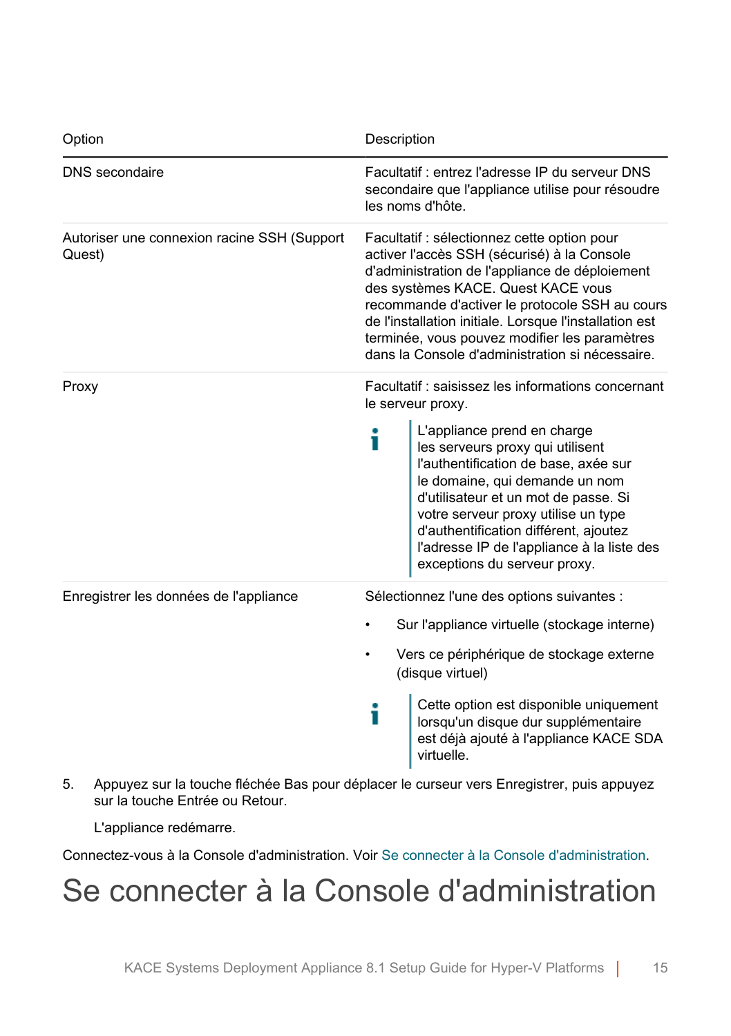| Option | Description |
|---|---|
| DNS secondaire | Facultatif : entrez l'adresse IP du serveur DNS secondaire que l'appliance utilise pour résoudre les noms d'hôte. |
| Autoriser une connexion racine SSH (Support Quest) | Facultatif : sélectionnez cette option pour activer l'accès SSH (sécurisé) à la Console d'administration de l'appliance de déploiement des systèmes KACE. Quest KACE vous recommande d'activer le protocole SSH au cours de l'installation initiale. Lorsque l'installation est terminée, vous pouvez modifier les paramètres dans la Console d'administration si nécessaire. |
| Proxy | Facultatif : saisissez les informations concernant le serveur proxy. <br><br> ℹ L'appliance prend en charge les serveurs proxy qui utilisent l'authentification de base, axée sur le domaine, qui demande un nom d'utilisateur et un mot de passe. Si votre serveur proxy utilise un type d'authentification différent, ajoutez l'adresse IP de l'appliance à la liste des exceptions du serveur proxy. |
| Enregistrer les données de l'appliance | Sélectionnez l'une des options suivantes : <br>• Sur l'appliance virtuelle (stockage interne) <br>• Vers ce périphérique de stockage externe (disque virtuel) <br><br> ℹ Cette option est disponible uniquement lorsqu'un disque dur supplémentaire est déjà ajouté à l'appliance KACE SDA virtuelle. |

5. Appuyez sur la touche fléchée Bas pour déplacer le curseur vers Enregistrer, puis appuyez sur la touche Entrée ou Retour.

   L'appliance redémarre.

Connectez-vous à la Console d'administration. Voir Se connecter à la Console d'administration.

# Se connecter à la Console d'administration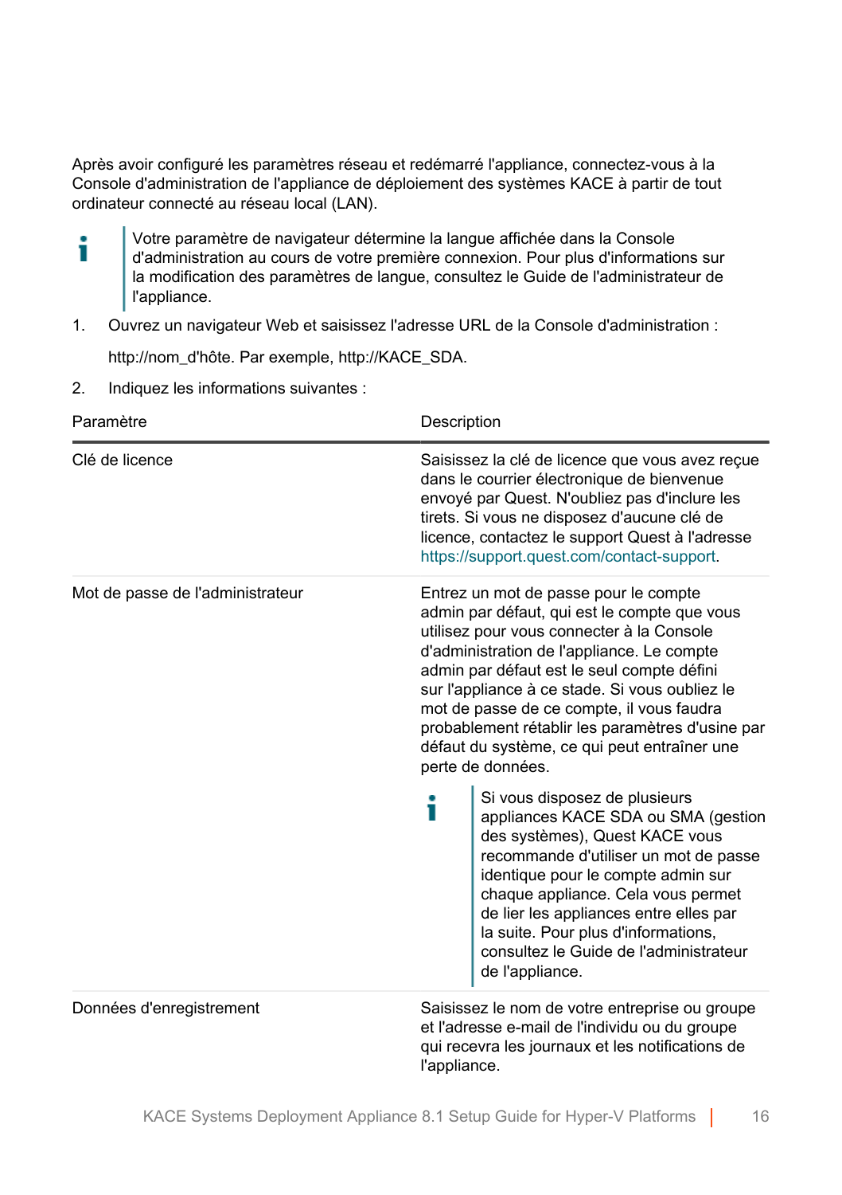Après avoir configuré les paramètres réseau et redémarré l'appliance, connectez-vous à la Console d'administration de l'appliance de déploiement des systèmes KACE à partir de tout ordinateur connecté au réseau local (LAN).

> Votre paramètre de navigateur détermine la langue affichée dans la Console d'administration au cours de votre première connexion. Pour plus d'informations sur la modification des paramètres de langue, consultez le Guide de l'administrateur de l'appliance.

1. Ouvrez un navigateur Web et saisissez l'adresse URL de la Console d'administration :

   http://nom_d'hôte. Par exemple, http://KACE_SDA.

2. Indiquez les informations suivantes :

| Paramètre | Description |
|---|---|
| Clé de licence | Saisissez la clé de licence que vous avez reçue dans le courrier électronique de bienvenue envoyé par Quest. N'oubliez pas d'inclure les tirets. Si vous ne disposez d'aucune clé de licence, contactez le support Quest à l'adresse https://support.quest.com/contact-support. |
| Mot de passe de l'administrateur | Entrez un mot de passe pour le compte admin par défaut, qui est le compte que vous utilisez pour vous connecter à la Console d'administration de l'appliance. Le compte admin par défaut est le seul compte défini sur l'appliance à ce stade. Si vous oubliez le mot de passe de ce compte, il vous faudra probablement rétablir les paramètres d'usine par défaut du système, ce qui peut entraîner une perte de données. <br><br> Si vous disposez de plusieurs appliances KACE SDA ou SMA (gestion des systèmes), Quest KACE vous recommande d'utiliser un mot de passe identique pour le compte admin sur chaque appliance. Cela vous permet de lier les appliances entre elles par la suite. Pour plus d'informations, consultez le Guide de l'administrateur de l'appliance. |
| Données d'enregistrement | Saisissez le nom de votre entreprise ou groupe et l'adresse e-mail de l'individu ou du groupe qui recevra les journaux et les notifications de l'appliance. |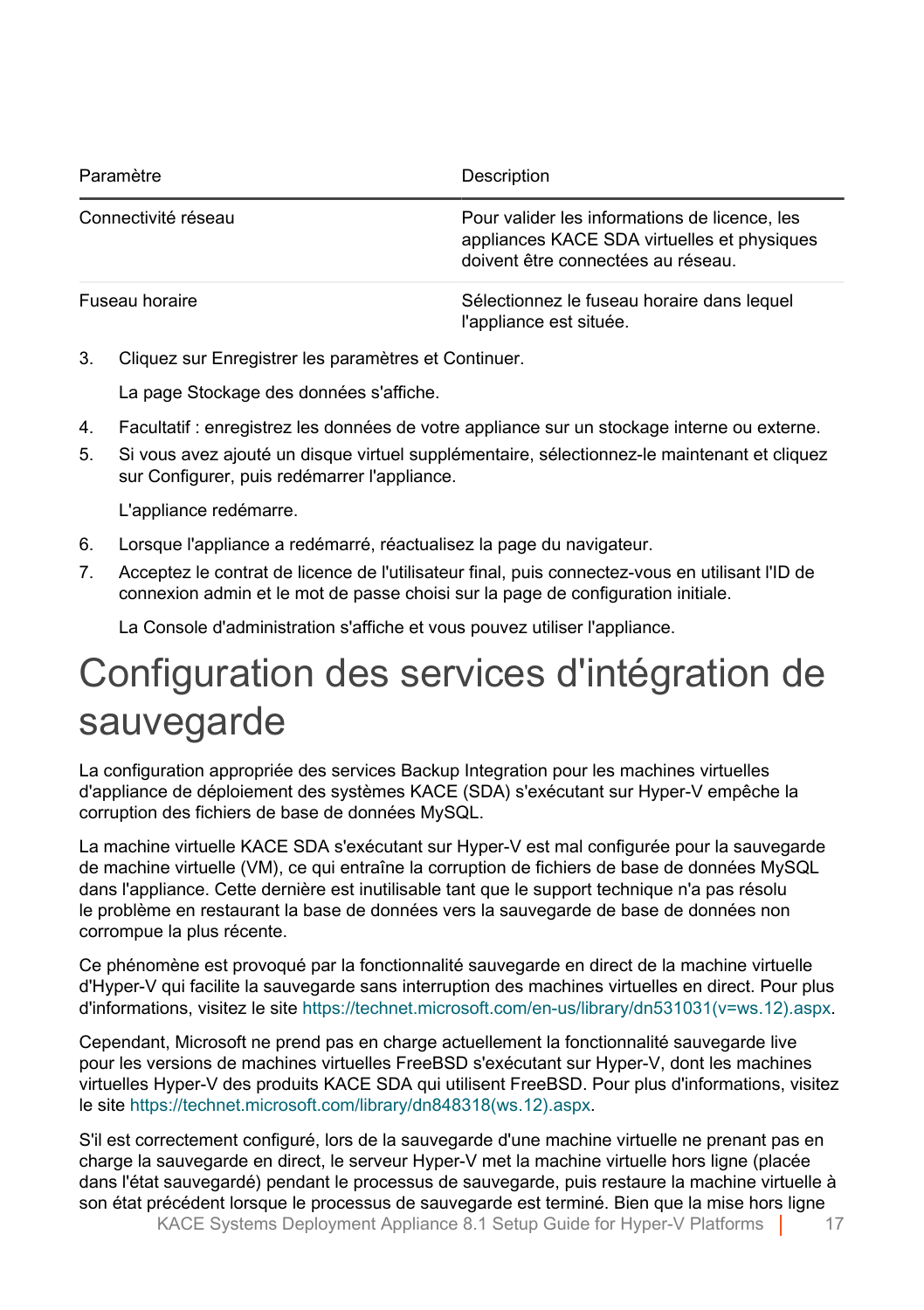| Paramètre | Description |
| --- | --- |
| Connectivité réseau | Pour valider les informations de licence, les appliances KACE SDA virtuelles et physiques doivent être connectées au réseau. |
| Fuseau horaire | Sélectionnez le fuseau horaire dans lequel l'appliance est située. |

3. Cliquez sur Enregistrer les paramètres et Continuer.

   La page Stockage des données s'affiche.

4. Facultatif : enregistrez les données de votre appliance sur un stockage interne ou externe.
5. Si vous avez ajouté un disque virtuel supplémentaire, sélectionnez-le maintenant et cliquez sur Configurer, puis redémarrer l'appliance.

   L'appliance redémarre.

6. Lorsque l'appliance a redémarré, réactualisez la page du navigateur.
7. Acceptez le contrat de licence de l'utilisateur final, puis connectez-vous en utilisant l'ID de connexion admin et le mot de passe choisi sur la page de configuration initiale.

   La Console d'administration s'affiche et vous pouvez utiliser l'appliance.

# Configuration des services d'intégration de sauvegarde

La configuration appropriée des services Backup Integration pour les machines virtuelles d'appliance de déploiement des systèmes KACE (SDA) s'exécutant sur Hyper-V empêche la corruption des fichiers de base de données MySQL.

La machine virtuelle KACE SDA s'exécutant sur Hyper-V est mal configurée pour la sauvegarde de machine virtuelle (VM), ce qui entraîne la corruption de fichiers de base de données MySQL dans l'appliance. Cette dernière est inutilisable tant que le support technique n'a pas résolu le problème en restaurant la base de données vers la sauvegarde de base de données non corrompue la plus récente.

Ce phénomène est provoqué par la fonctionnalité sauvegarde en direct de la machine virtuelle d'Hyper-V qui facilite la sauvegarde sans interruption des machines virtuelles en direct. Pour plus d'informations, visitez le site https://technet.microsoft.com/en-us/library/dn531031(v=ws.12).aspx.

Cependant, Microsoft ne prend pas en charge actuellement la fonctionnalité sauvegarde live pour les versions de machines virtuelles FreeBSD s'exécutant sur Hyper-V, dont les machines virtuelles Hyper-V des produits KACE SDA qui utilisent FreeBSD. Pour plus d'informations, visitez le site https://technet.microsoft.com/library/dn848318(ws.12).aspx.

S'il est correctement configuré, lors de la sauvegarde d'une machine virtuelle ne prenant pas en charge la sauvegarde en direct, le serveur Hyper-V met la machine virtuelle hors ligne (placée dans l'état sauvegardé) pendant le processus de sauvegarde, puis restaure la machine virtuelle à son état précédent lorsque le processus de sauvegarde est terminé. Bien que la mise hors ligne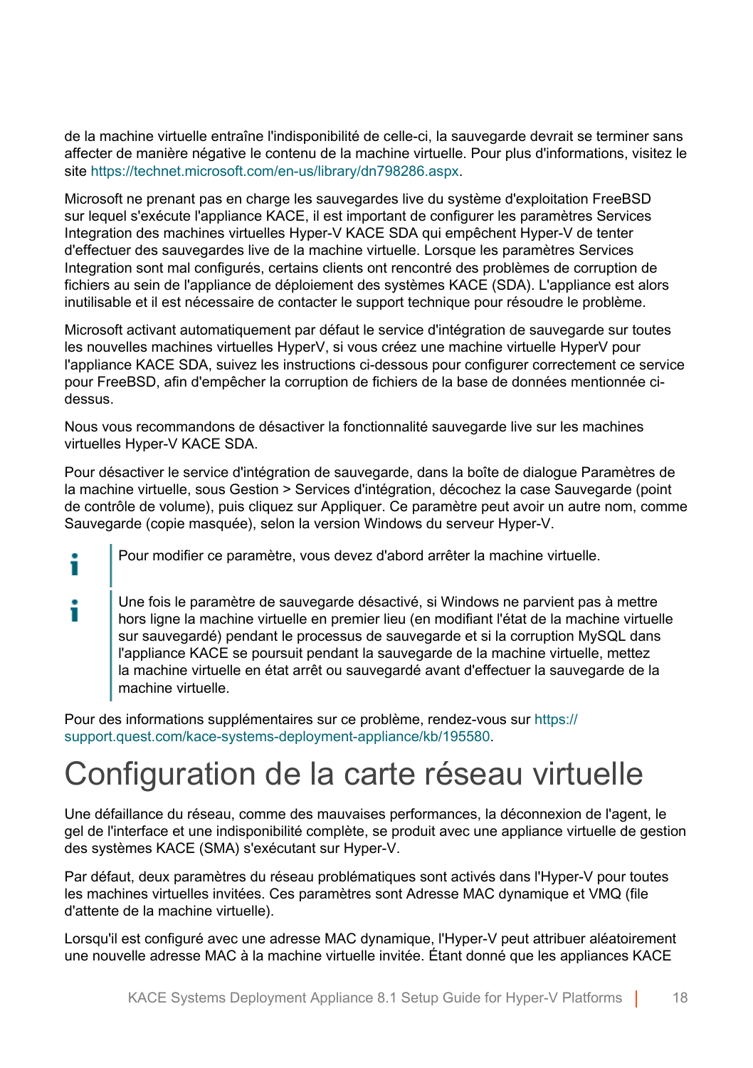de la machine virtuelle entraîne l'indisponibilité de celle-ci, la sauvegarde devrait se terminer sans affecter de manière négative le contenu de la machine virtuelle. Pour plus d'informations, visitez le site https://technet.microsoft.com/en-us/library/dn798286.aspx.

Microsoft ne prenant pas en charge les sauvegardes live du système d'exploitation FreeBSD sur lequel s'exécute l'appliance KACE, il est important de configurer les paramètres Services Integration des machines virtuelles Hyper-V KACE SDA qui empêchent Hyper-V de tenter d'effectuer des sauvegardes live de la machine virtuelle. Lorsque les paramètres Services Integration sont mal configurés, certains clients ont rencontré des problèmes de corruption de fichiers au sein de l'appliance de déploiement des systèmes KACE (SDA). L'appliance est alors inutilisable et il est nécessaire de contacter le support technique pour résoudre le problème.

Microsoft activant automatiquement par défaut le service d'intégration de sauvegarde sur toutes les nouvelles machines virtuelles HyperV, si vous créez une machine virtuelle HyperV pour l'appliance KACE SDA, suivez les instructions ci-dessous pour configurer correctement ce service pour FreeBSD, afin d'empêcher la corruption de fichiers de la base de données mentionnée ci-dessus.

Nous vous recommandons de désactiver la fonctionnalité sauvegarde live sur les machines virtuelles Hyper-V KACE SDA.

Pour désactiver le service d'intégration de sauvegarde, dans la boîte de dialogue Paramètres de la machine virtuelle, sous Gestion > Services d'intégration, décochez la case Sauvegarde (point de contrôle de volume), puis cliquez sur Appliquer. Ce paramètre peut avoir un autre nom, comme Sauvegarde (copie masquée), selon la version Windows du serveur Hyper-V.

> Pour modifier ce paramètre, vous devez d'abord arrêter la machine virtuelle.

> Une fois le paramètre de sauvegarde désactivé, si Windows ne parvient pas à mettre hors ligne la machine virtuelle en premier lieu (en modifiant l'état de la machine virtuelle sur sauvegardé) pendant le processus de sauvegarde et si la corruption MySQL dans l'appliance KACE se poursuit pendant la sauvegarde de la machine virtuelle, mettez la machine virtuelle en état arrêt ou sauvegardé avant d'effectuer la sauvegarde de la machine virtuelle.

Pour des informations supplémentaires sur ce problème, rendez-vous sur https://support.quest.com/kace-systems-deployment-appliance/kb/195580.

# Configuration de la carte réseau virtuelle

Une défaillance du réseau, comme des mauvaises performances, la déconnexion de l'agent, le gel de l'interface et une indisponibilité complète, se produit avec une appliance virtuelle de gestion des systèmes KACE (SMA) s'exécutant sur Hyper-V.

Par défaut, deux paramètres du réseau problématiques sont activés dans l'Hyper-V pour toutes les machines virtuelles invitées. Ces paramètres sont Adresse MAC dynamique et VMQ (file d'attente de la machine virtuelle).

Lorsqu'il est configuré avec une adresse MAC dynamique, l'Hyper-V peut attribuer aléatoirement une nouvelle adresse MAC à la machine virtuelle invitée. Étant donné que les appliances KACE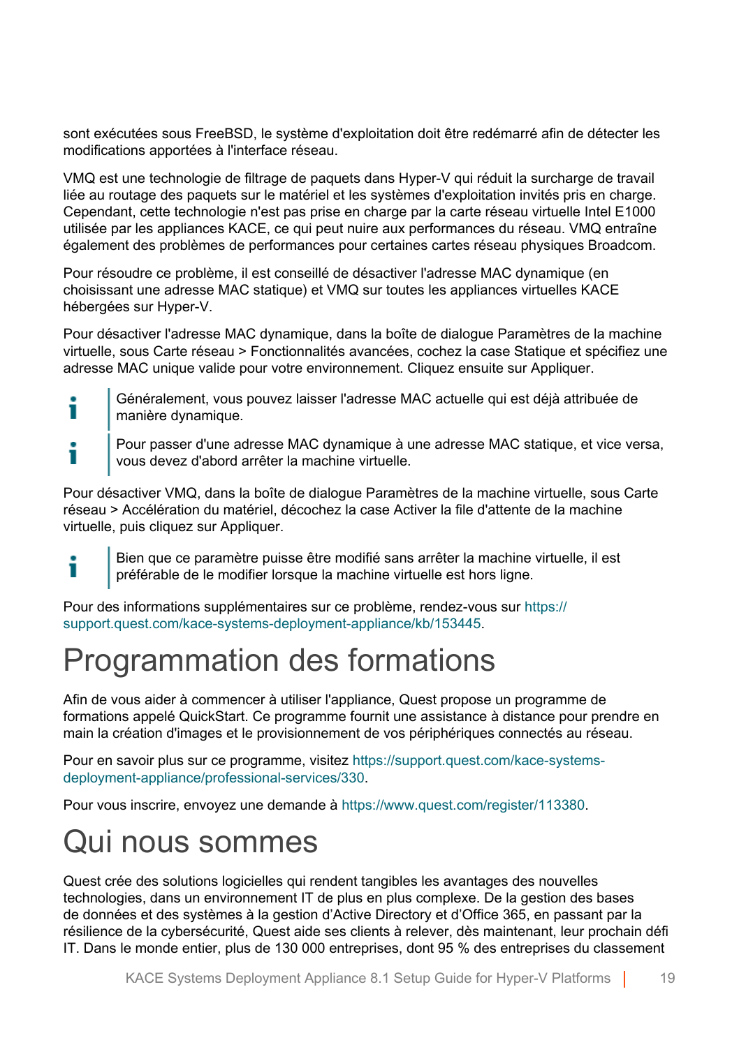sont exécutées sous FreeBSD, le système d'exploitation doit être redémarré afin de détecter les modifications apportées à l'interface réseau.

VMQ est une technologie de filtrage de paquets dans Hyper-V qui réduit la surcharge de travail liée au routage des paquets sur le matériel et les systèmes d'exploitation invités pris en charge. Cependant, cette technologie n'est pas prise en charge par la carte réseau virtuelle Intel E1000 utilisée par les appliances KACE, ce qui peut nuire aux performances du réseau. VMQ entraîne également des problèmes de performances pour certaines cartes réseau physiques Broadcom.

Pour résoudre ce problème, il est conseillé de désactiver l'adresse MAC dynamique (en choisissant une adresse MAC statique) et VMQ sur toutes les appliances virtuelles KACE hébergées sur Hyper-V.

Pour désactiver l'adresse MAC dynamique, dans la boîte de dialogue Paramètres de la machine virtuelle, sous Carte réseau > Fonctionnalités avancées, cochez la case Statique et spécifiez une adresse MAC unique valide pour votre environnement. Cliquez ensuite sur Appliquer.

> Généralement, vous pouvez laisser l'adresse MAC actuelle qui est déjà attribuée de manière dynamique.

> Pour passer d'une adresse MAC dynamique à une adresse MAC statique, et vice versa, vous devez d'abord arrêter la machine virtuelle.

Pour désactiver VMQ, dans la boîte de dialogue Paramètres de la machine virtuelle, sous Carte réseau > Accélération du matériel, décochez la case Activer la file d'attente de la machine virtuelle, puis cliquez sur Appliquer.

> Bien que ce paramètre puisse être modifié sans arrêter la machine virtuelle, il est préférable de le modifier lorsque la machine virtuelle est hors ligne.

Pour des informations supplémentaires sur ce problème, rendez-vous sur https://support.quest.com/kace-systems-deployment-appliance/kb/153445.

# Programmation des formations

Afin de vous aider à commencer à utiliser l'appliance, Quest propose un programme de formations appelé QuickStart. Ce programme fournit une assistance à distance pour prendre en main la création d'images et le provisionnement de vos périphériques connectés au réseau.

Pour en savoir plus sur ce programme, visitez https://support.quest.com/kace-systems-deployment-appliance/professional-services/330.

Pour vous inscrire, envoyez une demande à https://www.quest.com/register/113380.

# Qui nous sommes

Quest crée des solutions logicielles qui rendent tangibles les avantages des nouvelles technologies, dans un environnement IT de plus en plus complexe. De la gestion des bases de données et des systèmes à la gestion d'Active Directory et d'Office 365, en passant par la résilience de la cybersécurité, Quest aide ses clients à relever, dès maintenant, leur prochain défi IT. Dans le monde entier, plus de 130 000 entreprises, dont 95 % des entreprises du classement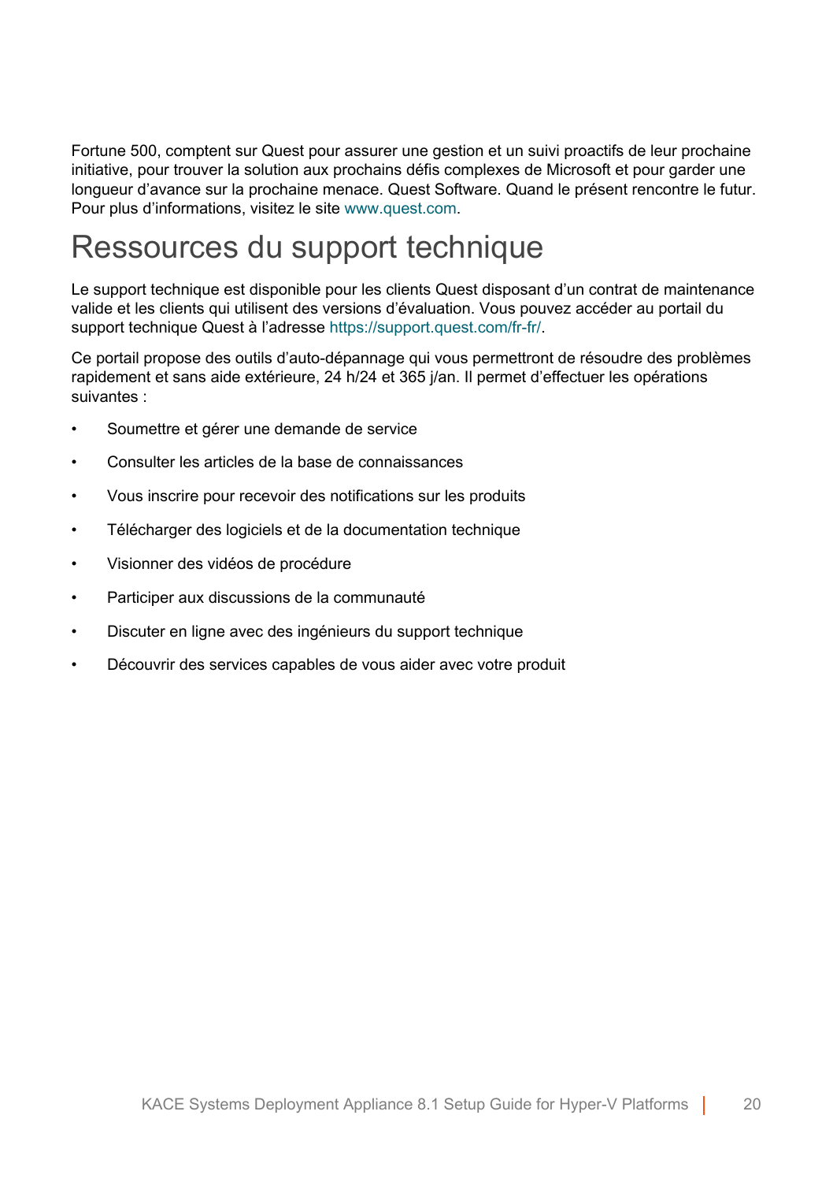Fortune 500, comptent sur Quest pour assurer une gestion et un suivi proactifs de leur prochaine initiative, pour trouver la solution aux prochains défis complexes de Microsoft et pour garder une longueur d'avance sur la prochaine menace. Quest Software. Quand le présent rencontre le futur. Pour plus d'informations, visitez le site www.quest.com.

# Ressources du support technique

Le support technique est disponible pour les clients Quest disposant d'un contrat de maintenance valide et les clients qui utilisent des versions d'évaluation. Vous pouvez accéder au portail du support technique Quest à l'adresse https://support.quest.com/fr-fr/.

Ce portail propose des outils d'auto-dépannage qui vous permettront de résoudre des problèmes rapidement et sans aide extérieure, 24 h/24 et 365 j/an. Il permet d'effectuer les opérations suivantes :

- Soumettre et gérer une demande de service
- Consulter les articles de la base de connaissances
- Vous inscrire pour recevoir des notifications sur les produits
- Télécharger des logiciels et de la documentation technique
- Visionner des vidéos de procédure
- Participer aux discussions de la communauté
- Discuter en ligne avec des ingénieurs du support technique
- Découvrir des services capables de vous aider avec votre produit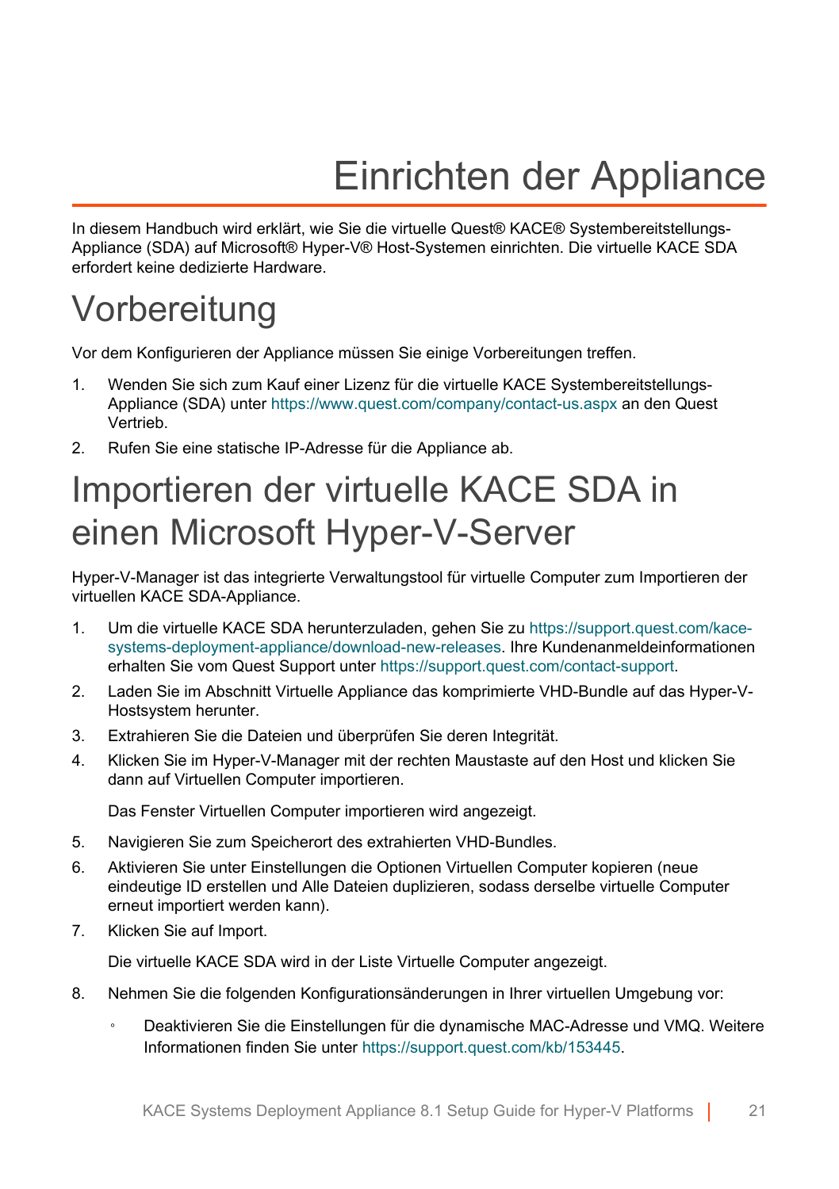# Einrichten der Appliance

In diesem Handbuch wird erklärt, wie Sie die virtuelle Quest® KACE® Systembereitstellungs-Appliance (SDA) auf Microsoft® Hyper-V® Host-Systemen einrichten. Die virtuelle KACE SDA erfordert keine dedizierte Hardware.

## Vorbereitung

Vor dem Konfigurieren der Appliance müssen Sie einige Vorbereitungen treffen.

1. Wenden Sie sich zum Kauf einer Lizenz für die virtuelle KACE Systembereitstellungs-Appliance (SDA) unter https://www.quest.com/company/contact-us.aspx an den Quest Vertrieb.
2. Rufen Sie eine statische IP-Adresse für die Appliance ab.

## Importieren der virtuelle KACE SDA in einen Microsoft Hyper-V-Server

Hyper-V-Manager ist das integrierte Verwaltungstool für virtuelle Computer zum Importieren der virtuellen KACE SDA-Appliance.

1. Um die virtuelle KACE SDA herunterzuladen, gehen Sie zu https://support.quest.com/kace-systems-deployment-appliance/download-new-releases. Ihre Kundenanmeldeinformationen erhalten Sie vom Quest Support unter https://support.quest.com/contact-support.
2. Laden Sie im Abschnitt Virtuelle Appliance das komprimierte VHD-Bundle auf das Hyper-V-Hostsystem herunter.
3. Extrahieren Sie die Dateien und überprüfen Sie deren Integrität.
4. Klicken Sie im Hyper-V-Manager mit der rechten Maustaste auf den Host und klicken Sie dann auf Virtuellen Computer importieren.

   Das Fenster Virtuellen Computer importieren wird angezeigt.
5. Navigieren Sie zum Speicherort des extrahierten VHD-Bundles.
6. Aktivieren Sie unter Einstellungen die Optionen Virtuellen Computer kopieren (neue eindeutige ID erstellen und Alle Dateien duplizieren, sodass derselbe virtuelle Computer erneut importiert werden kann).
7. Klicken Sie auf Import.

   Die virtuelle KACE SDA wird in der Liste Virtuelle Computer angezeigt.
8. Nehmen Sie die folgenden Konfigurationsänderungen in Ihrer virtuellen Umgebung vor:
   - Deaktivieren Sie die Einstellungen für die dynamische MAC-Adresse und VMQ. Weitere Informationen finden Sie unter https://support.quest.com/kb/153445.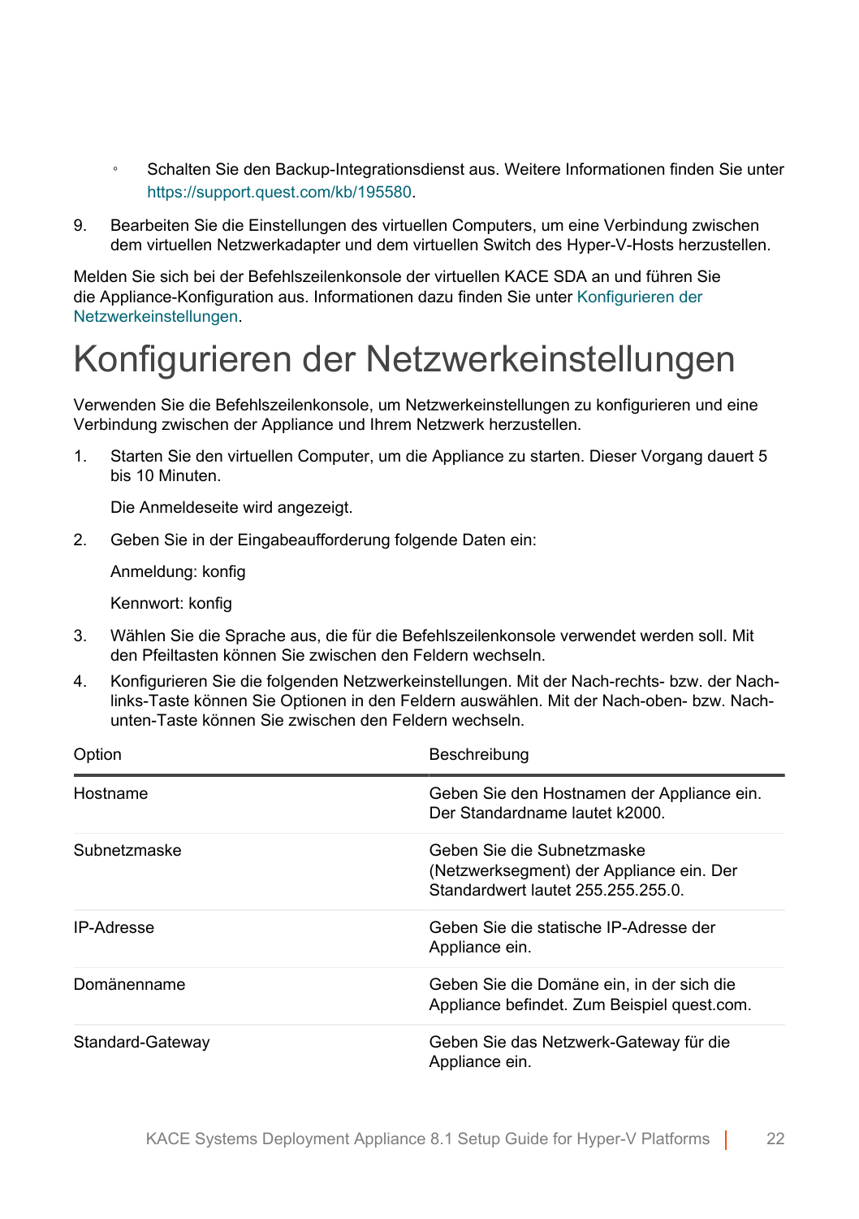- Schalten Sie den Backup-Integrationsdienst aus. Weitere Informationen finden Sie unter https://support.quest.com/kb/195580.

9. Bearbeiten Sie die Einstellungen des virtuellen Computers, um eine Verbindung zwischen dem virtuellen Netzwerkadapter und dem virtuellen Switch des Hyper-V-Hosts herzustellen.

Melden Sie sich bei der Befehlszeilenkonsole der virtuellen KACE SDA an und führen Sie die Appliance-Konfiguration aus. Informationen dazu finden Sie unter Konfigurieren der Netzwerkeinstellungen.

# Konfigurieren der Netzwerkeinstellungen

Verwenden Sie die Befehlszeilenkonsole, um Netzwerkeinstellungen zu konfigurieren und eine Verbindung zwischen der Appliance und Ihrem Netzwerk herzustellen.

1. Starten Sie den virtuellen Computer, um die Appliance zu starten. Dieser Vorgang dauert 5 bis 10 Minuten.

   Die Anmeldeseite wird angezeigt.

2. Geben Sie in der Eingabeaufforderung folgende Daten ein:

   Anmeldung: konfig

   Kennwort: konfig

3. Wählen Sie die Sprache aus, die für die Befehlszeilenkonsole verwendet werden soll. Mit den Pfeiltasten können Sie zwischen den Feldern wechseln.

4. Konfigurieren Sie die folgenden Netzwerkeinstellungen. Mit der Nach-rechts- bzw. der Nach-links-Taste können Sie Optionen in den Feldern auswählen. Mit der Nach-oben- bzw. Nach-unten-Taste können Sie zwischen den Feldern wechseln.

| Option | Beschreibung |
|---|---|
| Hostname | Geben Sie den Hostnamen der Appliance ein. Der Standardname lautet k2000. |
| Subnetzmaske | Geben Sie die Subnetzmaske (Netzwerksegment) der Appliance ein. Der Standardwert lautet 255.255.255.0. |
| IP-Adresse | Geben Sie die statische IP-Adresse der Appliance ein. |
| Domänenname | Geben Sie die Domäne ein, in der sich die Appliance befindet. Zum Beispiel quest.com. |
| Standard-Gateway | Geben Sie das Netzwerk-Gateway für die Appliance ein. |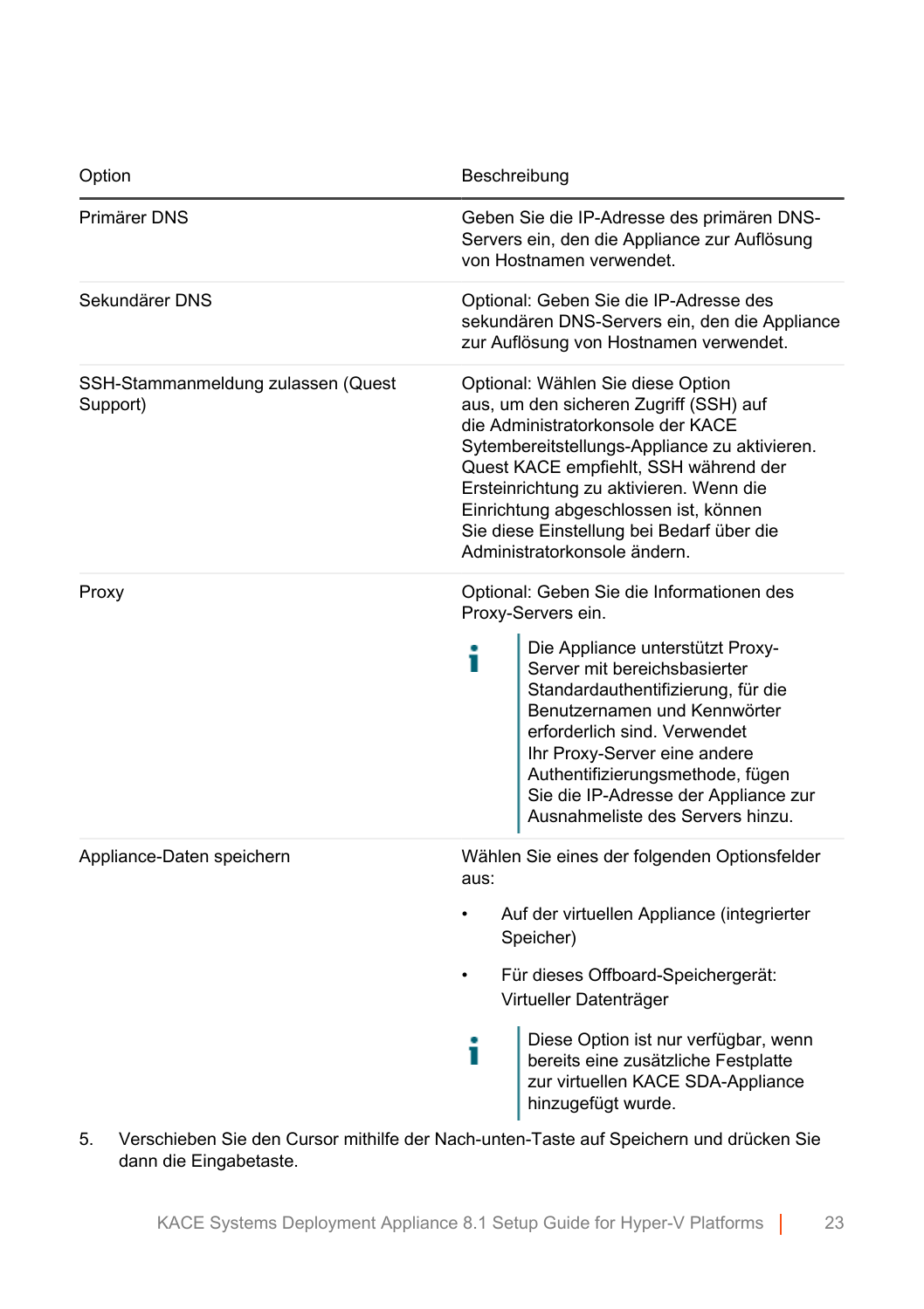| Option | Beschreibung |
|---|---|
| Primärer DNS | Geben Sie die IP-Adresse des primären DNS-Servers ein, den die Appliance zur Auflösung von Hostnamen verwendet. |
| Sekundärer DNS | Optional: Geben Sie die IP-Adresse des sekundären DNS-Servers ein, den die Appliance zur Auflösung von Hostnamen verwendet. |
| SSH-Stammanmeldung zulassen (Quest Support) | Optional: Wählen Sie diese Option aus, um den sicheren Zugriff (SSH) auf die Administratorkonsole der KACE Sytembereitstellungs-Appliance zu aktivieren. Quest KACE empfiehlt, SSH während der Ersteinrichtung zu aktivieren. Wenn die Einrichtung abgeschlossen ist, können Sie diese Einstellung bei Bedarf über die Administratorkonsole ändern. |
| Proxy | Optional: Geben Sie die Informationen des Proxy-Servers ein. <br><br> **i** Die Appliance unterstützt Proxy-Server mit bereichsbasierter Standardauthentifizierung, für die Benutzernamen und Kennwörter erforderlich sind. Verwendet Ihr Proxy-Server eine andere Authentifizierungsmethode, fügen Sie die IP-Adresse der Appliance zur Ausnahmeliste des Servers hinzu. |
| Appliance-Daten speichern | Wählen Sie eines der folgenden Optionsfelder aus: <br><br> • Auf der virtuellen Appliance (integrierter Speicher) <br><br> • Für dieses Offboard-Speichergerät: Virtueller Datenträger <br><br> **i** Diese Option ist nur verfügbar, wenn bereits eine zusätzliche Festplatte zur virtuellen KACE SDA-Appliance hinzugefügt wurde. |

5. Verschieben Sie den Cursor mithilfe der Nach-unten-Taste auf Speichern und drücken Sie dann die Eingabetaste.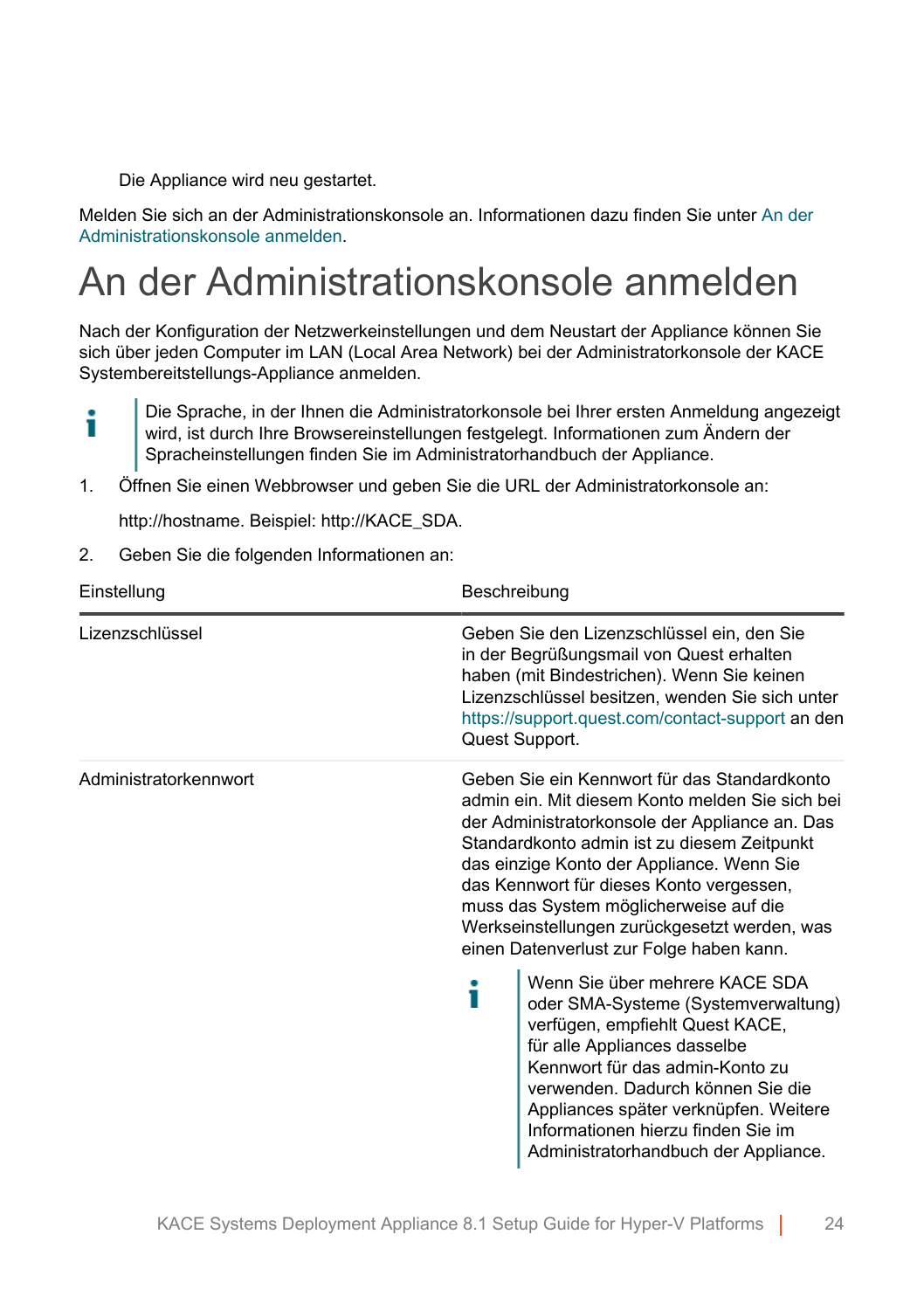Die Appliance wird neu gestartet.

Melden Sie sich an der Administrationskonsole an. Informationen dazu finden Sie unter An der Administrationskonsole anmelden.

# An der Administrationskonsole anmelden

Nach der Konfiguration der Netzwerkeinstellungen und dem Neustart der Appliance können Sie sich über jeden Computer im LAN (Local Area Network) bei der Administratorkonsole der KACE Systembereitstellungs-Appliance anmelden.

> Die Sprache, in der Ihnen die Administratorkonsole bei Ihrer ersten Anmeldung angezeigt wird, ist durch Ihre Browsereinstellungen festgelegt. Informationen zum Ändern der Spracheinstellungen finden Sie im Administratorhandbuch der Appliance.

1. Öffnen Sie einen Webbrowser und geben Sie die URL der Administratorkonsole an:

   http://hostname. Beispiel: http://KACE_SDA.

2. Geben Sie die folgenden Informationen an:

| Einstellung | Beschreibung |
| --- | --- |
| Lizenzschlüssel | Geben Sie den Lizenzschlüssel ein, den Sie in der Begrüßungsmail von Quest erhalten haben (mit Bindestrichen). Wenn Sie keinen Lizenzschlüssel besitzen, wenden Sie sich unter https://support.quest.com/contact-support an den Quest Support. |
| Administratorkennwort | Geben Sie ein Kennwort für das Standardkonto admin ein. Mit diesem Konto melden Sie sich bei der Administratorkonsole der Appliance an. Das Standardkonto admin ist zu diesem Zeitpunkt das einzige Konto der Appliance. Wenn Sie das Kennwort für dieses Konto vergessen, muss das System möglicherweise auf die Werkseinstellungen zurückgesetzt werden, was einen Datenverlust zur Folge haben kann.<br><br>Wenn Sie über mehrere KACE SDA oder SMA-Systeme (Systemverwaltung) verfügen, empfiehlt Quest KACE, für alle Appliances dasselbe Kennwort für das admin-Konto zu verwenden. Dadurch können Sie die Appliances später verknüpfen. Weitere Informationen hierzu finden Sie im Administratorhandbuch der Appliance. |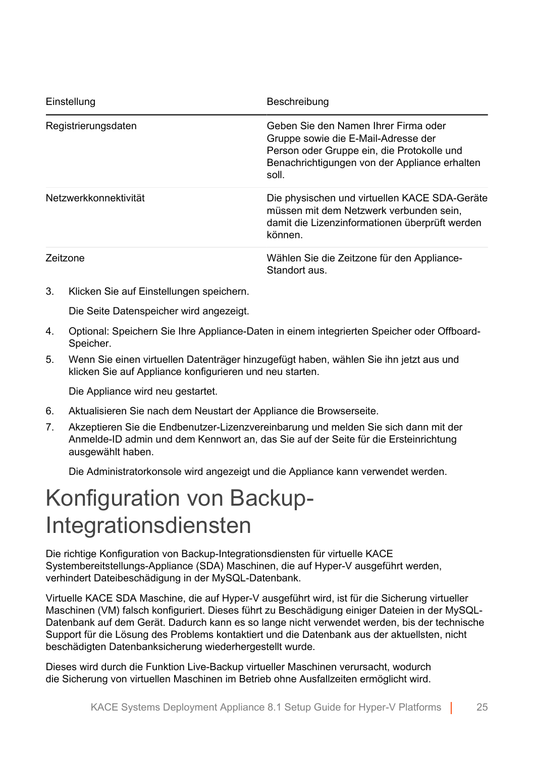| Einstellung | Beschreibung |
| --- | --- |
| Registrierungsdaten | Geben Sie den Namen Ihrer Firma oder Gruppe sowie die E-Mail-Adresse der Person oder Gruppe ein, die Protokolle und Benachrichtigungen von der Appliance erhalten soll. |
| Netzwerkkonnektivität | Die physischen und virtuellen KACE SDA-Geräte müssen mit dem Netzwerk verbunden sein, damit die Lizenzinformationen überprüft werden können. |
| Zeitzone | Wählen Sie die Zeitzone für den Appliance-Standort aus. |

3. Klicken Sie auf Einstellungen speichern.

   Die Seite Datenspeicher wird angezeigt.

4. Optional: Speichern Sie Ihre Appliance-Daten in einem integrierten Speicher oder Offboard-Speicher.
5. Wenn Sie einen virtuellen Datenträger hinzugefügt haben, wählen Sie ihn jetzt aus und klicken Sie auf Appliance konfigurieren und neu starten.

   Die Appliance wird neu gestartet.

6. Aktualisieren Sie nach dem Neustart der Appliance die Browserseite.
7. Akzeptieren Sie die Endbenutzer-Lizenzvereinbarung und melden Sie sich dann mit der Anmelde-ID admin und dem Kennwort an, das Sie auf der Seite für die Ersteinrichtung ausgewählt haben.

   Die Administratorkonsole wird angezeigt und die Appliance kann verwendet werden.

# Konfiguration von Backup-Integrationsdiensten

Die richtige Konfiguration von Backup-Integrationsdiensten für virtuelle KACE Systembereitstellungs-Appliance (SDA) Maschinen, die auf Hyper-V ausgeführt werden, verhindert Dateibeschädigung in der MySQL-Datenbank.

Virtuelle KACE SDA Maschine, die auf Hyper-V ausgeführt wird, ist für die Sicherung virtueller Maschinen (VM) falsch konfiguriert. Dieses führt zu Beschädigung einiger Dateien in der MySQL-Datenbank auf dem Gerät. Dadurch kann es so lange nicht verwendet werden, bis der technische Support für die Lösung des Problems kontaktiert und die Datenbank aus der aktuellsten, nicht beschädigten Datenbanksicherung wiederhergestellt wurde.

Dieses wird durch die Funktion Live-Backup virtueller Maschinen verursacht, wodurch die Sicherung von virtuellen Maschinen im Betrieb ohne Ausfallzeiten ermöglicht wird.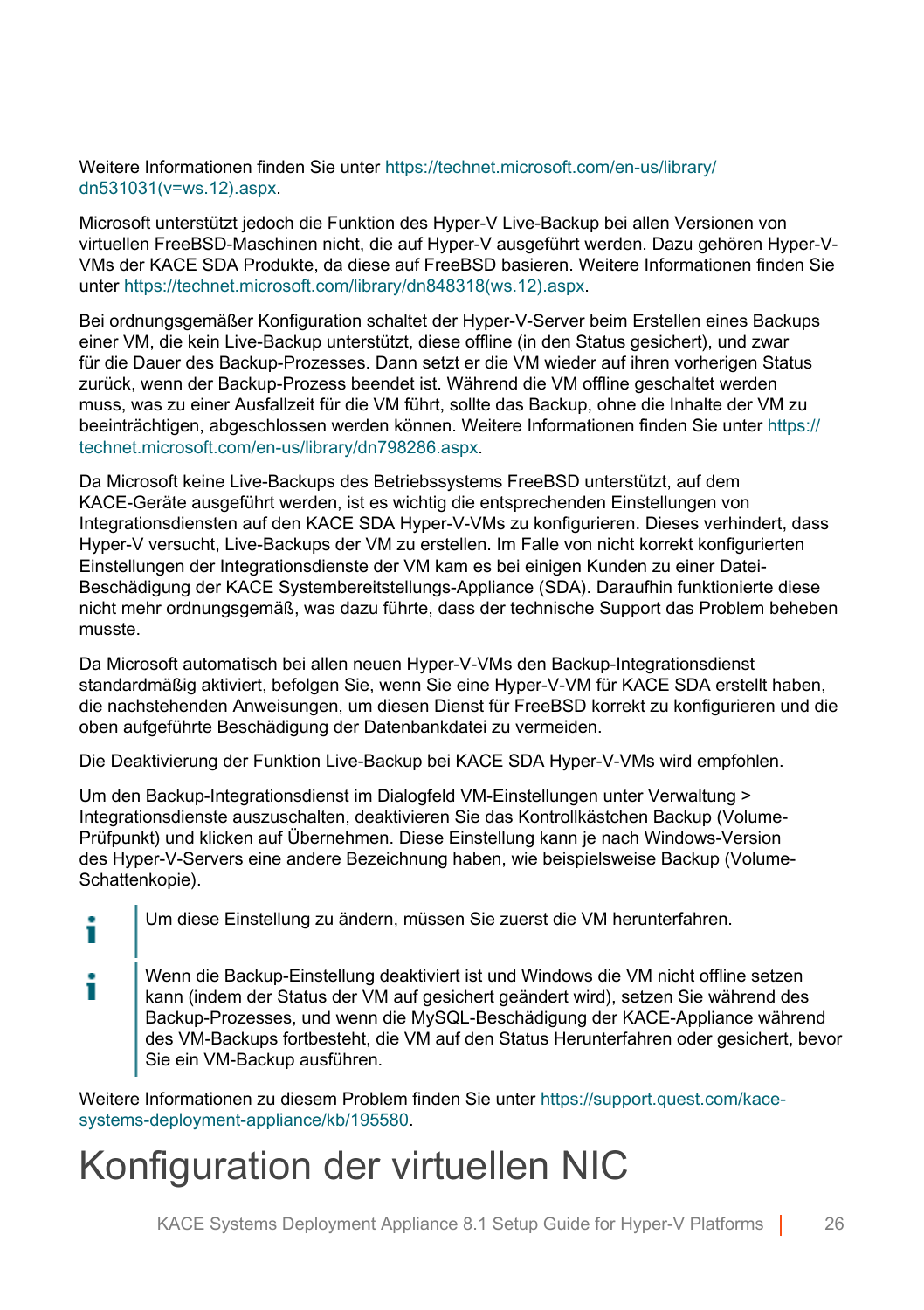Weitere Informationen finden Sie unter https://technet.microsoft.com/en-us/library/dn531031(v=ws.12).aspx.

Microsoft unterstützt jedoch die Funktion des Hyper-V Live-Backup bei allen Versionen von virtuellen FreeBSD-Maschinen nicht, die auf Hyper-V ausgeführt werden. Dazu gehören Hyper-V-VMs der KACE SDA Produkte, da diese auf FreeBSD basieren. Weitere Informationen finden Sie unter https://technet.microsoft.com/library/dn848318(ws.12).aspx.

Bei ordnungsgemäßer Konfiguration schaltet der Hyper-V-Server beim Erstellen eines Backups einer VM, die kein Live-Backup unterstützt, diese offline (in den Status gesichert), und zwar für die Dauer des Backup-Prozesses. Dann setzt er die VM wieder auf ihren vorherigen Status zurück, wenn der Backup-Prozess beendet ist. Während die VM offline geschaltet werden muss, was zu einer Ausfallzeit für die VM führt, sollte das Backup, ohne die Inhalte der VM zu beeinträchtigen, abgeschlossen werden können. Weitere Informationen finden Sie unter https://technet.microsoft.com/en-us/library/dn798286.aspx.

Da Microsoft keine Live-Backups des Betriebssystems FreeBSD unterstützt, auf dem KACE-Geräte ausgeführt werden, ist es wichtig die entsprechenden Einstellungen von Integrationsdiensten auf den KACE SDA Hyper-V-VMs zu konfigurieren. Dieses verhindert, dass Hyper-V versucht, Live-Backups der VM zu erstellen. Im Falle von nicht korrekt konfigurierten Einstellungen der Integrationsdienste der VM kam es bei einigen Kunden zu einer Datei-Beschädigung der KACE Systembereitstellungs-Appliance (SDA). Daraufhin funktionierte diese nicht mehr ordnungsgemäß, was dazu führte, dass der technische Support das Problem beheben musste.

Da Microsoft automatisch bei allen neuen Hyper-V-VMs den Backup-Integrationsdienst standardmäßig aktiviert, befolgen Sie, wenn Sie eine Hyper-V-VM für KACE SDA erstellt haben, die nachstehenden Anweisungen, um diesen Dienst für FreeBSD korrekt zu konfigurieren und die oben aufgeführte Beschädigung der Datenbankdatei zu vermeiden.

Die Deaktivierung der Funktion Live-Backup bei KACE SDA Hyper-V-VMs wird empfohlen.

Um den Backup-Integrationsdienst im Dialogfeld VM-Einstellungen unter Verwaltung > Integrationsdienste auszuschalten, deaktivieren Sie das Kontrollkästchen Backup (Volume-Prüfpunkt) und klicken auf Übernehmen. Diese Einstellung kann je nach Windows-Version des Hyper-V-Servers eine andere Bezeichnung haben, wie beispielsweise Backup (Volume-Schattenkopie).

> Um diese Einstellung zu ändern, müssen Sie zuerst die VM herunterfahren.

> Wenn die Backup-Einstellung deaktiviert ist und Windows die VM nicht offline setzen kann (indem der Status der VM auf gesichert geändert wird), setzen Sie während des Backup-Prozesses, und wenn die MySQL-Beschädigung der KACE-Appliance während des VM-Backups fortbesteht, die VM auf den Status Herunterfahren oder gesichert, bevor Sie ein VM-Backup ausführen.

Weitere Informationen zu diesem Problem finden Sie unter https://support.quest.com/kace-systems-deployment-appliance/kb/195580.

# Konfiguration der virtuellen NIC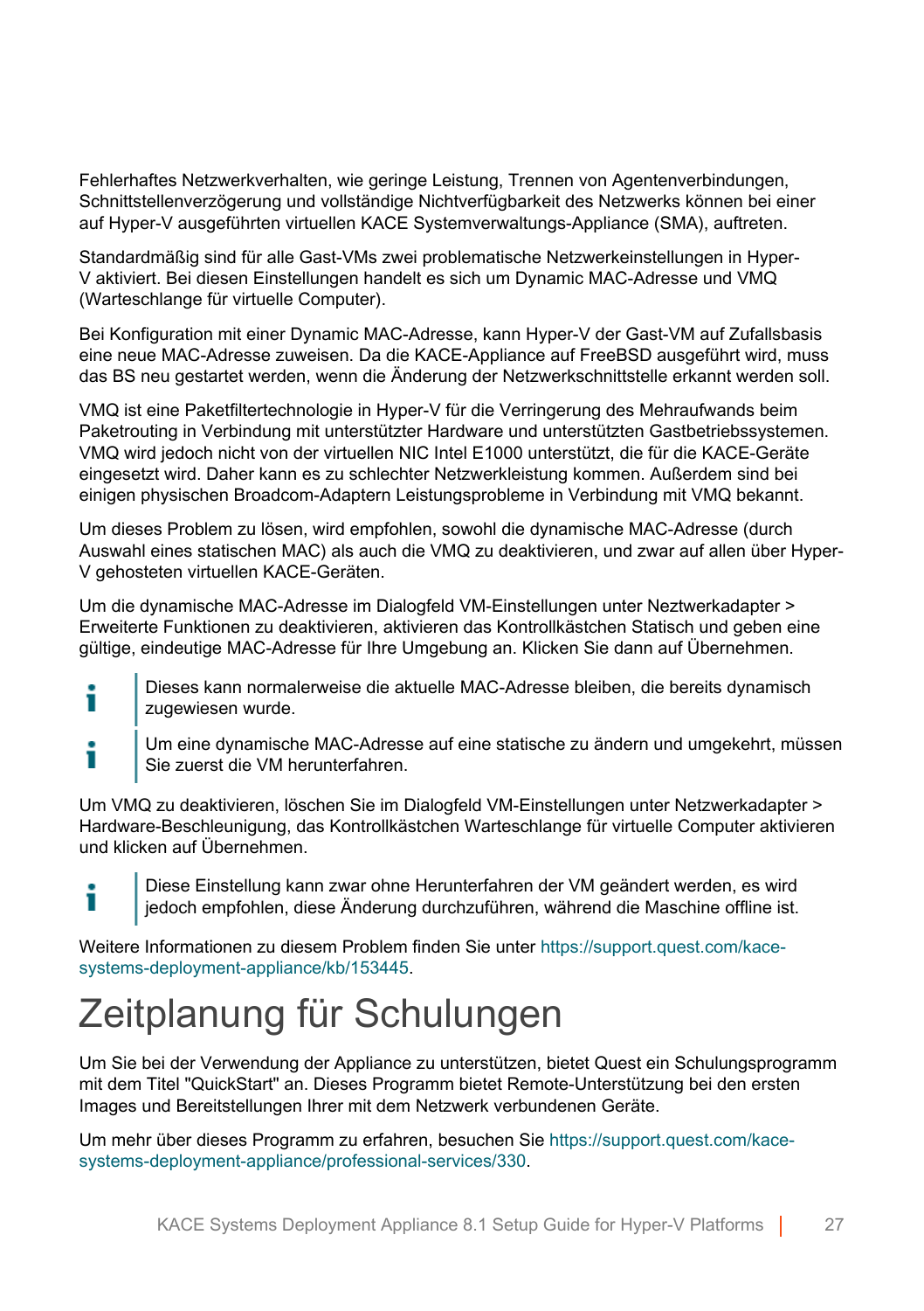Fehlerhaftes Netzwerkverhalten, wie geringe Leistung, Trennen von Agentenverbindungen, Schnittstellenverzögerung und vollständige Nichtverfügbarkeit des Netzwerks können bei einer auf Hyper-V ausgeführten virtuellen KACE Systemverwaltungs-Appliance (SMA), auftreten.

Standardmäßig sind für alle Gast-VMs zwei problematische Netzwerkeinstellungen in Hyper-V aktiviert. Bei diesen Einstellungen handelt es sich um Dynamic MAC-Adresse und VMQ (Warteschlange für virtuelle Computer).

Bei Konfiguration mit einer Dynamic MAC-Adresse, kann Hyper-V der Gast-VM auf Zufallsbasis eine neue MAC-Adresse zuweisen. Da die KACE-Appliance auf FreeBSD ausgeführt wird, muss das BS neu gestartet werden, wenn die Änderung der Netzwerkschnittstelle erkannt werden soll.

VMQ ist eine Paketfiltertechnologie in Hyper-V für die Verringerung des Mehraufwands beim Paketrouting in Verbindung mit unterstützter Hardware und unterstützten Gastbetriebssystemen. VMQ wird jedoch nicht von der virtuellen NIC Intel E1000 unterstützt, die für die KACE-Geräte eingesetzt wird. Daher kann es zu schlechter Netzwerkleistung kommen. Außerdem sind bei einigen physischen Broadcom-Adaptern Leistungsprobleme in Verbindung mit VMQ bekannt.

Um dieses Problem zu lösen, wird empfohlen, sowohl die dynamische MAC-Adresse (durch Auswahl eines statischen MAC) als auch die VMQ zu deaktivieren, und zwar auf allen über Hyper-V gehosteten virtuellen KACE-Geräten.

Um die dynamische MAC-Adresse im Dialogfeld VM-Einstellungen unter Neztwerkadapter > Erweiterte Funktionen zu deaktivieren, aktivieren das Kontrollkästchen Statisch und geben eine gültige, eindeutige MAC-Adresse für Ihre Umgebung an. Klicken Sie dann auf Übernehmen.

> Dieses kann normalerweise die aktuelle MAC-Adresse bleiben, die bereits dynamisch zugewiesen wurde.

> Um eine dynamische MAC-Adresse auf eine statische zu ändern und umgekehrt, müssen Sie zuerst die VM herunterfahren.

Um VMQ zu deaktivieren, löschen Sie im Dialogfeld VM-Einstellungen unter Netzwerkadapter > Hardware-Beschleunigung, das Kontrollkästchen Warteschlange für virtuelle Computer aktivieren und klicken auf Übernehmen.

> Diese Einstellung kann zwar ohne Herunterfahren der VM geändert werden, es wird jedoch empfohlen, diese Änderung durchzuführen, während die Maschine offline ist.

Weitere Informationen zu diesem Problem finden Sie unter https://support.quest.com/kace-systems-deployment-appliance/kb/153445.

# Zeitplanung für Schulungen

Um Sie bei der Verwendung der Appliance zu unterstützen, bietet Quest ein Schulungsprogramm mit dem Titel "QuickStart" an. Dieses Programm bietet Remote-Unterstützung bei den ersten Images und Bereitstellungen Ihrer mit dem Netzwerk verbundenen Geräte.

Um mehr über dieses Programm zu erfahren, besuchen Sie https://support.quest.com/kace-systems-deployment-appliance/professional-services/330.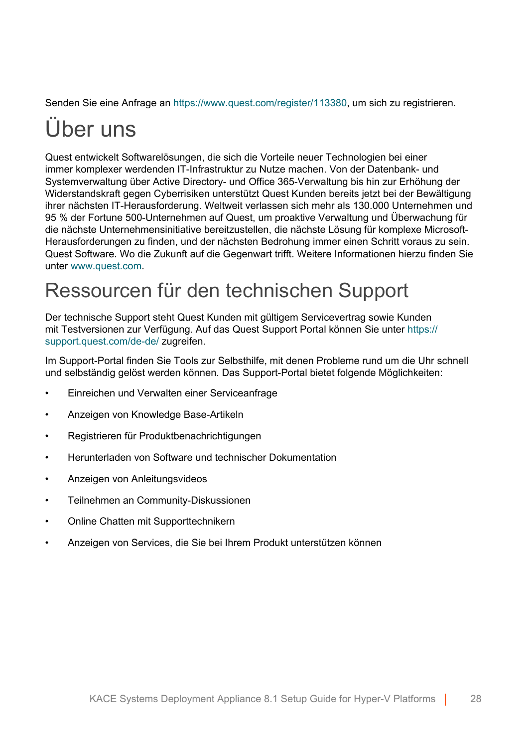Senden Sie eine Anfrage an https://www.quest.com/register/113380, um sich zu registrieren.

# Über uns

Quest entwickelt Softwarelösungen, die sich die Vorteile neuer Technologien bei einer immer komplexer werdenden IT-Infrastruktur zu Nutze machen. Von der Datenbank- und Systemverwaltung über Active Directory- und Office 365-Verwaltung bis hin zur Erhöhung der Widerstandskraft gegen Cyberrisiken unterstützt Quest Kunden bereits jetzt bei der Bewältigung ihrer nächsten IT-Herausforderung. Weltweit verlassen sich mehr als 130.000 Unternehmen und 95 % der Fortune 500-Unternehmen auf Quest, um proaktive Verwaltung und Überwachung für die nächste Unternehmensinitiative bereitzustellen, die nächste Lösung für komplexe Microsoft-Herausforderungen zu finden, und der nächsten Bedrohung immer einen Schritt voraus zu sein. Quest Software. Wo die Zukunft auf die Gegenwart trifft. Weitere Informationen hierzu finden Sie unter www.quest.com.

# Ressourcen für den technischen Support

Der technische Support steht Quest Kunden mit gültigem Servicevertrag sowie Kunden mit Testversionen zur Verfügung. Auf das Quest Support Portal können Sie unter https://support.quest.com/de-de/ zugreifen.

Im Support-Portal finden Sie Tools zur Selbsthilfe, mit denen Probleme rund um die Uhr schnell und selbständig gelöst werden können. Das Support-Portal bietet folgende Möglichkeiten:

- Einreichen und Verwalten einer Serviceanfrage
- Anzeigen von Knowledge Base-Artikeln
- Registrieren für Produktbenachrichtigungen
- Herunterladen von Software und technischer Dokumentation
- Anzeigen von Anleitungsvideos
- Teilnehmen an Community-Diskussionen
- Online Chatten mit Supporttechnikern
- Anzeigen von Services, die Sie bei Ihrem Produkt unterstützen können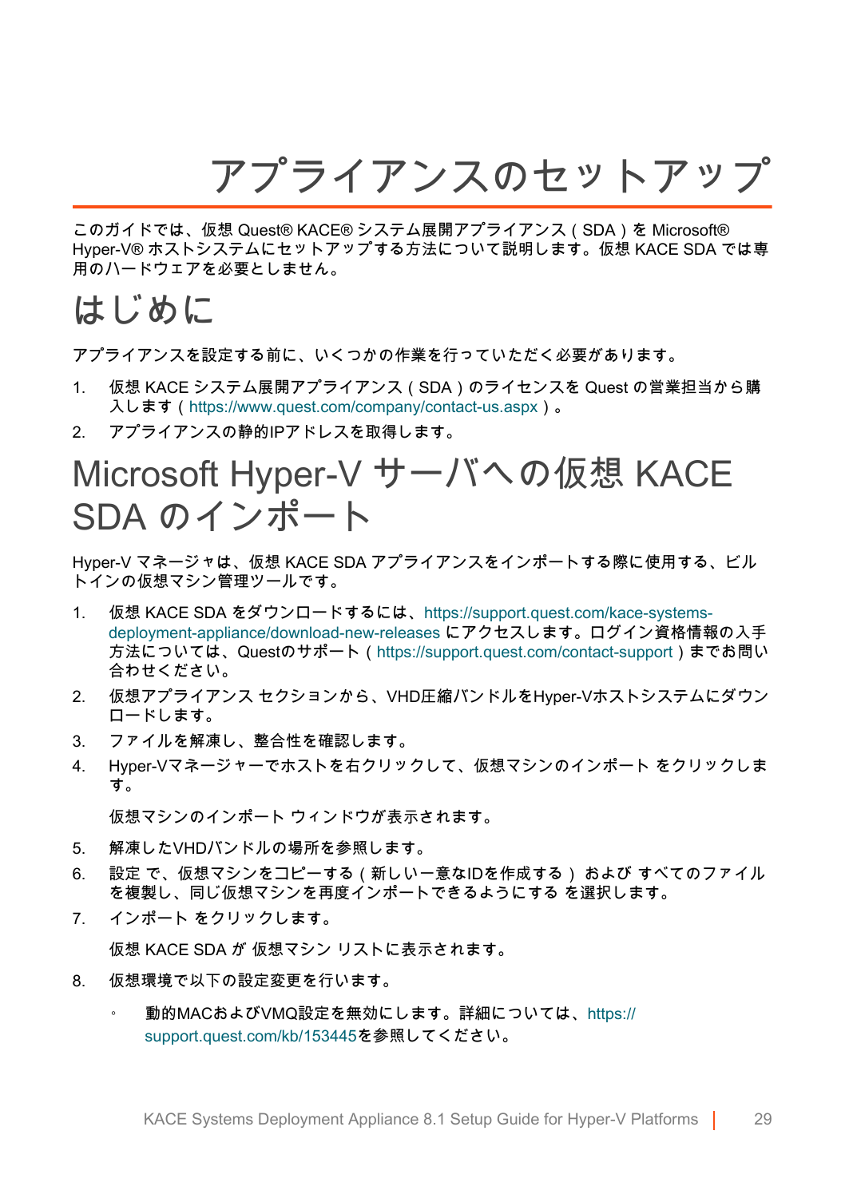# アプライアンスのセットアップ

このガイドでは、仮想 Quest® KACE® システム展開アプライアンス（SDA）を Microsoft® Hyper-V® ホストシステムにセットアップする方法について説明します。仮想 KACE SDA では専用のハードウェアを必要としません。

## はじめに

アプライアンスを設定する前に、いくつかの作業を行っていただく必要があります。

1. 仮想 KACE システム展開アプライアンス（SDA）のライセンスを Quest の営業担当から購入します（https://www.quest.com/company/contact-us.aspx）。
2. アプライアンスの静的IPアドレスを取得します。

## Microsoft Hyper-V サーバへの仮想 KACE SDA のインポート

Hyper-V マネージャは、仮想 KACE SDA アプライアンスをインポートする際に使用する、ビルトインの仮想マシン管理ツールです。

1. 仮想 KACE SDA をダウンロードするには、https://support.quest.com/kace-systems-deployment-appliance/download-new-releases にアクセスします。ログイン資格情報の入手方法については、Questのサポート（https://support.quest.com/contact-support）までお問い合わせください。
2. 仮想アプライアンス セクションから、VHD圧縮バンドルをHyper-Vホストシステムにダウンロードします。
3. ファイルを解凍し、整合性を確認します。
4. Hyper-Vマネージャーでホストを右クリックして、仮想マシンのインポート をクリックします。

   仮想マシンのインポート ウィンドウが表示されます。

5. 解凍したVHDバンドルの場所を参照します。
6. 設定 で、仮想マシンをコピーする（新しい一意なIDを作成する） および すべてのファイルを複製し、同じ仮想マシンを再度インポートできるようにする を選択します。
7. インポート をクリックします。

   仮想 KACE SDA が 仮想マシン リストに表示されます。

8. 仮想環境で以下の設定変更を行います。

   - 動的MACおよびVMQ設定を無効にします。詳細については、https://support.quest.com/kb/153445を参照してください。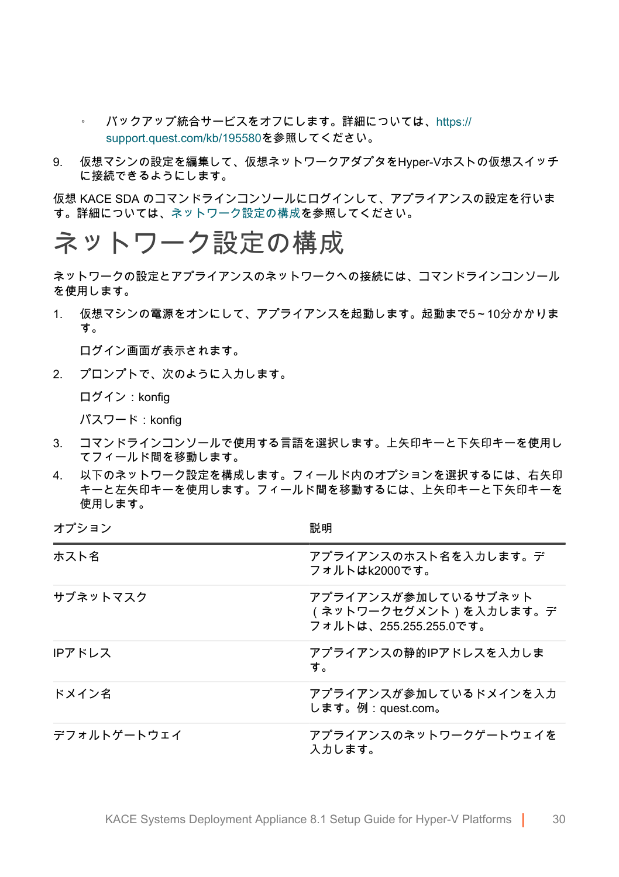- バックアップ統合サービスをオフにします。詳細については、https://support.quest.com/kb/195580を参照してください。

9. 仮想マシンの設定を編集して、仮想ネットワークアダプタをHyper-Vホストの仮想スイッチに接続できるようにします。

仮想 KACE SDA のコマンドラインコンソールにログインして、アプライアンスの設定を行います。詳細については、ネットワーク設定の構成を参照してください。

# ネットワーク設定の構成

ネットワークの設定とアプライアンスのネットワークへの接続には、コマンドラインコンソールを使用します。

1. 仮想マシンの電源をオンにして、アプライアンスを起動します。起動まで5~10分かかります。

   ログイン画面が表示されます。

2. プロンプトで、次のように入力します。

   ログイン：konfig

   パスワード：konfig

3. コマンドラインコンソールで使用する言語を選択します。上矢印キーと下矢印キーを使用してフィールド間を移動します。
4. 以下のネットワーク設定を構成します。フィールド内のオプションを選択するには、右矢印キーと左矢印キーを使用します。フィールド間を移動するには、上矢印キーと下矢印キーを使用します。

| オプション | 説明 |
|---|---|
| ホスト名 | アプライアンスのホスト名を入力します。デフォルトはk2000です。 |
| サブネットマスク | アプライアンスが参加しているサブネット（ネットワークセグメント）を入力します。デフォルトは、255.255.255.0です。 |
| IPアドレス | アプライアンスの静的IPアドレスを入力します。 |
| ドメイン名 | アプライアンスが参加しているドメインを入力します。例：quest.com。 |
| デフォルトゲートウェイ | アプライアンスのネットワークゲートウェイを入力します。 |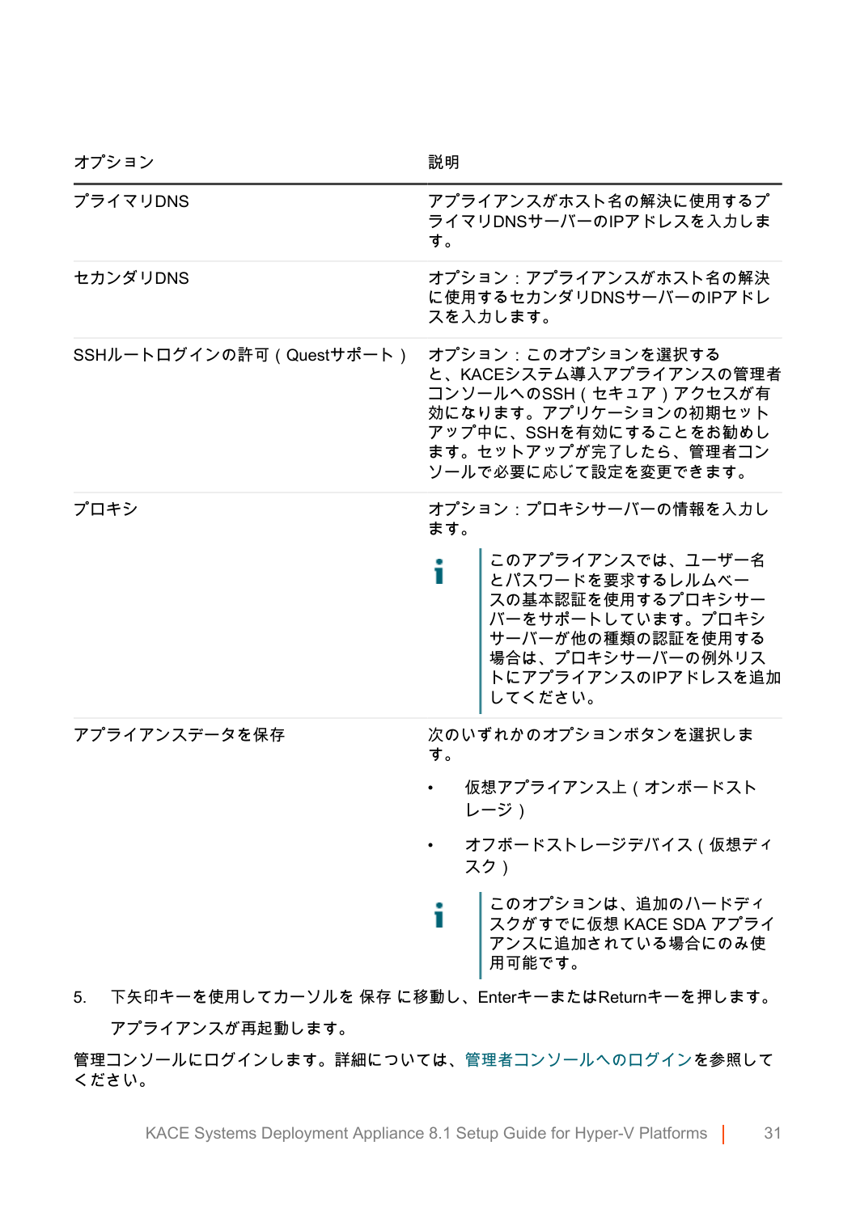| オプション | 説明 |
|---|---|
| プライマリDNS | アプライアンスがホスト名の解決に使用するプライマリDNSサーバーのIPアドレスを入力します。 |
| セカンダリDNS | オプション：アプライアンスがホスト名の解決に使用するセカンダリDNSサーバーのIPアドレスを入力します。 |
| SSHルートログインの許可（Questサポート） | オプション：このオプションを選択すると、KACEシステム導入アプライアンスの管理者コンソールへのSSH（セキュア）アクセスが有効になります。アプリケーションの初期セットアップ中に、SSHを有効にすることをお勧めします。セットアップが完了したら、管理者コンソールで必要に応じて設定を変更できます。 |
| プロキシ | オプション：プロキシサーバーの情報を入力します。<br><br>このアプライアンスでは、ユーザー名とパスワードを要求するレルムベースの基本認証を使用するプロキシサーバーをサポートしています。プロキシサーバーが他の種類の認証を使用する場合は、プロキシサーバーの例外リストにアプライアンスのIPアドレスを追加してください。 |
| アプライアンスデータを保存 | 次のいずれかのオプションボタンを選択します。<br><br>• 仮想アプライアンス上（オンボードストレージ）<br>• オフボードストレージデバイス（仮想ディスク）<br><br>このオプションは、追加のハードディスクがすでに仮想 KACE SDA アプライアンスに追加されている場合にのみ使用可能です。 |

5. 下矢印キーを使用してカーソルを 保存 に移動し、EnterキーまたはReturnキーを押します。

   アプライアンスが再起動します。

管理コンソールにログインします。詳細については、管理者コンソールへのログインを参照してください。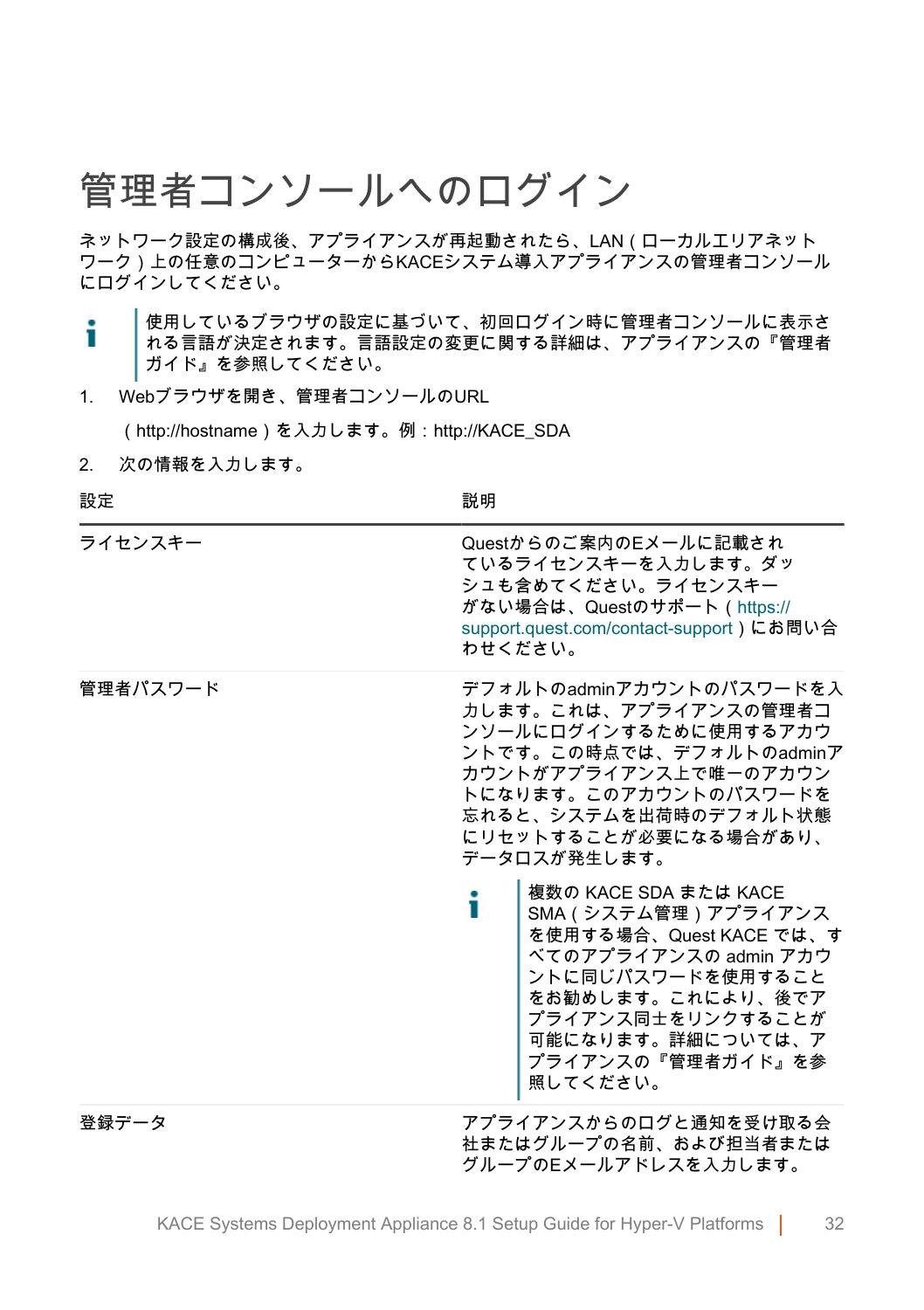# 管理者コンソールへのログイン

ネットワーク設定の構成後、アプライアンスが再起動されたら、LAN（ローカルエリアネットワーク）上の任意のコンピューターからKACEシステム導入アプライアンスの管理者コンソールにログインしてください。

> 使用しているブラウザの設定に基づいて、初回ログイン時に管理者コンソールに表示される言語が決定されます。言語設定の変更に関する詳細は、アプライアンスの『管理者ガイド』を参照してください。

1. Webブラウザを開き、管理者コンソールのURL

   （http://hostname）を入力します。例：http://KACE_SDA

2. 次の情報を入力します。

| 設定 | 説明 |
|---|---|
| ライセンスキー | Questからのご案内のEメールに記載されているライセンスキーを入力します。ダッシュも含めてください。ライセンスキーがない場合は、Questのサポート（https://support.quest.com/contact-support）にお問い合わせください。 |
| 管理者パスワード | デフォルトのadminアカウントのパスワードを入力します。これは、アプライアンスの管理者コンソールにログインするために使用するアカウントです。この時点では、デフォルトのadminアカウントがアプライアンス上で唯一のアカウントになります。このアカウントのパスワードを忘れると、システムを出荷時のデフォルト状態にリセットすることが必要になる場合があり、データロスが発生します。<br><br>複数の KACE SDA または KACE SMA（システム管理）アプライアンスを使用する場合、Quest KACE では、すべてのアプライアンスの admin アカウントに同じパスワードを使用することをお勧めします。これにより、後でアプライアンス同士をリンクすることが可能になります。詳細については、アプライアンスの『管理者ガイド』を参照してください。 |
| 登録データ | アプライアンスからのログと通知を受け取る会社またはグループの名前、および担当者またはグループのEメールアドレスを入力します。 |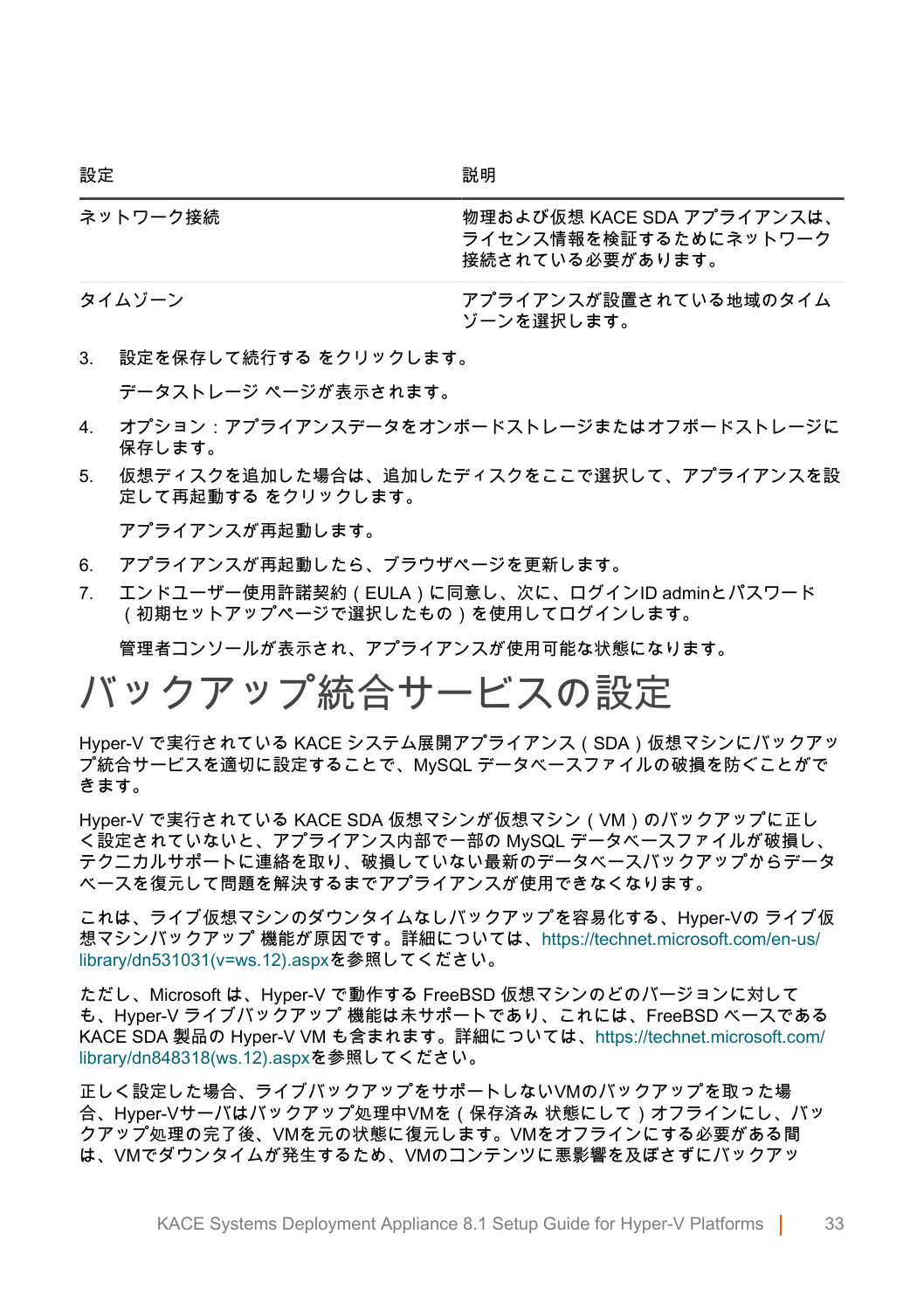| 設定 | 説明 |
| --- | --- |
| ネットワーク接続 | 物理および仮想 KACE SDA アプライアンスは、ライセンス情報を検証するためにネットワーク接続されている必要があります。 |
| タイムゾーン | アプライアンスが設置されている地域のタイムゾーンを選択します。 |

3. 設定を保存して続行する をクリックします。

   データストレージ ページが表示されます。

4. オプション：アプライアンスデータをオンボードストレージまたはオフボードストレージに保存します。
5. 仮想ディスクを追加した場合は、追加したディスクをここで選択して、アプライアンスを設定して再起動する をクリックします。

   アプライアンスが再起動します。

6. アプライアンスが再起動したら、ブラウザページを更新します。
7. エンドユーザー使用許諾契約（EULA）に同意し、次に、ログインID adminとパスワード（初期セットアップページで選択したもの）を使用してログインします。

   管理者コンソールが表示され、アプライアンスが使用可能な状態になります。

# バックアップ統合サービスの設定

Hyper-V で実行されている KACE システム展開アプライアンス（SDA）仮想マシンにバックアップ統合サービスを適切に設定することで、MySQL データベースファイルの破損を防ぐことができます。

Hyper-V で実行されている KACE SDA 仮想マシンが仮想マシン（VM）のバックアップに正しく設定されていないと、アプライアンス内部で一部の MySQL データベースファイルが破損し、テクニカルサポートに連絡を取り、破損していない最新のデータベースバックアップからデータベースを復元して問題を解決するまでアプライアンスが使用できなくなります。

これは、ライブ仮想マシンのダウンタイムなしバックアップを容易化する、Hyper-Vの ライブ仮想マシンバックアップ 機能が原因です。詳細については、https://technet.microsoft.com/en-us/library/dn531031(v=ws.12).aspxを参照してください。

ただし、Microsoft は、Hyper-V で動作する FreeBSD 仮想マシンのどのバージョンに対しても、Hyper-V ライブバックアップ 機能は未サポートであり、これには、FreeBSD ベースである KACE SDA 製品の Hyper-V VM も含まれます。詳細については、https://technet.microsoft.com/library/dn848318(ws.12).aspxを参照してください。

正しく設定した場合、ライブバックアップをサポートしないVMのバックアップを取った場合、Hyper-Vサーバはバックアップ処理中VMを（保存済み 状態にして）オフラインにし、バックアップ処理の完了後、VMを元の状態に復元します。VMをオフラインにする必要がある間は、VMでダウンタイムが発生するため、VMのコンテンツに悪影響を及ぼさずにバックアッ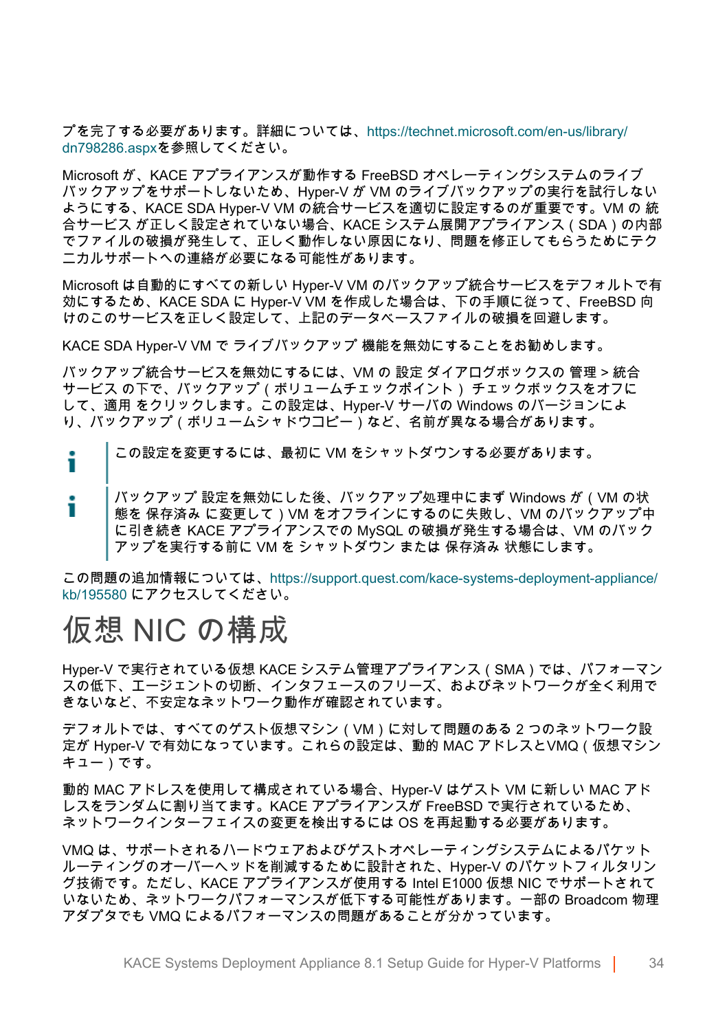プを完了する必要があります。詳細については、https://technet.microsoft.com/en-us/library/dn798286.aspxを参照してください。

Microsoft が、KACE アプライアンスが動作する FreeBSD オペレーティングシステムのライブバックアップをサポートしないため、Hyper-V が VM のライブバックアップの実行を試行しないようにする、KACE SDA Hyper-V VM の統合サービスを適切に設定するのが重要です。VM の 統合サービス が正しく設定されていない場合、KACE システム展開アプライアンス ( SDA ) の内部でファイルの破損が発生して、正しく動作しない原因になり、問題を修正してもらうためにテクニカルサポートへの連絡が必要になる可能性があります。

Microsoft は自動的にすべての新しい Hyper-V VM のバックアップ統合サービスをデフォルトで有効にするため、KACE SDA に Hyper-V VM を作成した場合は、下の手順に従って、FreeBSD 向けのこのサービスを正しく設定して、上記のデータベースファイルの破損を回避します。

KACE SDA Hyper-V VM で ライブバックアップ 機能を無効にすることをお勧めします。

バックアップ統合サービスを無効にするには、VM の 設定 ダイアログボックスの 管理 > 統合サービス の下で、バックアップ ( ボリュームチェックポイント ) チェックボックスをオフにして、適用 をクリックします。この設定は、Hyper-V サーバの Windows のバージョンにより、バックアップ ( ボリュームシャドウコピー ) など、名前が異なる場合があります。

> この設定を変更するには、最初に VM をシャットダウンする必要があります。

> バックアップ 設定を無効にした後、バックアップ処理中にまず Windows が ( VM の状態を 保存済み に変更して ) VM をオフラインにするのに失敗し、VM のバックアップ中に引き続き KACE アプライアンスでの MySQL の破損が発生する場合は、VM のバックアップを実行する前に VM を シャットダウン または 保存済み 状態にします。

この問題の追加情報については、https://support.quest.com/kace-systems-deployment-appliance/kb/195580 にアクセスしてください。

# 仮想 NIC の構成

Hyper-V で実行されている仮想 KACE システム管理アプライアンス ( SMA ) では、パフォーマンスの低下、エージェントの切断、インタフェースのフリーズ、およびネットワークが全く利用できないなど、不安定なネットワーク動作が確認されています。

デフォルトでは、すべてのゲスト仮想マシン ( VM ) に対して問題のある 2 つのネットワーク設定が Hyper-V で有効になっています。これらの設定は、動的 MAC アドレスとVMQ ( 仮想マシンキュー ) です。

動的 MAC アドレスを使用して構成されている場合、Hyper-V はゲスト VM に新しい MAC アドレスをランダムに割り当てます。KACE アプライアンスが FreeBSD で実行されているため、ネットワークインターフェイスの変更を検出するには OS を再起動する必要があります。

VMQ は、サポートされるハードウェアおよびゲストオペレーティングシステムによるパケットルーティングのオーバーヘッドを削減するために設計された、Hyper-V のパケットフィルタリング技術です。ただし、KACE アプライアンスが使用する Intel E1000 仮想 NIC でサポートされていないため、ネットワークパフォーマンスが低下する可能性があります。一部の Broadcom 物理アダプタでも VMQ によるパフォーマンスの問題があることが分かっています。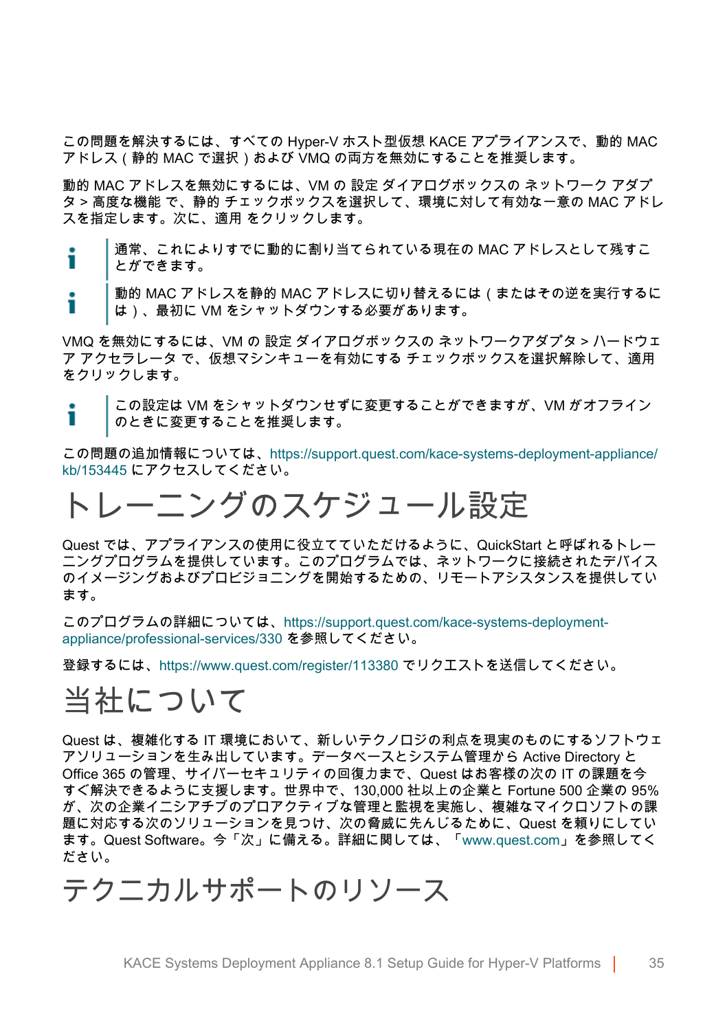この問題を解決するには、すべての Hyper-V ホスト型仮想 KACE アプライアンスで、動的 MAC アドレス ( 静的 MAC で選択 ) および VMQ の両方を無効にすることを推奨します。

動的 MAC アドレスを無効にするには、VM の 設定 ダイアログボックスの ネットワーク アダプタ > 高度な機能 で、静的 チェックボックスを選択して、環境に対して有効な一意の MAC アドレスを指定します。次に、適用 をクリックします。

> 通常、これによりすでに動的に割り当てられている現在の MAC アドレスとして残すことができます。

> 動的 MAC アドレスを静的 MAC アドレスに切り替えるには ( またはその逆を実行するには )、最初に VM をシャットダウンする必要があります。

VMQ を無効にするには、VM の 設定 ダイアログボックスの ネットワークアダプタ > ハードウェア アクセラレータ で、仮想マシンキューを有効にする チェックボックスを選択解除して、適用 をクリックします。

> この設定は VM をシャットダウンせずに変更することができますが、VM がオフラインのときに変更することを推奨します。

この問題の追加情報については、https://support.quest.com/kace-systems-deployment-appliance/kb/153445 にアクセスしてください。

# トレーニングのスケジュール設定

Quest では、アプライアンスの使用に役立てていただけるように、QuickStart と呼ばれるトレーニングプログラムを提供しています。このプログラムでは、ネットワークに接続されたデバイスのイメージングおよびプロビジョニングを開始するための、リモートアシスタンスを提供しています。

このプログラムの詳細については、https://support.quest.com/kace-systems-deployment-appliance/professional-services/330 を参照してください。

登録するには、https://www.quest.com/register/113380 でリクエストを送信してください。

# 当社について

Quest は、複雑化する IT 環境において、新しいテクノロジの利点を現実のものにするソフトウェアソリューションを生み出しています。データベースとシステム管理から Active Directory と Office 365 の管理、サイバーセキュリティの回復力まで、Quest はお客様の次の IT の課題を今すぐ解決できるように支援します。世界中で、130,000 社以上の企業と Fortune 500 企業の 95% が、次の企業イニシアチブのプロアクティブな管理と監視を実施し、複雑なマイクロソフトの課題に対応する次のソリューションを見つけ、次の脅威に先んじるために、Quest を頼りにしています。Quest Software。今「次」に備える。詳細に関しては、「www.quest.com」を参照してください。

# テクニカルサポートのリソース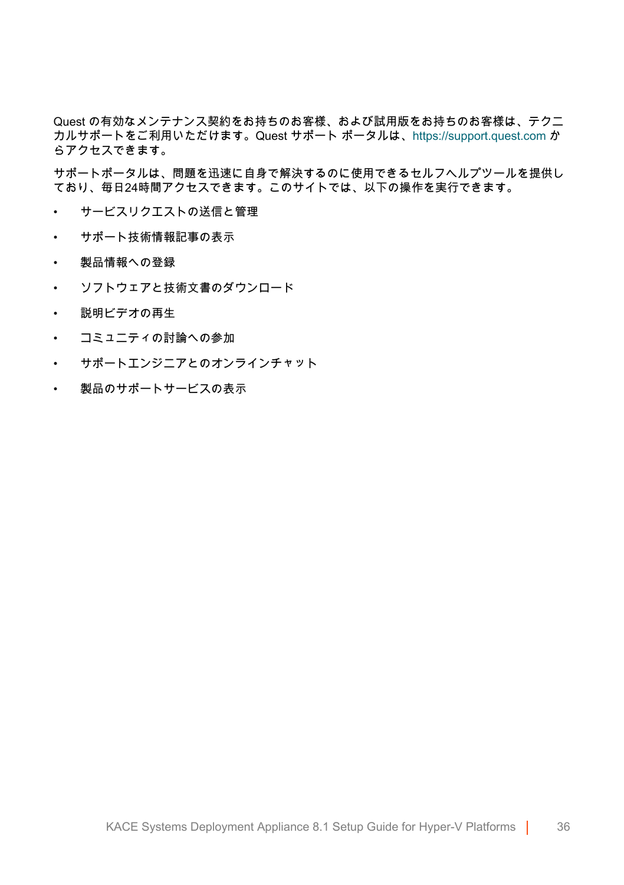Quest の有効なメンテナンス契約をお持ちのお客様、および試用版をお持ちのお客様は、テクニカルサポートをご利用いただけます。Quest サポート ポータルは、https://support.quest.com からアクセスできます。

サポートポータルは、問題を迅速に自身で解決するのに使用できるセルフヘルプツールを提供しており、毎日24時間アクセスできます。このサイトでは、以下の操作を実行できます。

- サービスリクエストの送信と管理
- サポート技術情報記事の表示
- 製品情報への登録
- ソフトウェアと技術文書のダウンロード
- 説明ビデオの再生
- コミュニティの討論への参加
- サポートエンジニアとのオンラインチャット
- 製品のサポートサービスの表示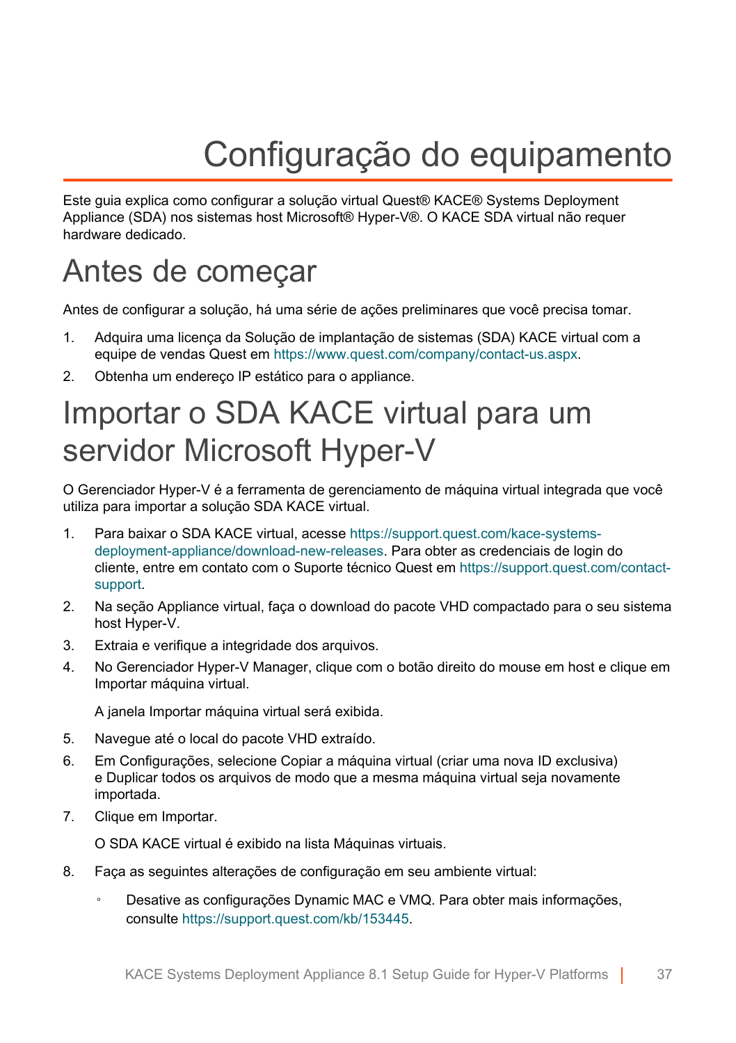# Configuração do equipamento

Este guia explica como configurar a solução virtual Quest® KACE® Systems Deployment Appliance (SDA) nos sistemas host Microsoft® Hyper-V®. O KACE SDA virtual não requer hardware dedicado.

## Antes de começar

Antes de configurar a solução, há uma série de ações preliminares que você precisa tomar.

1. Adquira uma licença da Solução de implantação de sistemas (SDA) KACE virtual com a equipe de vendas Quest em https://www.quest.com/company/contact-us.aspx.
2. Obtenha um endereço IP estático para o appliance.

## Importar o SDA KACE virtual para um servidor Microsoft Hyper-V

O Gerenciador Hyper-V é a ferramenta de gerenciamento de máquina virtual integrada que você utiliza para importar a solução SDA KACE virtual.

1. Para baixar o SDA KACE virtual, acesse https://support.quest.com/kace-systems-deployment-appliance/download-new-releases. Para obter as credenciais de login do cliente, entre em contato com o Suporte técnico Quest em https://support.quest.com/contact-support.
2. Na seção Appliance virtual, faça o download do pacote VHD compactado para o seu sistema host Hyper-V.
3. Extraia e verifique a integridade dos arquivos.
4. No Gerenciador Hyper-V Manager, clique com o botão direito do mouse em host e clique em Importar máquina virtual.

   A janela Importar máquina virtual será exibida.
5. Navegue até o local do pacote VHD extraído.
6. Em Configurações, selecione Copiar a máquina virtual (criar uma nova ID exclusiva) e Duplicar todos os arquivos de modo que a mesma máquina virtual seja novamente importada.
7. Clique em Importar.

   O SDA KACE virtual é exibido na lista Máquinas virtuais.
8. Faça as seguintes alterações de configuração em seu ambiente virtual:
   - Desative as configurações Dynamic MAC e VMQ. Para obter mais informações, consulte https://support.quest.com/kb/153445.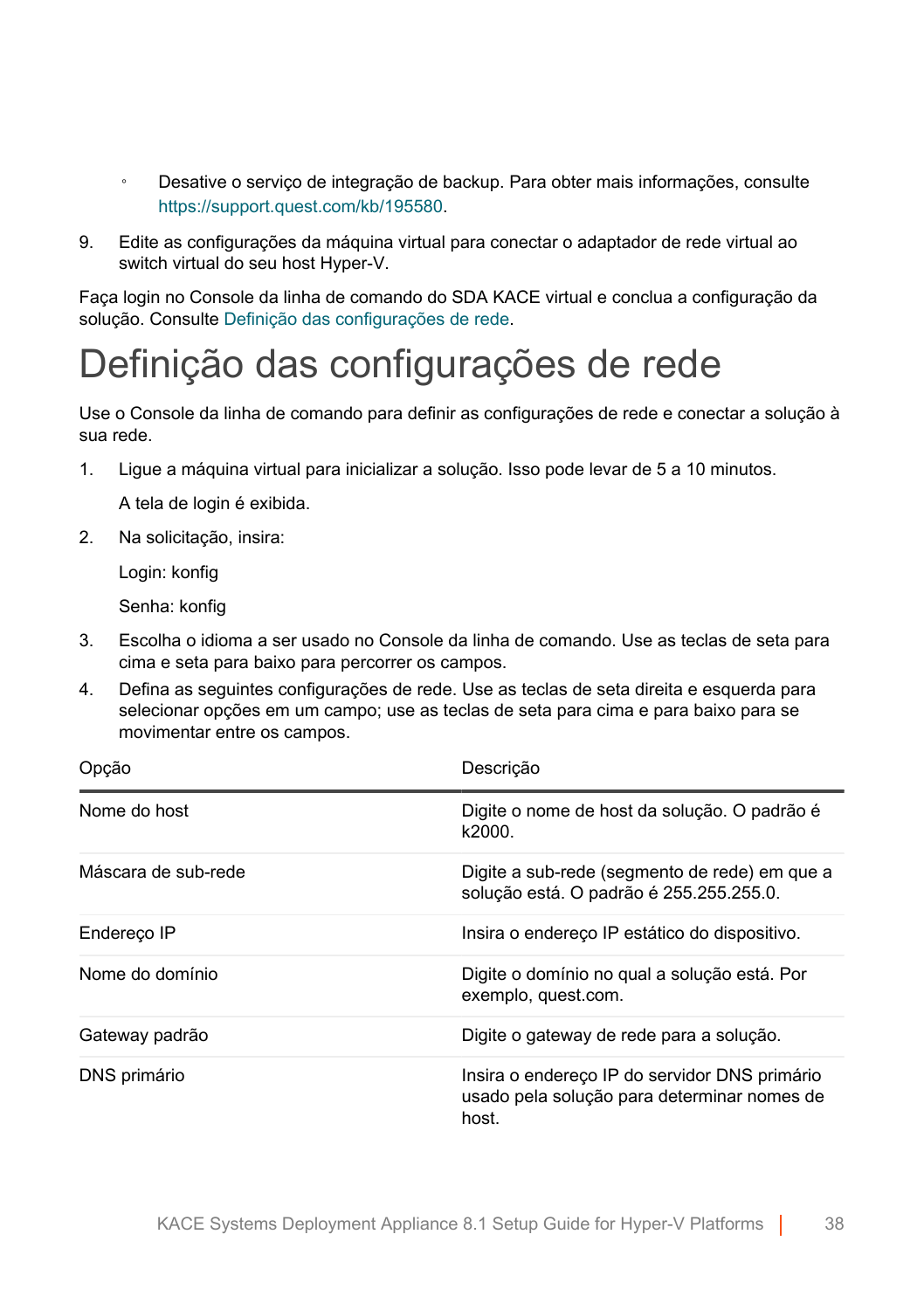- Desative o serviço de integração de backup. Para obter mais informações, consulte https://support.quest.com/kb/195580.

9. Edite as configurações da máquina virtual para conectar o adaptador de rede virtual ao switch virtual do seu host Hyper-V.

Faça login no Console da linha de comando do SDA KACE virtual e conclua a configuração da solução. Consulte Definição das configurações de rede.

# Definição das configurações de rede

Use o Console da linha de comando para definir as configurações de rede e conectar a solução à sua rede.

1. Ligue a máquina virtual para inicializar a solução. Isso pode levar de 5 a 10 minutos.

   A tela de login é exibida.

2. Na solicitação, insira:

   Login: konfig

   Senha: konfig

3. Escolha o idioma a ser usado no Console da linha de comando. Use as teclas de seta para cima e seta para baixo para percorrer os campos.
4. Defina as seguintes configurações de rede. Use as teclas de seta direita e esquerda para selecionar opções em um campo; use as teclas de seta para cima e para baixo para se movimentar entre os campos.

| Opção | Descrição |
|---|---|
| Nome do host | Digite o nome de host da solução. O padrão é k2000. |
| Máscara de sub-rede | Digite a sub-rede (segmento de rede) em que a solução está. O padrão é 255.255.255.0. |
| Endereço IP | Insira o endereço IP estático do dispositivo. |
| Nome do domínio | Digite o domínio no qual a solução está. Por exemplo, quest.com. |
| Gateway padrão | Digite o gateway de rede para a solução. |
| DNS primário | Insira o endereço IP do servidor DNS primário usado pela solução para determinar nomes de host. |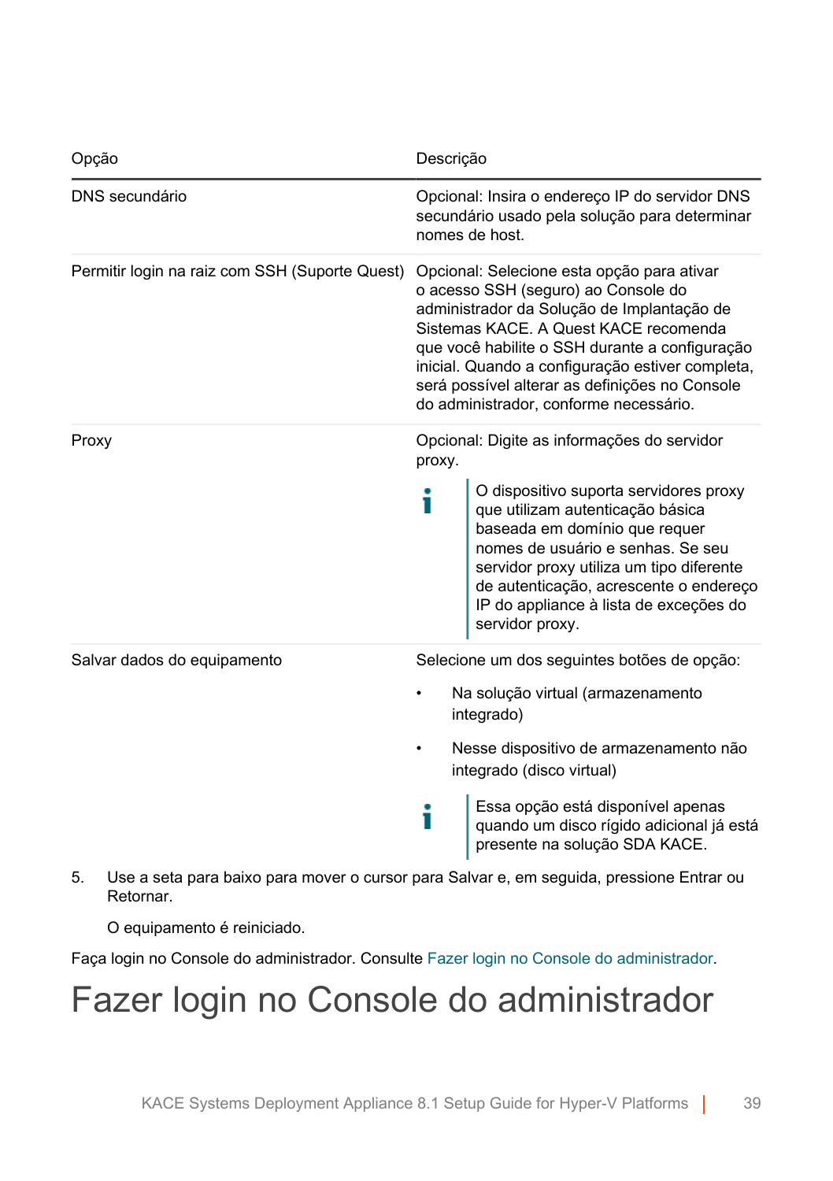| Opção | Descrição |
| --- | --- |
| DNS secundário | Opcional: Insira o endereço IP do servidor DNS secundário usado pela solução para determinar nomes de host. |
| Permitir login na raiz com SSH (Suporte Quest) | Opcional: Selecione esta opção para ativar o acesso SSH (seguro) ao Console do administrador da Solução de Implantação de Sistemas KACE. A Quest KACE recomenda que você habilite o SSH durante a configuração inicial. Quando a configuração estiver completa, será possível alterar as definições no Console do administrador, conforme necessário. |
| Proxy | Opcional: Digite as informações do servidor proxy.<br><br>O dispositivo suporta servidores proxy que utilizam autenticação básica baseada em domínio que requer nomes de usuário e senhas. Se seu servidor proxy utiliza um tipo diferente de autenticação, acrescente o endereço IP do appliance à lista de exceções do servidor proxy. |
| Salvar dados do equipamento | Selecione um dos seguintes botões de opção:<br><br>• Na solução virtual (armazenamento integrado)<br><br>• Nesse dispositivo de armazenamento não integrado (disco virtual)<br><br>Essa opção está disponível apenas quando um disco rígido adicional já está presente na solução SDA KACE. |

5. Use a seta para baixo para mover o cursor para Salvar e, em seguida, pressione Entrar ou Retornar.

   O equipamento é reiniciado.

Faça login no Console do administrador. Consulte Fazer login no Console do administrador.

# Fazer login no Console do administrador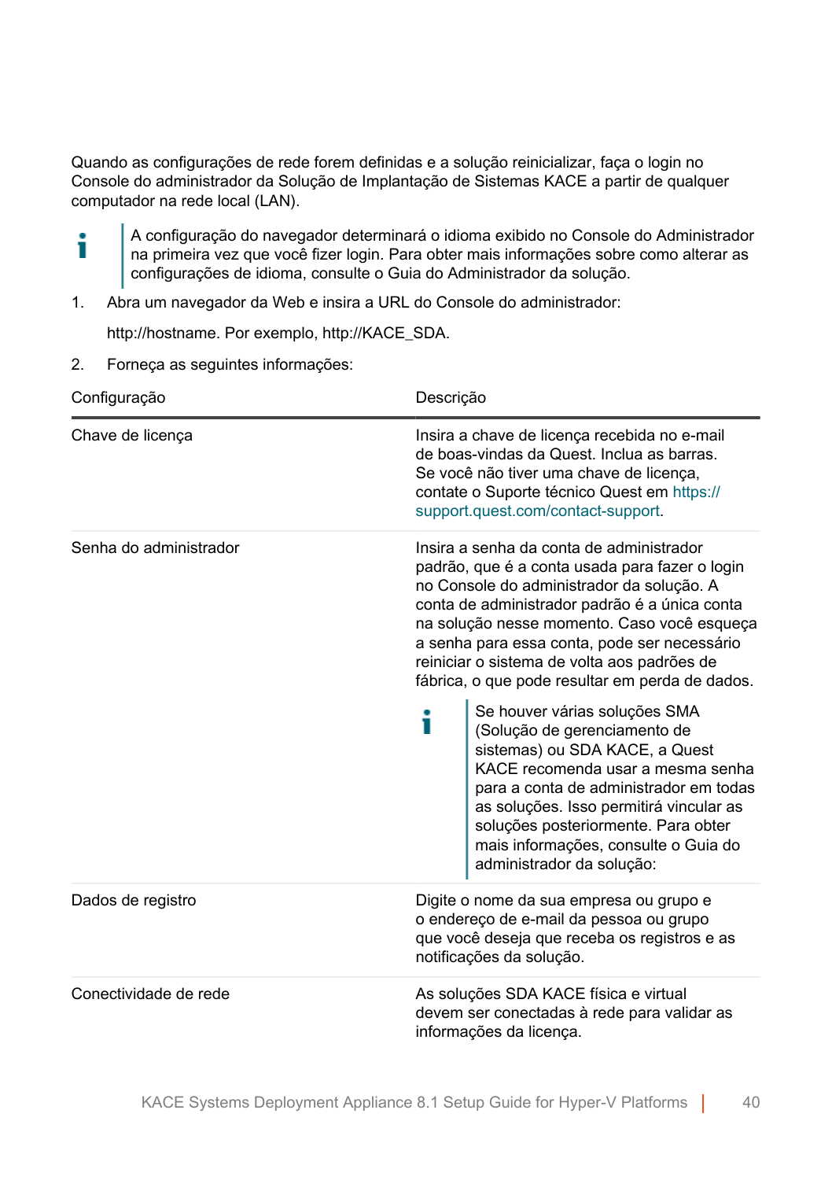Quando as configurações de rede forem definidas e a solução reinicializar, faça o login no Console do administrador da Solução de Implantação de Sistemas KACE a partir de qualquer computador na rede local (LAN).

> A configuração do navegador determinará o idioma exibido no Console do Administrador na primeira vez que você fizer login. Para obter mais informações sobre como alterar as configurações de idioma, consulte o Guia do Administrador da solução.

1. Abra um navegador da Web e insira a URL do Console do administrador:

   http://hostname. Por exemplo, http://KACE_SDA.

2. Forneça as seguintes informações:

| Configuração | Descrição |
| --- | --- |
| Chave de licença | Insira a chave de licença recebida no e-mail de boas-vindas da Quest. Inclua as barras. Se você não tiver uma chave de licença, contate o Suporte técnico Quest em https://support.quest.com/contact-support. |
| Senha do administrador | Insira a senha da conta de administrador padrão, que é a conta usada para fazer o login no Console do administrador da solução. A conta de administrador padrão é a única conta na solução nesse momento. Caso você esqueça a senha para essa conta, pode ser necessário reiniciar o sistema de volta aos padrões de fábrica, o que pode resultar em perda de dados. <br><br> Se houver várias soluções SMA (Solução de gerenciamento de sistemas) ou SDA KACE, a Quest KACE recomenda usar a mesma senha para a conta de administrador em todas as soluções. Isso permitirá vincular as soluções posteriormente. Para obter mais informações, consulte o Guia do administrador da solução: |
| Dados de registro | Digite o nome da sua empresa ou grupo e o endereço de e-mail da pessoa ou grupo que você deseja que receba os registros e as notificações da solução. |
| Conectividade de rede | As soluções SDA KACE física e virtual devem ser conectadas à rede para validar as informações da licença. |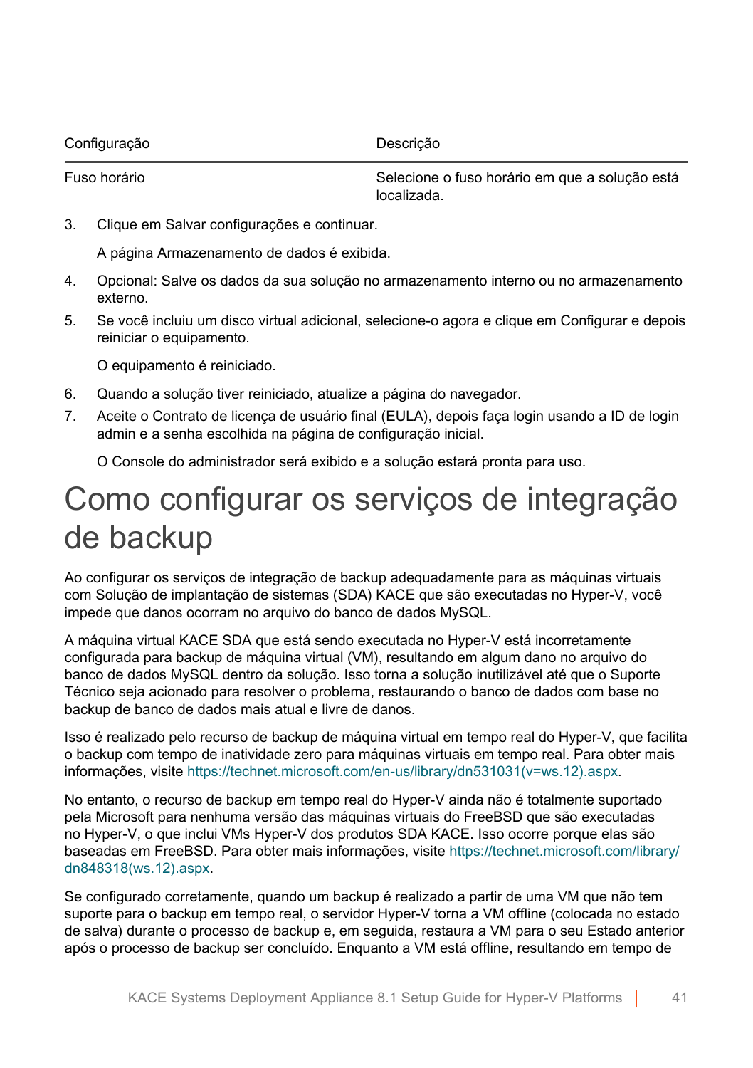| Configuração | Descrição |
| --- | --- |
| Fuso horário | Selecione o fuso horário em que a solução está localizada. |

3. Clique em Salvar configurações e continuar.

   A página Armazenamento de dados é exibida.

4. Opcional: Salve os dados da sua solução no armazenamento interno ou no armazenamento externo.
5. Se você incluiu um disco virtual adicional, selecione-o agora e clique em Configurar e depois reiniciar o equipamento.

   O equipamento é reiniciado.

6. Quando a solução tiver reiniciado, atualize a página do navegador.
7. Aceite o Contrato de licença de usuário final (EULA), depois faça login usando a ID de login admin e a senha escolhida na página de configuração inicial.

   O Console do administrador será exibido e a solução estará pronta para uso.

# Como configurar os serviços de integração de backup

Ao configurar os serviços de integração de backup adequadamente para as máquinas virtuais com Solução de implantação de sistemas (SDA) KACE que são executadas no Hyper-V, você impede que danos ocorram no arquivo do banco de dados MySQL.

A máquina virtual KACE SDA que está sendo executada no Hyper-V está incorretamente configurada para backup de máquina virtual (VM), resultando em algum dano no arquivo do banco de dados MySQL dentro da solução. Isso torna a solução inutilizável até que o Suporte Técnico seja acionado para resolver o problema, restaurando o banco de dados com base no backup de banco de dados mais atual e livre de danos.

Isso é realizado pelo recurso de backup de máquina virtual em tempo real do Hyper-V, que facilita o backup com tempo de inatividade zero para máquinas virtuais em tempo real. Para obter mais informações, visite https://technet.microsoft.com/en-us/library/dn531031(v=ws.12).aspx.

No entanto, o recurso de backup em tempo real do Hyper-V ainda não é totalmente suportado pela Microsoft para nenhuma versão das máquinas virtuais do FreeBSD que são executadas no Hyper-V, o que inclui VMs Hyper-V dos produtos SDA KACE. Isso ocorre porque elas são baseadas em FreeBSD. Para obter mais informações, visite https://technet.microsoft.com/library/dn848318(ws.12).aspx.

Se configurado corretamente, quando um backup é realizado a partir de uma VM que não tem suporte para o backup em tempo real, o servidor Hyper-V torna a VM offline (colocada no estado de salva) durante o processo de backup e, em seguida, restaura a VM para o seu Estado anterior após o processo de backup ser concluído. Enquanto a VM está offline, resultando em tempo de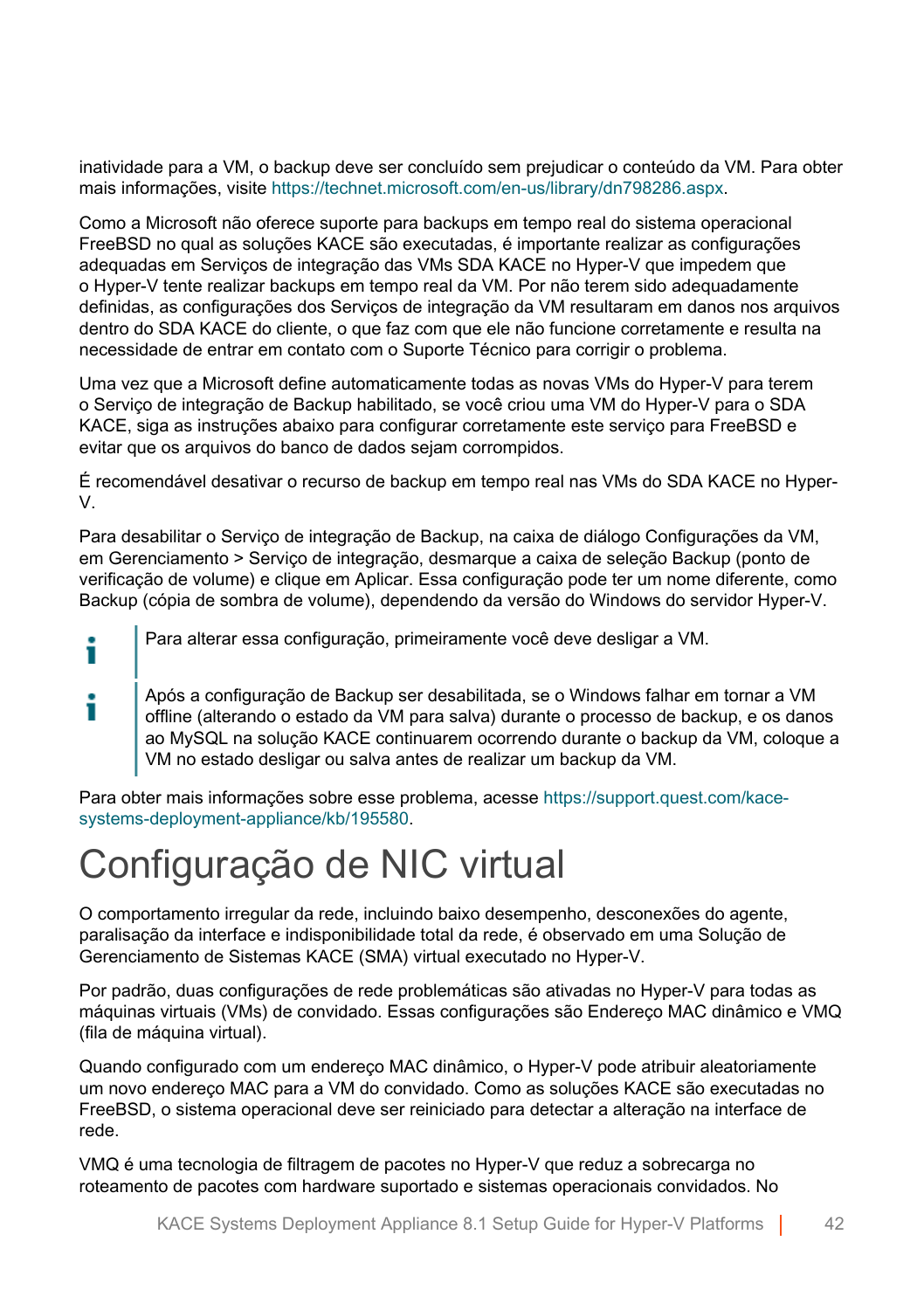inatividade para a VM, o backup deve ser concluído sem prejudicar o conteúdo da VM. Para obter mais informações, visite https://technet.microsoft.com/en-us/library/dn798286.aspx.

Como a Microsoft não oferece suporte para backups em tempo real do sistema operacional FreeBSD no qual as soluções KACE são executadas, é importante realizar as configurações adequadas em Serviços de integração das VMs SDA KACE no Hyper-V que impedem que o Hyper-V tente realizar backups em tempo real da VM. Por não terem sido adequadamente definidas, as configurações dos Serviços de integração da VM resultaram em danos nos arquivos dentro do SDA KACE do cliente, o que faz com que ele não funcione corretamente e resulta na necessidade de entrar em contato com o Suporte Técnico para corrigir o problema.

Uma vez que a Microsoft define automaticamente todas as novas VMs do Hyper-V para terem o Serviço de integração de Backup habilitado, se você criou uma VM do Hyper-V para o SDA KACE, siga as instruções abaixo para configurar corretamente este serviço para FreeBSD e evitar que os arquivos do banco de dados sejam corrompidos.

É recomendável desativar o recurso de backup em tempo real nas VMs do SDA KACE no Hyper-V.

Para desabilitar o Serviço de integração de Backup, na caixa de diálogo Configurações da VM, em Gerenciamento > Serviço de integração, desmarque a caixa de seleção Backup (ponto de verificação de volume) e clique em Aplicar. Essa configuração pode ter um nome diferente, como Backup (cópia de sombra de volume), dependendo da versão do Windows do servidor Hyper-V.

> Para alterar essa configuração, primeiramente você deve desligar a VM.

> Após a configuração de Backup ser desabilitada, se o Windows falhar em tornar a VM offline (alterando o estado da VM para salva) durante o processo de backup, e os danos ao MySQL na solução KACE continuarem ocorrendo durante o backup da VM, coloque a VM no estado desligar ou salva antes de realizar um backup da VM.

Para obter mais informações sobre esse problema, acesse https://support.quest.com/kace-systems-deployment-appliance/kb/195580.

# Configuração de NIC virtual

O comportamento irregular da rede, incluindo baixo desempenho, desconexões do agente, paralisação da interface e indisponibilidade total da rede, é observado em uma Solução de Gerenciamento de Sistemas KACE (SMA) virtual executado no Hyper-V.

Por padrão, duas configurações de rede problemáticas são ativadas no Hyper-V para todas as máquinas virtuais (VMs) de convidado. Essas configurações são Endereço MAC dinâmico e VMQ (fila de máquina virtual).

Quando configurado com um endereço MAC dinâmico, o Hyper-V pode atribuir aleatoriamente um novo endereço MAC para a VM do convidado. Como as soluções KACE são executadas no FreeBSD, o sistema operacional deve ser reiniciado para detectar a alteração na interface de rede.

VMQ é uma tecnologia de filtragem de pacotes no Hyper-V que reduz a sobrecarga no roteamento de pacotes com hardware suportado e sistemas operacionais convidados. No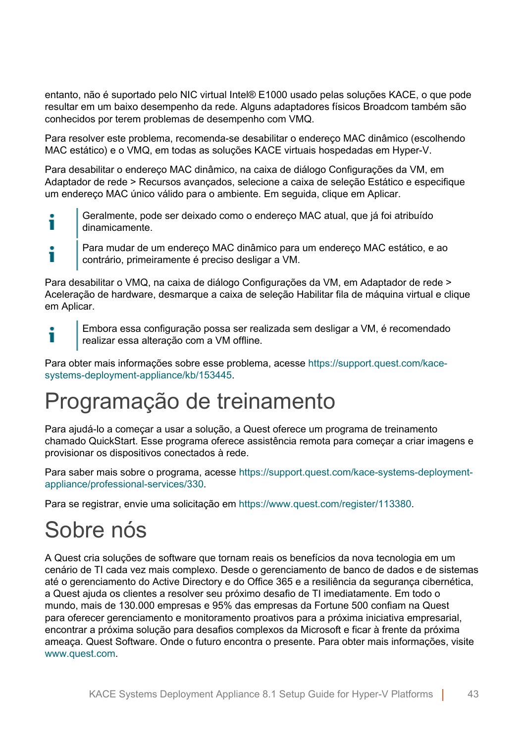entanto, não é suportado pelo NIC virtual Intel® E1000 usado pelas soluções KACE, o que pode resultar em um baixo desempenho da rede. Alguns adaptadores físicos Broadcom também são conhecidos por terem problemas de desempenho com VMQ.

Para resolver este problema, recomenda-se desabilitar o endereço MAC dinâmico (escolhendo MAC estático) e o VMQ, em todas as soluções KACE virtuais hospedadas em Hyper-V.

Para desabilitar o endereço MAC dinâmico, na caixa de diálogo Configurações da VM, em Adaptador de rede > Recursos avançados, selecione a caixa de seleção Estático e especifique um endereço MAC único válido para o ambiente. Em seguida, clique em Aplicar.

> Geralmente, pode ser deixado como o endereço MAC atual, que já foi atribuído dinamicamente.

> Para mudar de um endereço MAC dinâmico para um endereço MAC estático, e ao contrário, primeiramente é preciso desligar a VM.

Para desabilitar o VMQ, na caixa de diálogo Configurações da VM, em Adaptador de rede > Aceleração de hardware, desmarque a caixa de seleção Habilitar fila de máquina virtual e clique em Aplicar.

> Embora essa configuração possa ser realizada sem desligar a VM, é recomendado realizar essa alteração com a VM offline.

Para obter mais informações sobre esse problema, acesse https://support.quest.com/kace-systems-deployment-appliance/kb/153445.

# Programação de treinamento

Para ajudá-lo a começar a usar a solução, a Quest oferece um programa de treinamento chamado QuickStart. Esse programa oferece assistência remota para começar a criar imagens e provisionar os dispositivos conectados à rede.

Para saber mais sobre o programa, acesse https://support.quest.com/kace-systems-deployment-appliance/professional-services/330.

Para se registrar, envie uma solicitação em https://www.quest.com/register/113380.

# Sobre nós

A Quest cria soluções de software que tornam reais os benefícios da nova tecnologia em um cenário de TI cada vez mais complexo. Desde o gerenciamento de banco de dados e de sistemas até o gerenciamento do Active Directory e do Office 365 e a resiliência da segurança cibernética, a Quest ajuda os clientes a resolver seu próximo desafio de TI imediatamente. Em todo o mundo, mais de 130.000 empresas e 95% das empresas da Fortune 500 confiam na Quest para oferecer gerenciamento e monitoramento proativos para a próxima iniciativa empresarial, encontrar a próxima solução para desafios complexos da Microsoft e ficar à frente da próxima ameaça. Quest Software. Onde o futuro encontra o presente. Para obter mais informações, visite www.quest.com.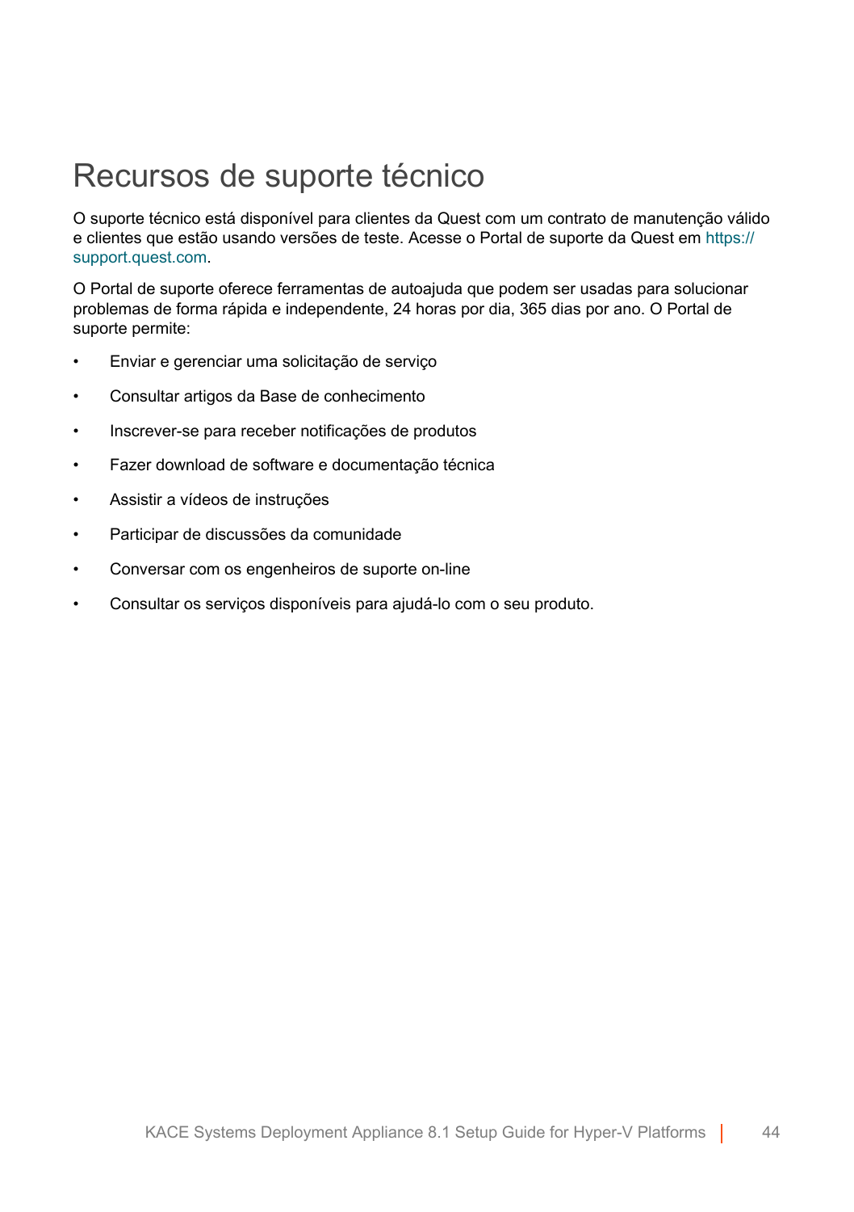# Recursos de suporte técnico

O suporte técnico está disponível para clientes da Quest com um contrato de manutenção válido e clientes que estão usando versões de teste. Acesse o Portal de suporte da Quest em https://support.quest.com.

O Portal de suporte oferece ferramentas de autoajuda que podem ser usadas para solucionar problemas de forma rápida e independente, 24 horas por dia, 365 dias por ano. O Portal de suporte permite:

- Enviar e gerenciar uma solicitação de serviço
- Consultar artigos da Base de conhecimento
- Inscrever-se para receber notificações de produtos
- Fazer download de software e documentação técnica
- Assistir a vídeos de instruções
- Participar de discussões da comunidade
- Conversar com os engenheiros de suporte on-line
- Consultar os serviços disponíveis para ajudá-lo com o seu produto.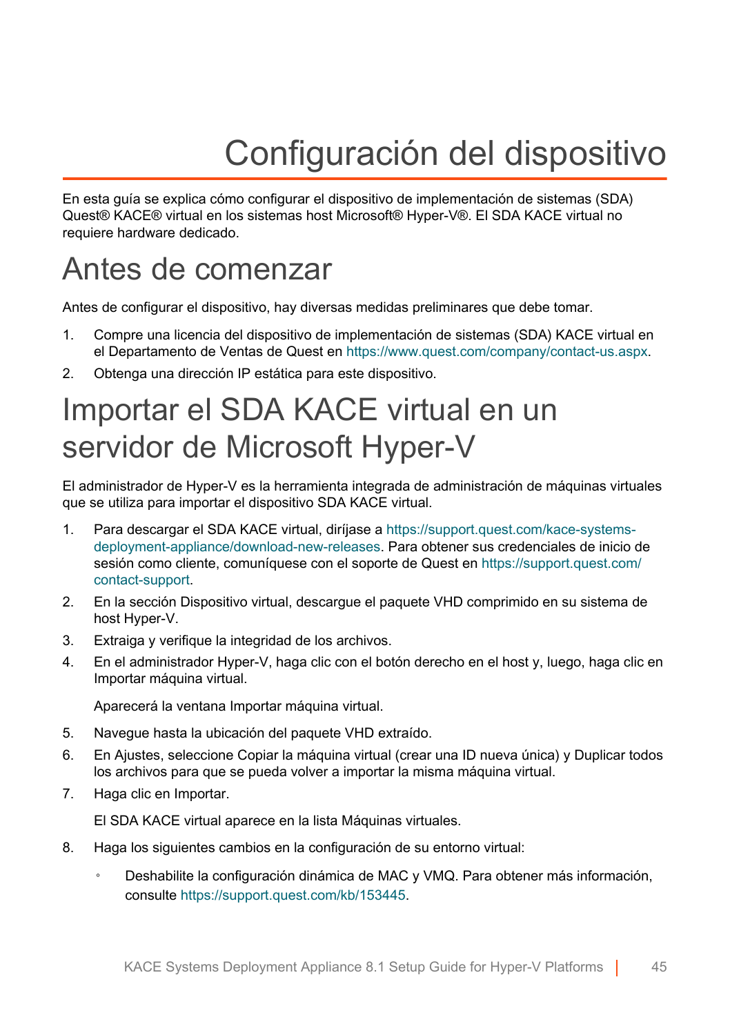# Configuración del dispositivo

En esta guía se explica cómo configurar el dispositivo de implementación de sistemas (SDA) Quest® KACE® virtual en los sistemas host Microsoft® Hyper-V®. El SDA KACE virtual no requiere hardware dedicado.

## Antes de comenzar

Antes de configurar el dispositivo, hay diversas medidas preliminares que debe tomar.

1. Compre una licencia del dispositivo de implementación de sistemas (SDA) KACE virtual en el Departamento de Ventas de Quest en https://www.quest.com/company/contact-us.aspx.
2. Obtenga una dirección IP estática para este dispositivo.

## Importar el SDA KACE virtual en un servidor de Microsoft Hyper-V

El administrador de Hyper-V es la herramienta integrada de administración de máquinas virtuales que se utiliza para importar el dispositivo SDA KACE virtual.

1. Para descargar el SDA KACE virtual, diríjase a https://support.quest.com/kace-systems-deployment-appliance/download-new-releases. Para obtener sus credenciales de inicio de sesión como cliente, comuníquese con el soporte de Quest en https://support.quest.com/contact-support.
2. En la sección Dispositivo virtual, descargue el paquete VHD comprimido en su sistema de host Hyper-V.
3. Extraiga y verifique la integridad de los archivos.
4. En el administrador Hyper-V, haga clic con el botón derecho en el host y, luego, haga clic en Importar máquina virtual.

   Aparecerá la ventana Importar máquina virtual.
5. Navegue hasta la ubicación del paquete VHD extraído.
6. En Ajustes, seleccione Copiar la máquina virtual (crear una ID nueva única) y Duplicar todos los archivos para que se pueda volver a importar la misma máquina virtual.
7. Haga clic en Importar.

   El SDA KACE virtual aparece en la lista Máquinas virtuales.
8. Haga los siguientes cambios en la configuración de su entorno virtual:
   - Deshabilite la configuración dinámica de MAC y VMQ. Para obtener más información, consulte https://support.quest.com/kb/153445.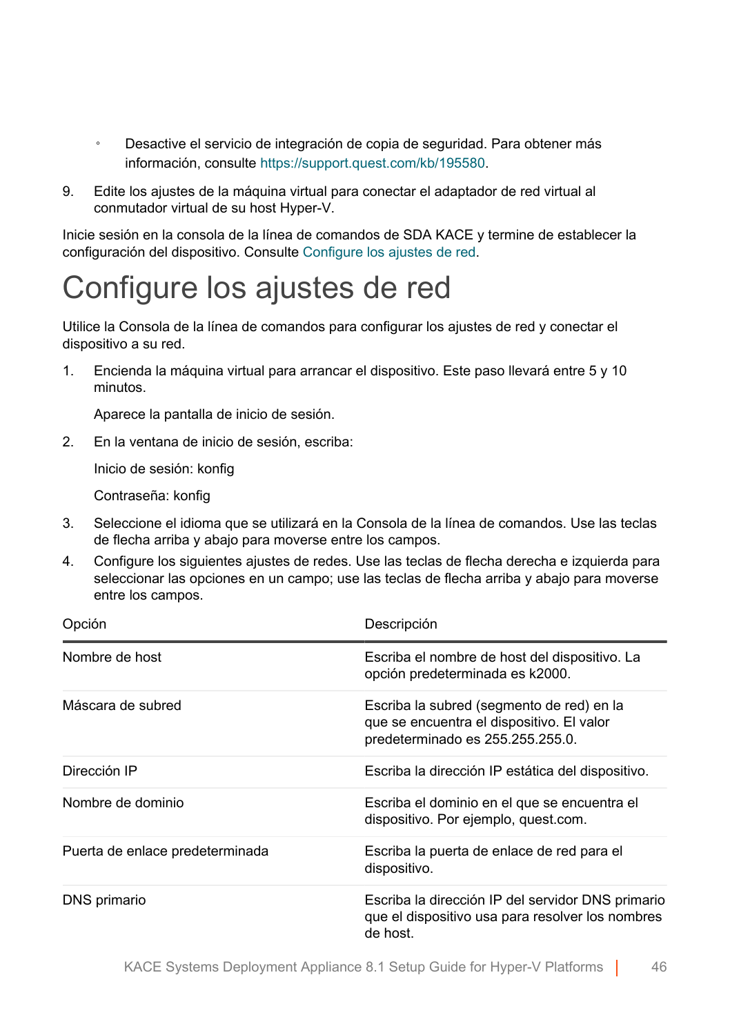- Desactive el servicio de integración de copia de seguridad. Para obtener más información, consulte https://support.quest.com/kb/195580.

9. Edite los ajustes de la máquina virtual para conectar el adaptador de red virtual al conmutador virtual de su host Hyper-V.

Inicie sesión en la consola de la línea de comandos de SDA KACE y termine de establecer la configuración del dispositivo. Consulte Configure los ajustes de red.

# Configure los ajustes de red

Utilice la Consola de la línea de comandos para configurar los ajustes de red y conectar el dispositivo a su red.

1. Encienda la máquina virtual para arrancar el dispositivo. Este paso llevará entre 5 y 10 minutos.

   Aparece la pantalla de inicio de sesión.

2. En la ventana de inicio de sesión, escriba:

   Inicio de sesión: konfig

   Contraseña: konfig

3. Seleccione el idioma que se utilizará en la Consola de la línea de comandos. Use las teclas de flecha arriba y abajo para moverse entre los campos.
4. Configure los siguientes ajustes de redes. Use las teclas de flecha derecha e izquierda para seleccionar las opciones en un campo; use las teclas de flecha arriba y abajo para moverse entre los campos.

| Opción | Descripción |
|---|---|
| Nombre de host | Escriba el nombre de host del dispositivo. La opción predeterminada es k2000. |
| Máscara de subred | Escriba la subred (segmento de red) en la que se encuentra el dispositivo. El valor predeterminado es 255.255.255.0. |
| Dirección IP | Escriba la dirección IP estática del dispositivo. |
| Nombre de dominio | Escriba el dominio en el que se encuentra el dispositivo. Por ejemplo, quest.com. |
| Puerta de enlace predeterminada | Escriba la puerta de enlace de red para el dispositivo. |
| DNS primario | Escriba la dirección IP del servidor DNS primario que el dispositivo usa para resolver los nombres de host. |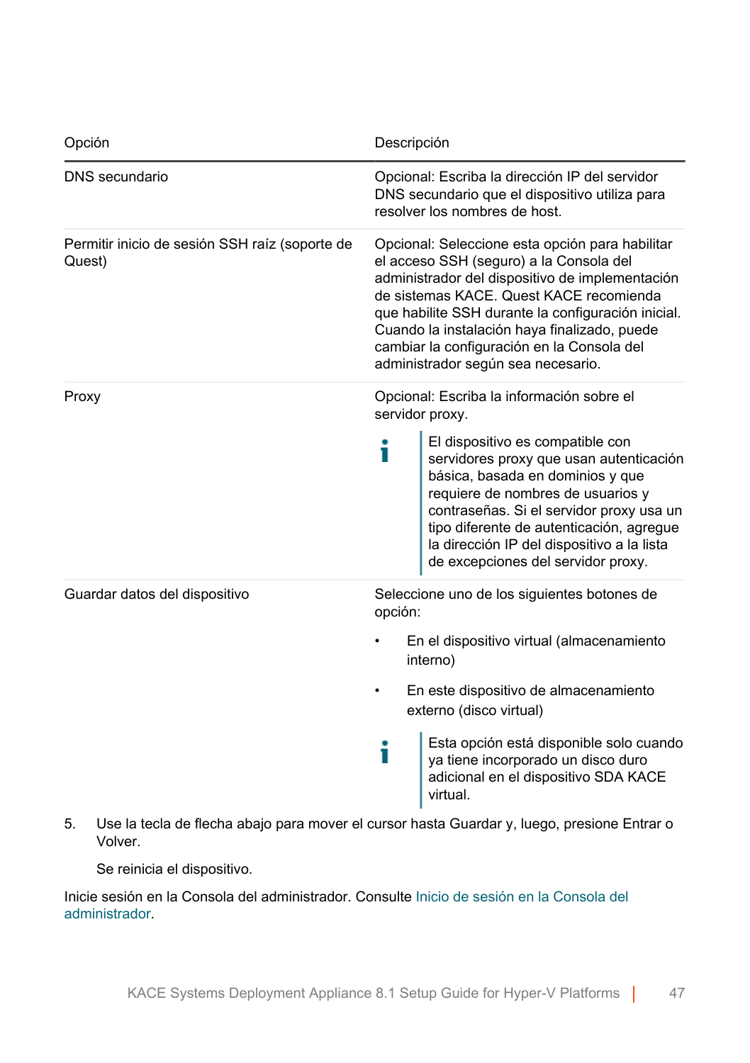| Opción | Descripción |
|---|---|
| DNS secundario | Opcional: Escriba la dirección IP del servidor DNS secundario que el dispositivo utiliza para resolver los nombres de host. |
| Permitir inicio de sesión SSH raíz (soporte de Quest) | Opcional: Seleccione esta opción para habilitar el acceso SSH (seguro) a la Consola del administrador del dispositivo de implementación de sistemas KACE. Quest KACE recomienda que habilite SSH durante la configuración inicial. Cuando la instalación haya finalizado, puede cambiar la configuración en la Consola del administrador según sea necesario. |
| Proxy | Opcional: Escriba la información sobre el servidor proxy.<br><br>El dispositivo es compatible con servidores proxy que usan autenticación básica, basada en dominios y que requiere de nombres de usuarios y contraseñas. Si el servidor proxy usa un tipo diferente de autenticación, agregue la dirección IP del dispositivo a la lista de excepciones del servidor proxy. |
| Guardar datos del dispositivo | Seleccione uno de los siguientes botones de opción:<br><br>• En el dispositivo virtual (almacenamiento interno)<br>• En este dispositivo de almacenamiento externo (disco virtual)<br><br>Esta opción está disponible solo cuando ya tiene incorporado un disco duro adicional en el dispositivo SDA KACE virtual. |

5. Use la tecla de flecha abajo para mover el cursor hasta Guardar y, luego, presione Entrar o Volver.

   Se reinicia el dispositivo.

Inicie sesión en la Consola del administrador. Consulte Inicio de sesión en la Consola del administrador.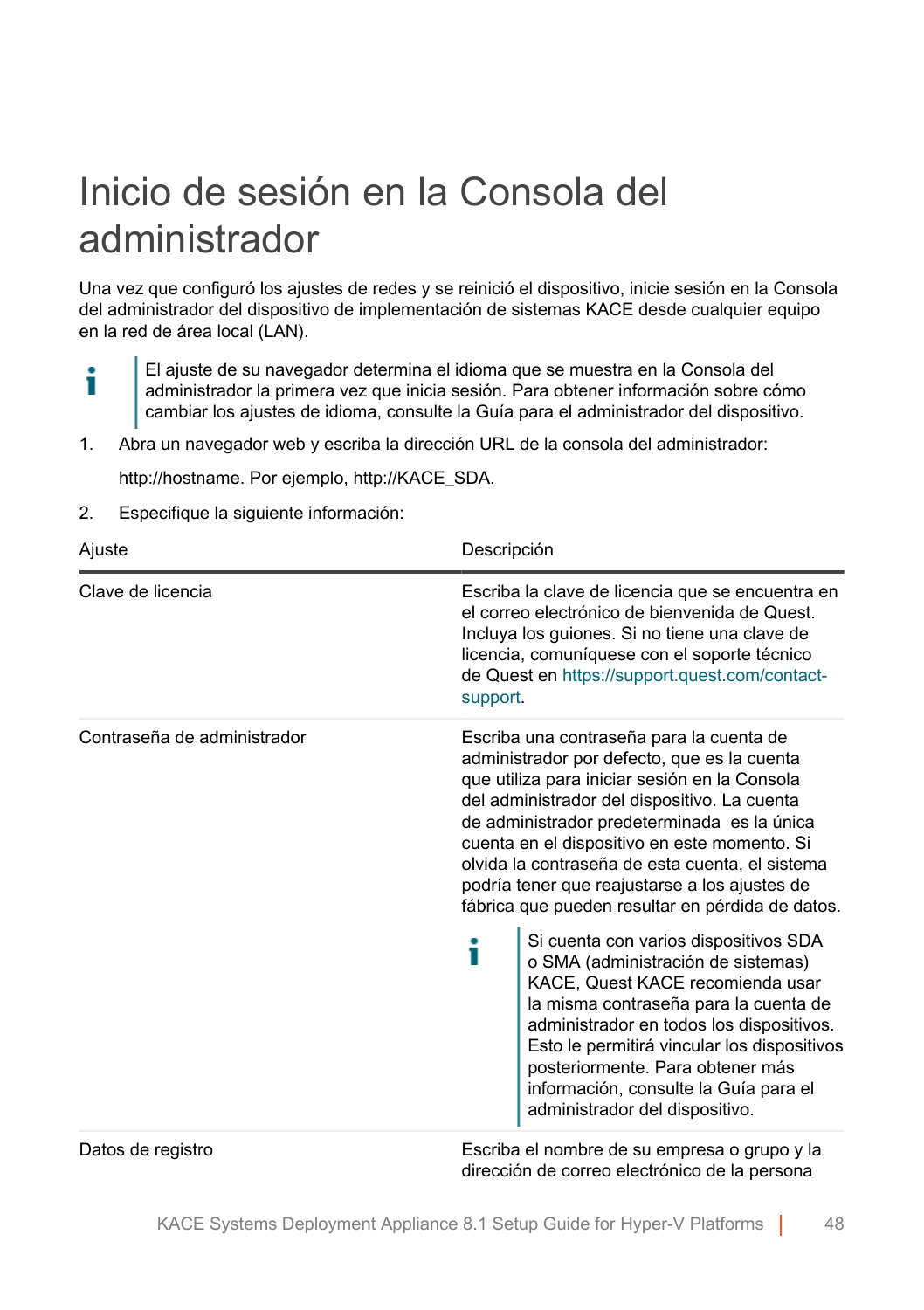# Inicio de sesión en la Consola del administrador

Una vez que configuró los ajustes de redes y se reinició el dispositivo, inicie sesión en la Consola del administrador del dispositivo de implementación de sistemas KACE desde cualquier equipo en la red de área local (LAN).

> El ajuste de su navegador determina el idioma que se muestra en la Consola del administrador la primera vez que inicia sesión. Para obtener información sobre cómo cambiar los ajustes de idioma, consulte la Guía para el administrador del dispositivo.

1. Abra un navegador web y escriba la dirección URL de la consola del administrador:

   http://hostname. Por ejemplo, http://KACE_SDA.

2. Especifique la siguiente información:

| Ajuste | Descripción |
|---|---|
| Clave de licencia | Escriba la clave de licencia que se encuentra en el correo electrónico de bienvenida de Quest. Incluya los guiones. Si no tiene una clave de licencia, comuníquese con el soporte técnico de Quest en https://support.quest.com/contact-support. |
| Contraseña de administrador | Escriba una contraseña para la cuenta de administrador por defecto, que es la cuenta que utiliza para iniciar sesión en la Consola del administrador del dispositivo. La cuenta de administrador predeterminada es la única cuenta en el dispositivo en este momento. Si olvida la contraseña de esta cuenta, el sistema podría tener que reajustarse a los ajustes de fábrica que pueden resultar en pérdida de datos. <br><br> Si cuenta con varios dispositivos SDA o SMA (administración de sistemas) KACE, Quest KACE recomienda usar la misma contraseña para la cuenta de administrador en todos los dispositivos. Esto le permitirá vincular los dispositivos posteriormente. Para obtener más información, consulte la Guía para el administrador del dispositivo. |
| Datos de registro | Escriba el nombre de su empresa o grupo y la dirección de correo electrónico de la persona |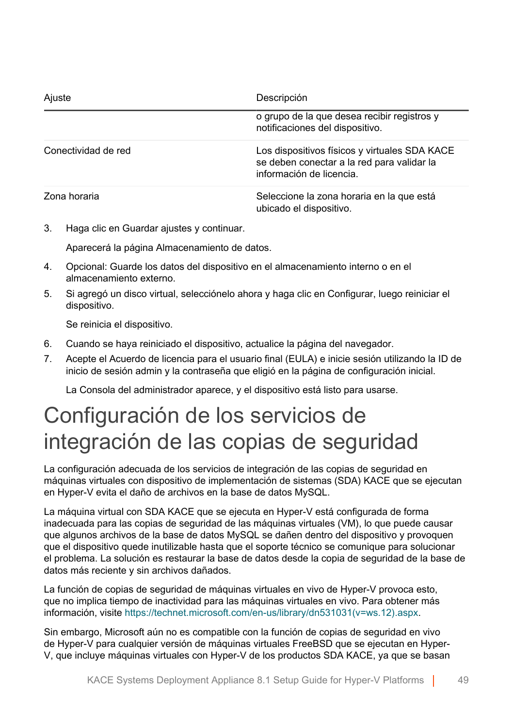| Ajuste | Descripción |
| --- | --- |
| | o grupo de la que desea recibir registros y notificaciones del dispositivo. |
| Conectividad de red | Los dispositivos físicos y virtuales SDA KACE se deben conectar a la red para validar la información de licencia. |
| Zona horaria | Seleccione la zona horaria en la que está ubicado el dispositivo. |

3. Haga clic en Guardar ajustes y continuar.

   Aparecerá la página Almacenamiento de datos.

4. Opcional: Guarde los datos del dispositivo en el almacenamiento interno o en el almacenamiento externo.
5. Si agregó un disco virtual, selecciónelo ahora y haga clic en Configurar, luego reiniciar el dispositivo.

   Se reinicia el dispositivo.

6. Cuando se haya reiniciado el dispositivo, actualice la página del navegador.
7. Acepte el Acuerdo de licencia para el usuario final (EULA) e inicie sesión utilizando la ID de inicio de sesión admin y la contraseña que eligió en la página de configuración inicial.

   La Consola del administrador aparece, y el dispositivo está listo para usarse.

# Configuración de los servicios de integración de las copias de seguridad

La configuración adecuada de los servicios de integración de las copias de seguridad en máquinas virtuales con dispositivo de implementación de sistemas (SDA) KACE que se ejecutan en Hyper-V evita el daño de archivos en la base de datos MySQL.

La máquina virtual con SDA KACE que se ejecuta en Hyper-V está configurada de forma inadecuada para las copias de seguridad de las máquinas virtuales (VM), lo que puede causar que algunos archivos de la base de datos MySQL se dañen dentro del dispositivo y provoquen que el dispositivo quede inutilizable hasta que el soporte técnico se comunique para solucionar el problema. La solución es restaurar la base de datos desde la copia de seguridad de la base de datos más reciente y sin archivos dañados.

La función de copias de seguridad de máquinas virtuales en vivo de Hyper-V provoca esto, que no implica tiempo de inactividad para las máquinas virtuales en vivo. Para obtener más información, visite https://technet.microsoft.com/en-us/library/dn531031(v=ws.12).aspx.

Sin embargo, Microsoft aún no es compatible con la función de copias de seguridad en vivo de Hyper-V para cualquier versión de máquinas virtuales FreeBSD que se ejecutan en Hyper-V, que incluye máquinas virtuales con Hyper-V de los productos SDA KACE, ya que se basan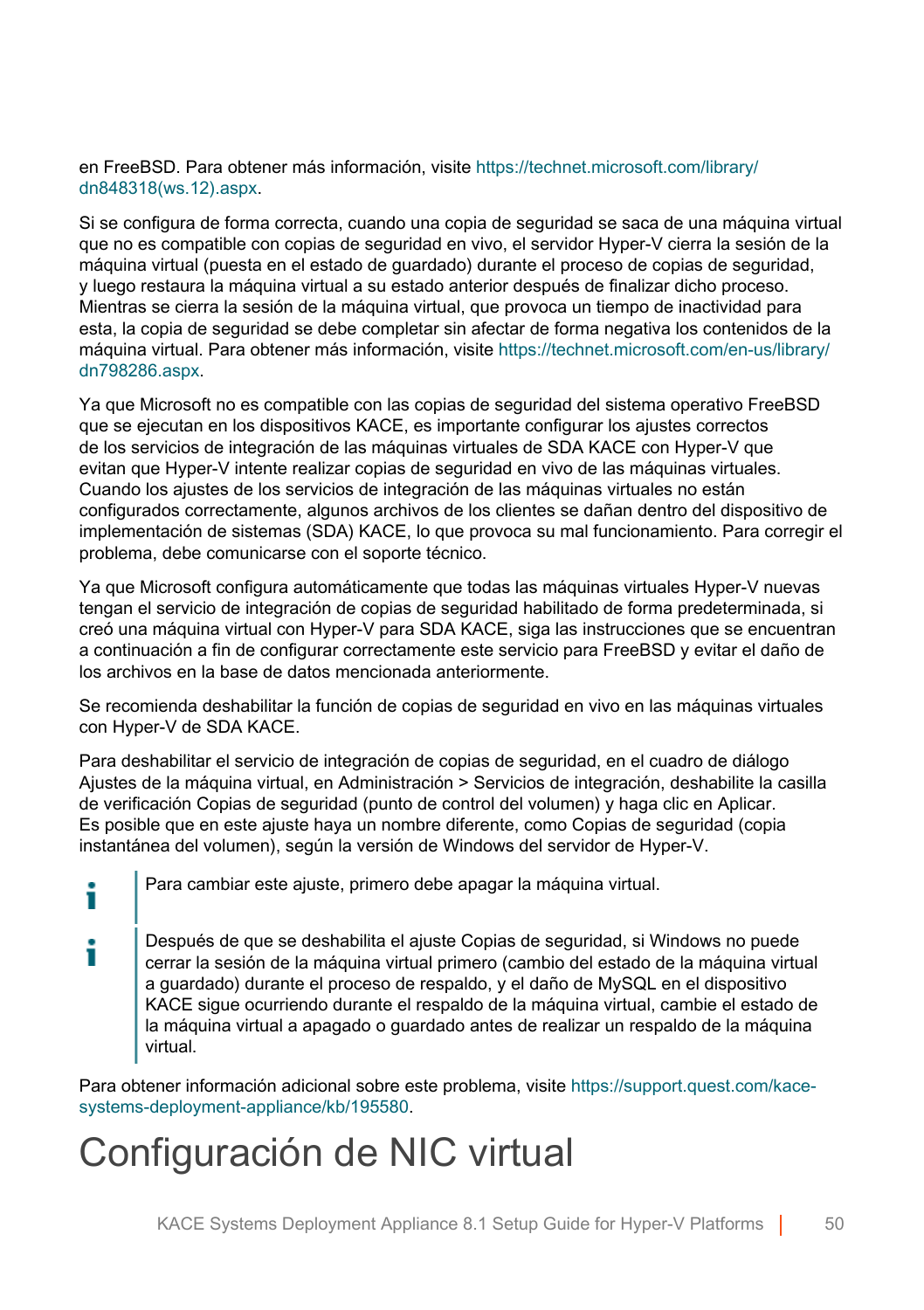en FreeBSD. Para obtener más información, visite https://technet.microsoft.com/library/dn848318(ws.12).aspx.

Si se configura de forma correcta, cuando una copia de seguridad se saca de una máquina virtual que no es compatible con copias de seguridad en vivo, el servidor Hyper-V cierra la sesión de la máquina virtual (puesta en el estado de guardado) durante el proceso de copias de seguridad, y luego restaura la máquina virtual a su estado anterior después de finalizar dicho proceso. Mientras se cierra la sesión de la máquina virtual, que provoca un tiempo de inactividad para esta, la copia de seguridad se debe completar sin afectar de forma negativa los contenidos de la máquina virtual. Para obtener más información, visite https://technet.microsoft.com/en-us/library/dn798286.aspx.

Ya que Microsoft no es compatible con las copias de seguridad del sistema operativo FreeBSD que se ejecutan en los dispositivos KACE, es importante configurar los ajustes correctos de los servicios de integración de las máquinas virtuales de SDA KACE con Hyper-V que evitan que Hyper-V intente realizar copias de seguridad en vivo de las máquinas virtuales. Cuando los ajustes de los servicios de integración de las máquinas virtuales no están configurados correctamente, algunos archivos de los clientes se dañan dentro del dispositivo de implementación de sistemas (SDA) KACE, lo que provoca su mal funcionamiento. Para corregir el problema, debe comunicarse con el soporte técnico.

Ya que Microsoft configura automáticamente que todas las máquinas virtuales Hyper-V nuevas tengan el servicio de integración de copias de seguridad habilitado de forma predeterminada, si creó una máquina virtual con Hyper-V para SDA KACE, siga las instrucciones que se encuentran a continuación a fin de configurar correctamente este servicio para FreeBSD y evitar el daño de los archivos en la base de datos mencionada anteriormente.

Se recomienda deshabilitar la función de copias de seguridad en vivo en las máquinas virtuales con Hyper-V de SDA KACE.

Para deshabilitar el servicio de integración de copias de seguridad, en el cuadro de diálogo Ajustes de la máquina virtual, en Administración > Servicios de integración, deshabilite la casilla de verificación Copias de seguridad (punto de control del volumen) y haga clic en Aplicar. Es posible que en este ajuste haya un nombre diferente, como Copias de seguridad (copia instantánea del volumen), según la versión de Windows del servidor de Hyper-V.

> Para cambiar este ajuste, primero debe apagar la máquina virtual.

> Después de que se deshabilita el ajuste Copias de seguridad, si Windows no puede cerrar la sesión de la máquina virtual primero (cambio del estado de la máquina virtual a guardado) durante el proceso de respaldo, y el daño de MySQL en el dispositivo KACE sigue ocurriendo durante el respaldo de la máquina virtual, cambie el estado de la máquina virtual a apagado o guardado antes de realizar un respaldo de la máquina virtual.

Para obtener información adicional sobre este problema, visite https://support.quest.com/kace-systems-deployment-appliance/kb/195580.

# Configuración de NIC virtual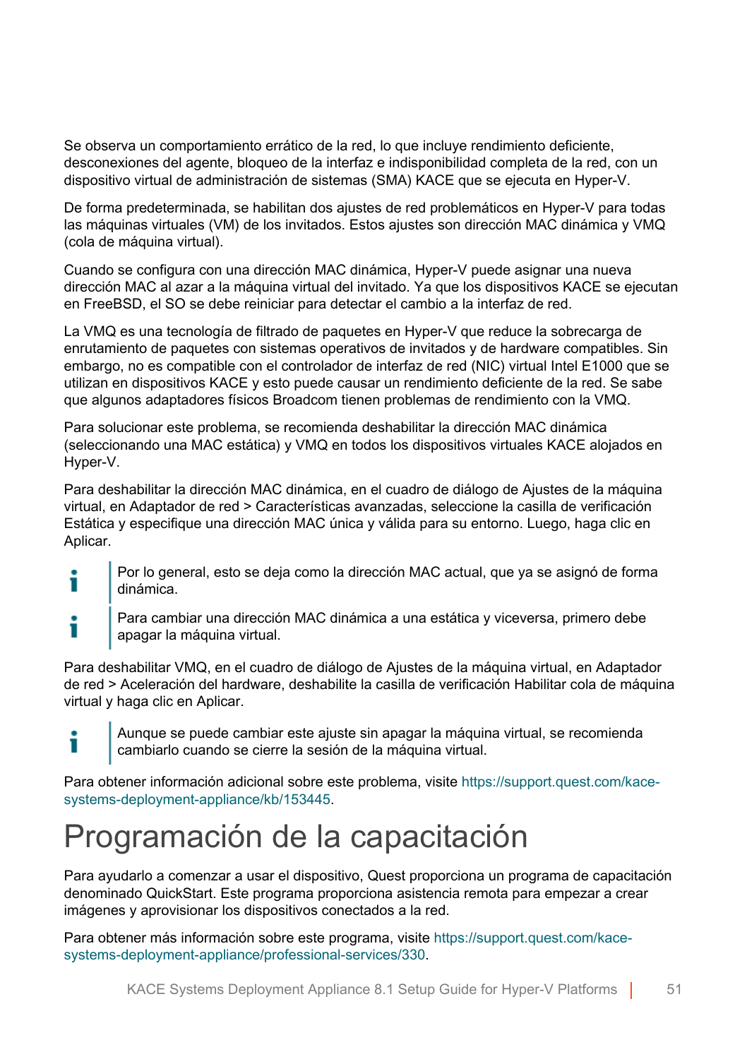Se observa un comportamiento errático de la red, lo que incluye rendimiento deficiente, desconexiones del agente, bloqueo de la interfaz e indisponibilidad completa de la red, con un dispositivo virtual de administración de sistemas (SMA) KACE que se ejecuta en Hyper-V.

De forma predeterminada, se habilitan dos ajustes de red problemáticos en Hyper-V para todas las máquinas virtuales (VM) de los invitados. Estos ajustes son dirección MAC dinámica y VMQ (cola de máquina virtual).

Cuando se configura con una dirección MAC dinámica, Hyper-V puede asignar una nueva dirección MAC al azar a la máquina virtual del invitado. Ya que los dispositivos KACE se ejecutan en FreeBSD, el SO se debe reiniciar para detectar el cambio a la interfaz de red.

La VMQ es una tecnología de filtrado de paquetes en Hyper-V que reduce la sobrecarga de enrutamiento de paquetes con sistemas operativos de invitados y de hardware compatibles. Sin embargo, no es compatible con el controlador de interfaz de red (NIC) virtual Intel E1000 que se utilizan en dispositivos KACE y esto puede causar un rendimiento deficiente de la red. Se sabe que algunos adaptadores físicos Broadcom tienen problemas de rendimiento con la VMQ.

Para solucionar este problema, se recomienda deshabilitar la dirección MAC dinámica (seleccionando una MAC estática) y VMQ en todos los dispositivos virtuales KACE alojados en Hyper-V.

Para deshabilitar la dirección MAC dinámica, en el cuadro de diálogo de Ajustes de la máquina virtual, en Adaptador de red > Características avanzadas, seleccione la casilla de verificación Estática y especifique una dirección MAC única y válida para su entorno. Luego, haga clic en Aplicar.

> Por lo general, esto se deja como la dirección MAC actual, que ya se asignó de forma dinámica.

> Para cambiar una dirección MAC dinámica a una estática y viceversa, primero debe apagar la máquina virtual.

Para deshabilitar VMQ, en el cuadro de diálogo de Ajustes de la máquina virtual, en Adaptador de red > Aceleración del hardware, deshabilite la casilla de verificación Habilitar cola de máquina virtual y haga clic en Aplicar.

> Aunque se puede cambiar este ajuste sin apagar la máquina virtual, se recomienda cambiarlo cuando se cierre la sesión de la máquina virtual.

Para obtener información adicional sobre este problema, visite https://support.quest.com/kace-systems-deployment-appliance/kb/153445.

# Programación de la capacitación

Para ayudarlo a comenzar a usar el dispositivo, Quest proporciona un programa de capacitación denominado QuickStart. Este programa proporciona asistencia remota para empezar a crear imágenes y aprovisionar los dispositivos conectados a la red.

Para obtener más información sobre este programa, visite https://support.quest.com/kace-systems-deployment-appliance/professional-services/330.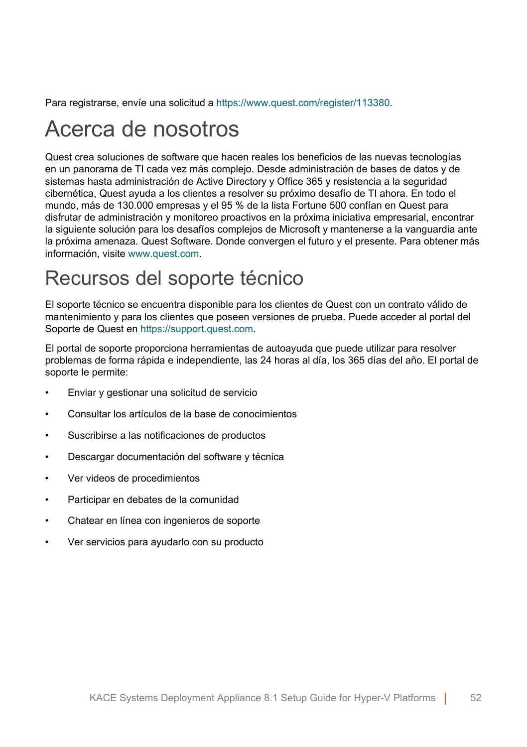Para registrarse, envíe una solicitud a https://www.quest.com/register/113380.

# Acerca de nosotros

Quest crea soluciones de software que hacen reales los beneficios de las nuevas tecnologías en un panorama de TI cada vez más complejo. Desde administración de bases de datos y de sistemas hasta administración de Active Directory y Office 365 y resistencia a la seguridad cibernética, Quest ayuda a los clientes a resolver su próximo desafío de TI ahora. En todo el mundo, más de 130.000 empresas y el 95 % de la lista Fortune 500 confían en Quest para disfrutar de administración y monitoreo proactivos en la próxima iniciativa empresarial, encontrar la siguiente solución para los desafíos complejos de Microsoft y mantenerse a la vanguardia ante la próxima amenaza. Quest Software. Donde convergen el futuro y el presente. Para obtener más información, visite www.quest.com.

# Recursos del soporte técnico

El soporte técnico se encuentra disponible para los clientes de Quest con un contrato válido de mantenimiento y para los clientes que poseen versiones de prueba. Puede acceder al portal del Soporte de Quest en https://support.quest.com.

El portal de soporte proporciona herramientas de autoayuda que puede utilizar para resolver problemas de forma rápida e independiente, las 24 horas al día, los 365 días del año. El portal de soporte le permite:

- Enviar y gestionar una solicitud de servicio
- Consultar los artículos de la base de conocimientos
- Suscribirse a las notificaciones de productos
- Descargar documentación del software y técnica
- Ver videos de procedimientos
- Participar en debates de la comunidad
- Chatear en línea con ingenieros de soporte
- Ver servicios para ayudarlo con su producto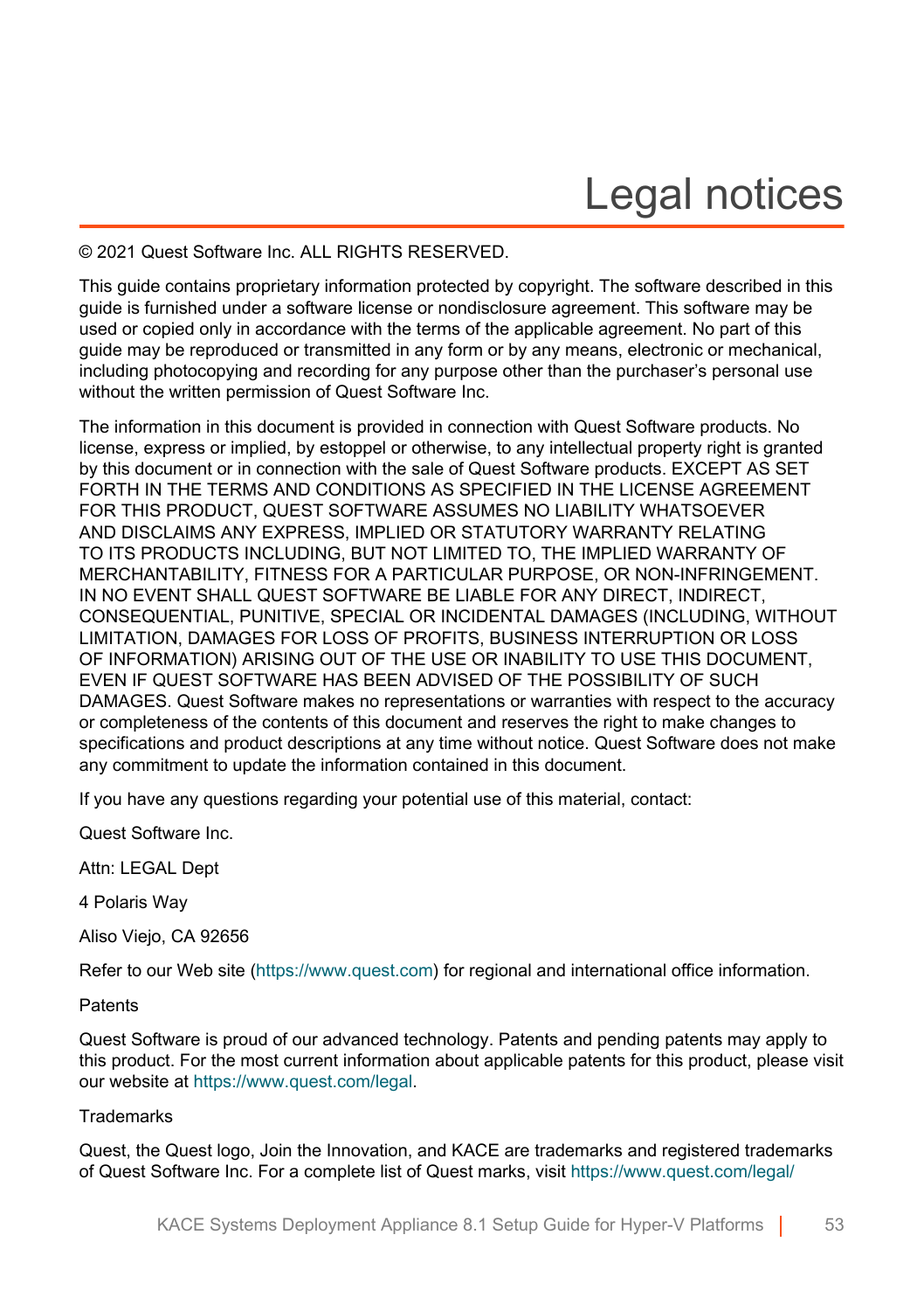# Legal notices

© 2021 Quest Software Inc. ALL RIGHTS RESERVED.

This guide contains proprietary information protected by copyright. The software described in this guide is furnished under a software license or nondisclosure agreement. This software may be used or copied only in accordance with the terms of the applicable agreement. No part of this guide may be reproduced or transmitted in any form or by any means, electronic or mechanical, including photocopying and recording for any purpose other than the purchaser's personal use without the written permission of Quest Software Inc.

The information in this document is provided in connection with Quest Software products. No license, express or implied, by estoppel or otherwise, to any intellectual property right is granted by this document or in connection with the sale of Quest Software products. EXCEPT AS SET FORTH IN THE TERMS AND CONDITIONS AS SPECIFIED IN THE LICENSE AGREEMENT FOR THIS PRODUCT, QUEST SOFTWARE ASSUMES NO LIABILITY WHATSOEVER AND DISCLAIMS ANY EXPRESS, IMPLIED OR STATUTORY WARRANTY RELATING TO ITS PRODUCTS INCLUDING, BUT NOT LIMITED TO, THE IMPLIED WARRANTY OF MERCHANTABILITY, FITNESS FOR A PARTICULAR PURPOSE, OR NON-INFRINGEMENT. IN NO EVENT SHALL QUEST SOFTWARE BE LIABLE FOR ANY DIRECT, INDIRECT, CONSEQUENTIAL, PUNITIVE, SPECIAL OR INCIDENTAL DAMAGES (INCLUDING, WITHOUT LIMITATION, DAMAGES FOR LOSS OF PROFITS, BUSINESS INTERRUPTION OR LOSS OF INFORMATION) ARISING OUT OF THE USE OR INABILITY TO USE THIS DOCUMENT, EVEN IF QUEST SOFTWARE HAS BEEN ADVISED OF THE POSSIBILITY OF SUCH DAMAGES. Quest Software makes no representations or warranties with respect to the accuracy or completeness of the contents of this document and reserves the right to make changes to specifications and product descriptions at any time without notice. Quest Software does not make any commitment to update the information contained in this document.

If you have any questions regarding your potential use of this material, contact:

Quest Software Inc.

Attn: LEGAL Dept

4 Polaris Way

Aliso Viejo, CA 92656

Refer to our Web site (https://www.quest.com) for regional and international office information.

Patents

Quest Software is proud of our advanced technology. Patents and pending patents may apply to this product. For the most current information about applicable patents for this product, please visit our website at https://www.quest.com/legal.

Trademarks

Quest, the Quest logo, Join the Innovation, and KACE are trademarks and registered trademarks of Quest Software Inc. For a complete list of Quest marks, visit https://www.quest.com/legal/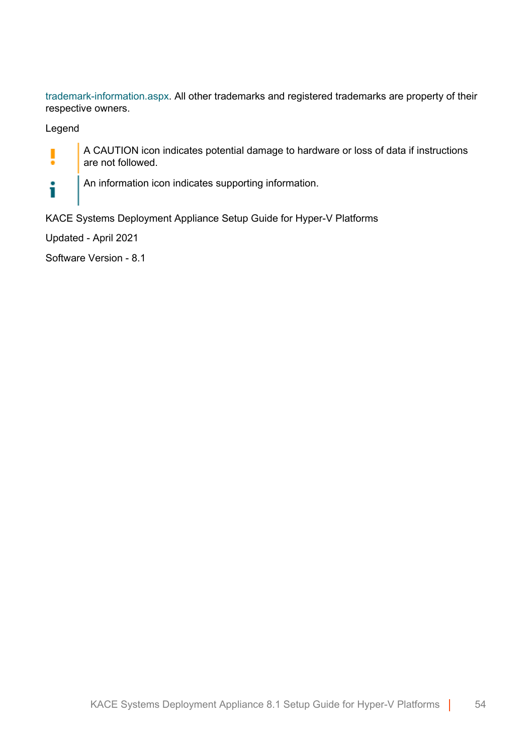trademark-information.aspx. All other trademarks and registered trademarks are property of their respective owners.

Legend

! A CAUTION icon indicates potential damage to hardware or loss of data if instructions are not followed.

i An information icon indicates supporting information.

KACE Systems Deployment Appliance Setup Guide for Hyper-V Platforms

Updated - April 2021

Software Version - 8.1